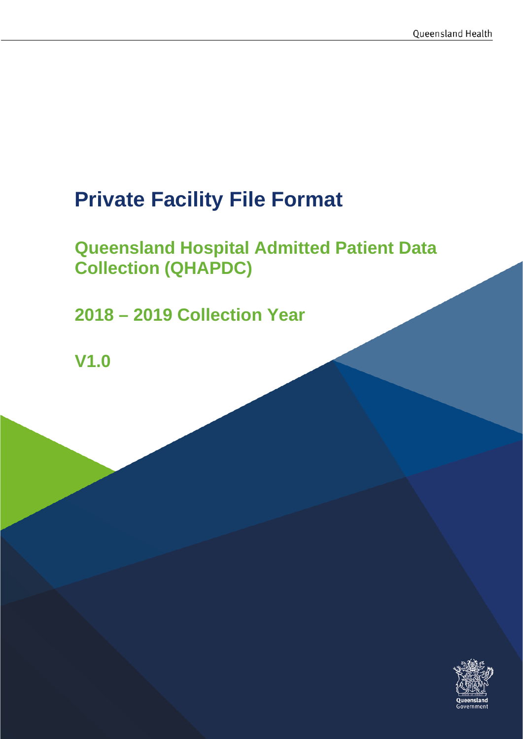# Private Facility File Format

## Queensland Hospital Admitted Patient Data Collection (QHAPDC)

## 2018 – 2019 Collection Year

## V1.0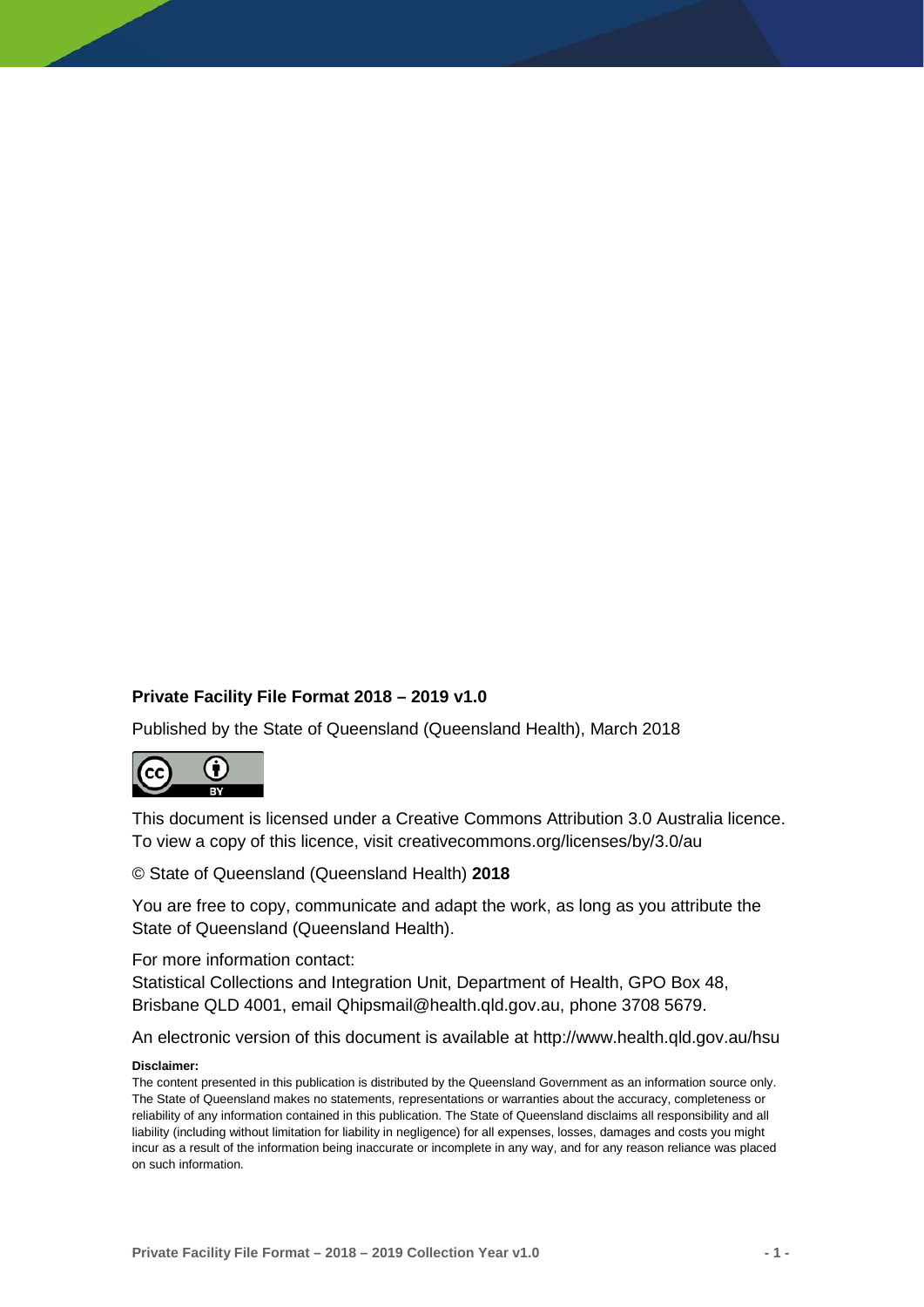**Private Facility File Format 2018 – 2019 v1.0**

Published by the State of Queensland (Queensland Health), March 2018

This document is licensed under a Creative Commons Attribution 3.0 Australia licence. To view a copy of this licence, visit creativecommons.org/licenses/by/3.0/au

© State of Queensland (Queensland Health) **2018**

You are free to copy, communicate and adapt the work, as long as you attribute the State of Queensland (Queensland Health).

For more information contact:
Statistical Collections and Integration Unit, Department of Health, GPO Box 48, Brisbane QLD 4001, email Qhipsmail@health.qld.gov.au, phone 3708 5679.

An electronic version of this document is available at http://www.health.qld.gov.au/hsu

**Disclaimer:**

The content presented in this publication is distributed by the Queensland Government as an information source only. The State of Queensland makes no statements, representations or warranties about the accuracy, completeness or reliability of any information contained in this publication. The State of Queensland disclaims all responsibility and all liability (including without limitation for liability in negligence) for all expenses, losses, damages and costs you might incur as a result of the information being inaccurate or incomplete in any way, and for any reason reliance was placed on such information.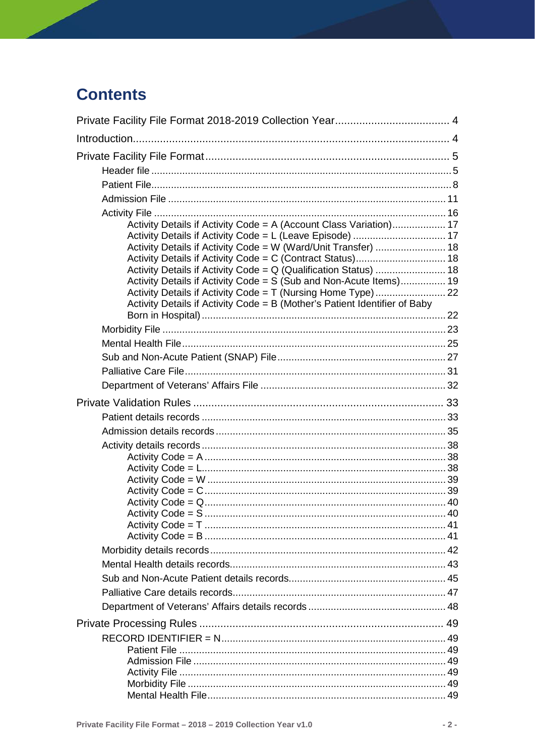# Contents

Private Facility File Format 2018-2019 Collection Year ..................................... 4

Introduction ........................................................................................................ 4

Private Facility File Format ................................................................................ 5

- Header file ........................................................................................................ 5
- Patient File ........................................................................................................ 8
- Admission File ................................................................................................ 11
- Activity File ..................................................................................................... 16
  - Activity Details if Activity Code = A (Account Class Variation) ................... 17
  - Activity Details if Activity Code = L (Leave Episode) ................................. 17
  - Activity Details if Activity Code = W (Ward/Unit Transfer) ......................... 18
  - Activity Details if Activity Code = C (Contract Status) ................................ 18
  - Activity Details if Activity Code = Q (Qualification Status) ......................... 18
  - Activity Details if Activity Code = S (Sub and Non-Acute Items) ................ 19
  - Activity Details if Activity Code = T (Nursing Home Type) ......................... 22
  - Activity Details if Activity Code = B (Mother's Patient Identifier of Baby Born in Hospital) ....................................................................................... 22
- Morbidity File .................................................................................................. 23
- Mental Health File ........................................................................................... 25
- Sub and Non-Acute Patient (SNAP) File ......................................................... 27
- Palliative Care File .......................................................................................... 31
- Department of Veterans' Affairs File ................................................................ 32

Private Validation Rules .................................................................................. 33

- Patient details records .................................................................................... 33
- Admission details records ............................................................................... 35
- Activity details records .................................................................................... 38
  - Activity Code = A .......................................................................................... 38
  - Activity Code = L ........................................................................................... 38
  - Activity Code = W ......................................................................................... 39
  - Activity Code = C .......................................................................................... 39
  - Activity Code = Q .......................................................................................... 40
  - Activity Code = S .......................................................................................... 40
  - Activity Code = T ........................................................................................... 41
  - Activity Code = B .......................................................................................... 41
- Morbidity details records ................................................................................. 42
- Mental Health details records .......................................................................... 43
- Sub and Non-Acute Patient details records ..................................................... 45
- Palliative Care details records ......................................................................... 47
- Department of Veterans' Affairs details records ............................................... 48

Private Processing Rules ................................................................................. 49

- RECORD IDENTIFIER = N .............................................................................. 49
  - Patient File .................................................................................................... 49
  - Admission File .............................................................................................. 49
  - Activity File ................................................................................................... 49
  - Morbidity File ................................................................................................ 49
  - Mental Health File ......................................................................................... 49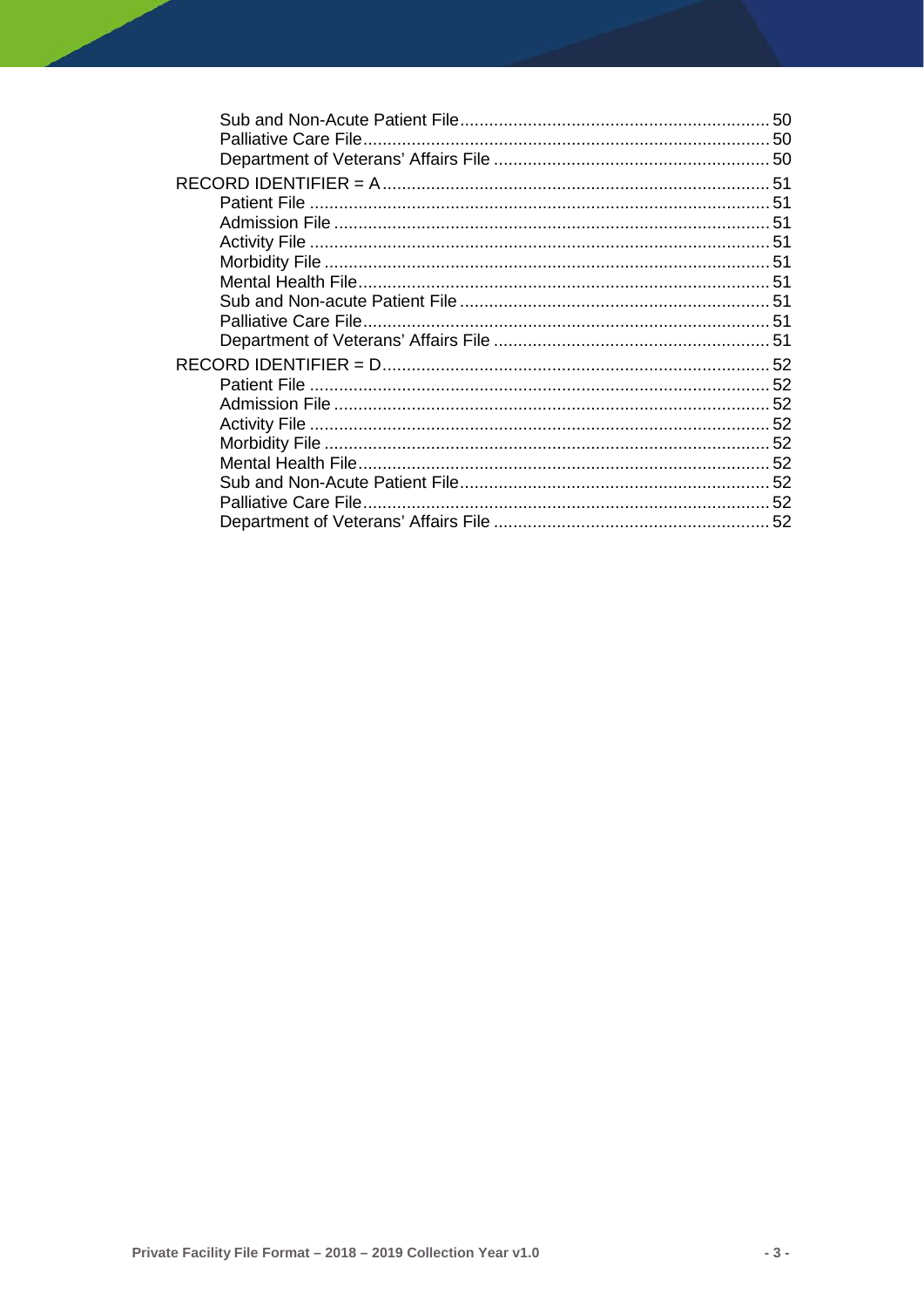Sub and Non-Acute Patient File ................................................................ 50
Palliative Care File .................................................................................... 50
Department of Veterans' Affairs File ......................................................... 50

RECORD IDENTIFIER = A ................................................................................ 51
Patient File ............................................................................................... 51
Admission File .......................................................................................... 51
Activity File ............................................................................................... 51
Morbidity File ............................................................................................ 51
Mental Health File ..................................................................................... 51
Sub and Non-acute Patient File ................................................................ 51
Palliative Care File .................................................................................... 51
Department of Veterans' Affairs File ......................................................... 51

RECORD IDENTIFIER = D ................................................................................ 52
Patient File ............................................................................................... 52
Admission File .......................................................................................... 52
Activity File ............................................................................................... 52
Morbidity File ............................................................................................ 52
Mental Health File ..................................................................................... 52
Sub and Non-Acute Patient File ................................................................ 52
Palliative Care File .................................................................................... 52
Department of Veterans' Affairs File ......................................................... 52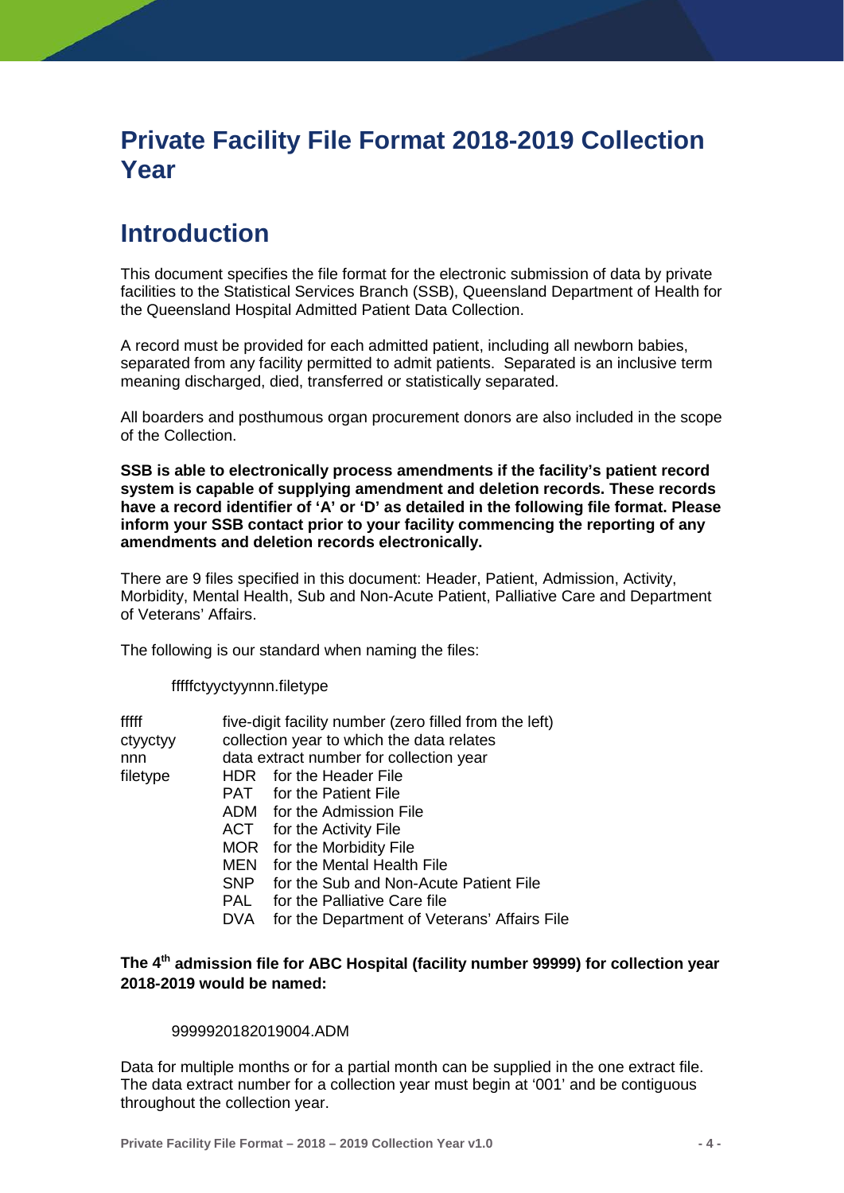# Private Facility File Format 2018-2019 Collection Year

## Introduction

This document specifies the file format for the electronic submission of data by private facilities to the Statistical Services Branch (SSB), Queensland Department of Health for the Queensland Hospital Admitted Patient Data Collection.

A record must be provided for each admitted patient, including all newborn babies, separated from any facility permitted to admit patients. Separated is an inclusive term meaning discharged, died, transferred or statistically separated.

All boarders and posthumous organ procurement donors are also included in the scope of the Collection.

**SSB is able to electronically process amendments if the facility's patient record system is capable of supplying amendment and deletion records. These records have a record identifier of 'A' or 'D' as detailed in the following file format. Please inform your SSB contact prior to your facility commencing the reporting of any amendments and deletion records electronically.**

There are 9 files specified in this document: Header, Patient, Admission, Activity, Morbidity, Mental Health, Sub and Non-Acute Patient, Palliative Care and Department of Veterans' Affairs.

The following is our standard when naming the files:

fffffctyyctyynnn.filetype

| | |
|---|---|
| fffff | five-digit facility number (zero filled from the left) |
| ctyyctyy | collection year to which the data relates |
| nnn | data extract number for collection year |
| filetype | HDR for the Header File |
| | PAT for the Patient File |
| | ADM for the Admission File |
| | ACT for the Activity File |
| | MOR for the Morbidity File |
| | MEN for the Mental Health File |
| | SNP for the Sub and Non-Acute Patient File |
| | PAL for the Palliative Care file |
| | DVA for the Department of Veterans' Affairs File |

**The 4th admission file for ABC Hospital (facility number 99999) for collection year 2018-2019 would be named:**

9999920182019004.ADM

Data for multiple months or for a partial month can be supplied in the one extract file. The data extract number for a collection year must begin at '001' and be contiguous throughout the collection year.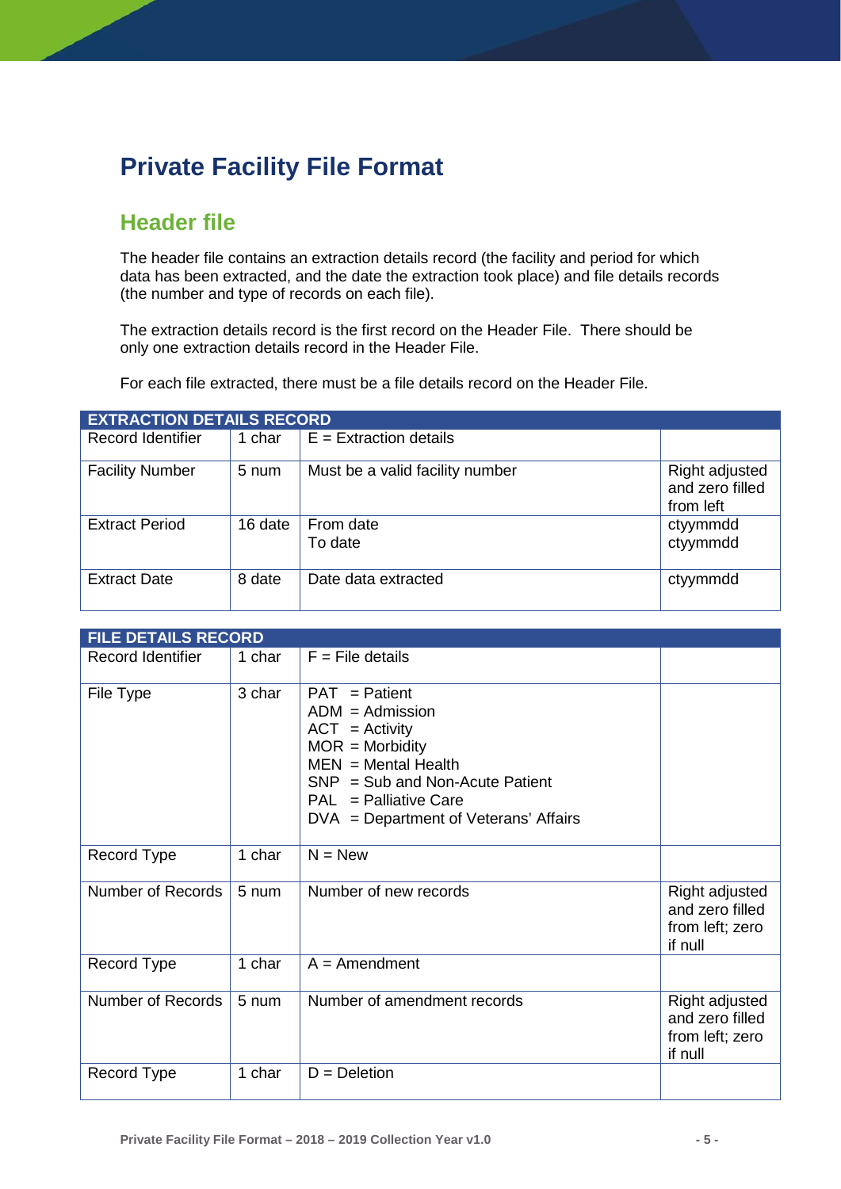# Private Facility File Format

## Header file

The header file contains an extraction details record (the facility and period for which data has been extracted, and the date the extraction took place) and file details records (the number and type of records on each file).

The extraction details record is the first record on the Header File.  There should be only one extraction details record in the Header File.

For each file extracted, there must be a file details record on the Header File.

| EXTRACTION DETAILS RECORD | | | |
|---|---|---|---|
| Record Identifier | 1 char | E = Extraction details | |
| Facility Number | 5 num | Must be a valid facility number | Right adjusted and zero filled from left |
| Extract Period | 16 date | From date<br>To date | ctyymmdd<br>ctyymmdd |
| Extract Date | 8 date | Date data extracted | ctyymmdd |

| FILE DETAILS RECORD | | | |
|---|---|---|---|
| Record Identifier | 1 char | F = File details | |
| File Type | 3 char | PAT = Patient<br>ADM = Admission<br>ACT = Activity<br>MOR = Morbidity<br>MEN = Mental Health<br>SNP = Sub and Non-Acute Patient<br>PAL = Palliative Care<br>DVA = Department of Veterans' Affairs | |
| Record Type | 1 char | N = New | |
| Number of Records | 5 num | Number of new records | Right adjusted and zero filled from left; zero if null |
| Record Type | 1 char | A = Amendment | |
| Number of Records | 5 num | Number of amendment records | Right adjusted and zero filled from left; zero if null |
| Record Type | 1 char | D = Deletion | |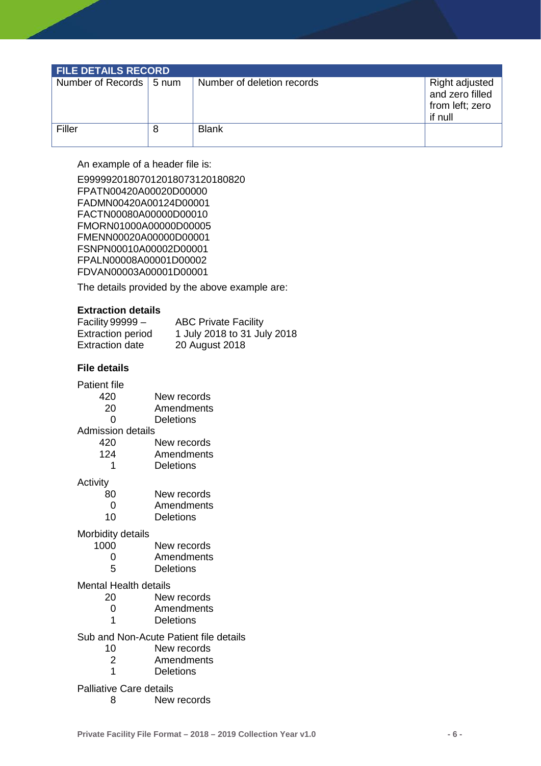| FILE DETAILS RECORD | | | |
|---|---|---|---|
| Number of Records | 5 num | Number of deletion records | Right adjusted and zero filled from left; zero if null |
| Filler | 8 | Blank | |

An example of a header file is:

```
E99999201807012018073120180820
FPATN00420A00020D00000
FADMN00420A00124D00001
FACTN00080A00000D00010
FMORN01000A00000D00005
FMENN00020A00000D00001
FSNPN00010A00002D00001
FPALN00008A00001D00002
FDVAN00003A00001D00001
```

The details provided by the above example are:

**Extraction details**

| | |
|---|---|
| Facility 99999 – | ABC Private Facility |
| Extraction period | 1 July 2018 to 31 July 2018 |
| Extraction date | 20 August 2018 |

**File details**

Patient file

| | |
|---|---|
| 420 | New records |
| 20 | Amendments |
| 0 | Deletions |

Admission details

| | |
|---|---|
| 420 | New records |
| 124 | Amendments |
| 1 | Deletions |

Activity

| | |
|---|---|
| 80 | New records |
| 0 | Amendments |
| 10 | Deletions |

Morbidity details

| | |
|---|---|
| 1000 | New records |
| 0 | Amendments |
| 5 | Deletions |

Mental Health details

| | |
|---|---|
| 20 | New records |
| 0 | Amendments |
| 1 | Deletions |

Sub and Non-Acute Patient file details

| | |
|---|---|
| 10 | New records |
| 2 | Amendments |
| 1 | Deletions |

Palliative Care details

| | |
|---|---|
| 8 | New records |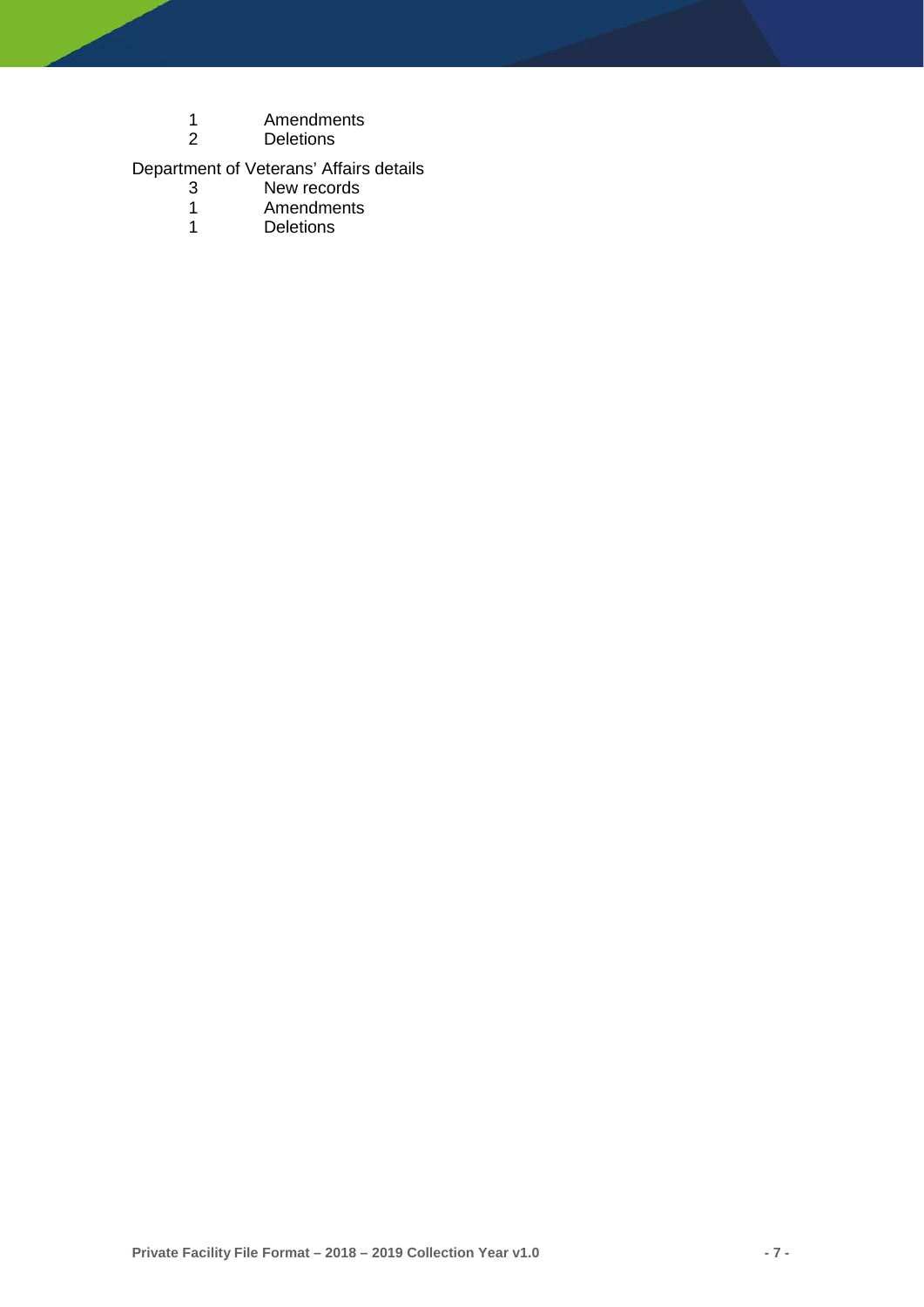| | |
|---|---|
| 1 | Amendments |
| 2 | Deletions |

Department of Veterans' Affairs details

| | |
|---|---|
| 3 | New records |
| 1 | Amendments |
| 1 | Deletions |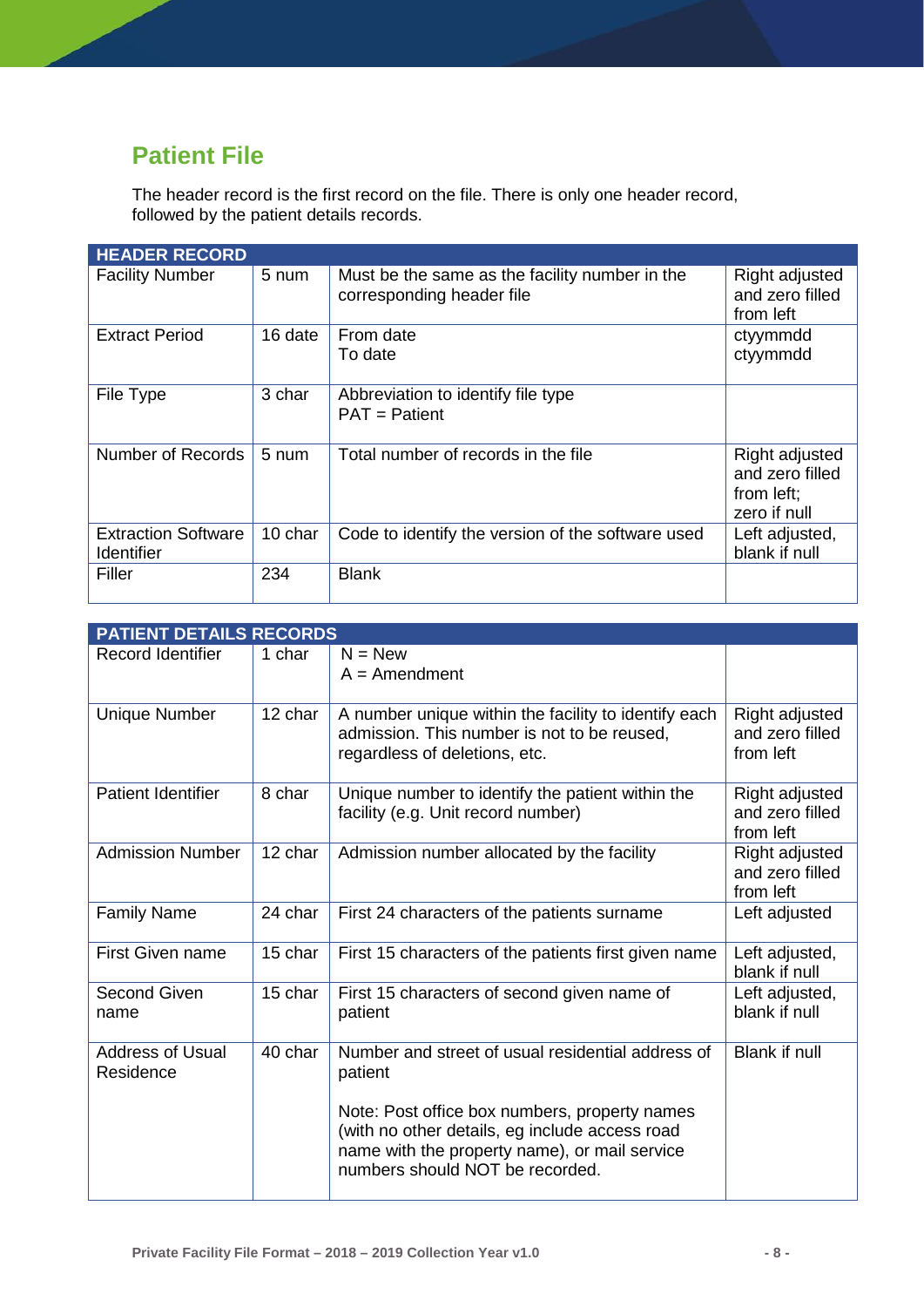## Patient File

The header record is the first record on the file. There is only one header record, followed by the patient details records.

| HEADER RECORD | | | |
|---|---|---|---|
| Facility Number | 5 num | Must be the same as the facility number in the corresponding header file | Right adjusted and zero filled from left |
| Extract Period | 16 date | From date<br>To date | ctyymmdd<br>ctyymmdd |
| File Type | 3 char | Abbreviation to identify file type<br>PAT = Patient | |
| Number of Records | 5 num | Total number of records in the file | Right adjusted and zero filled from left;<br>zero if null |
| Extraction Software Identifier | 10 char | Code to identify the version of the software used | Left adjusted, blank if null |
| Filler | 234 | Blank | |

| PATIENT DETAILS RECORDS | | | |
|---|---|---|---|
| Record Identifier | 1 char | N = New<br>A = Amendment | |
| Unique Number | 12 char | A number unique within the facility to identify each admission. This number is not to be reused, regardless of deletions, etc. | Right adjusted and zero filled from left |
| Patient Identifier | 8 char | Unique number to identify the patient within the facility (e.g. Unit record number) | Right adjusted and zero filled from left |
| Admission Number | 12 char | Admission number allocated by the facility | Right adjusted and zero filled from left |
| Family Name | 24 char | First 24 characters of the patients surname | Left adjusted |
| First Given name | 15 char | First 15 characters of the patients first given name | Left adjusted, blank if null |
| Second Given name | 15 char | First 15 characters of second given name of patient | Left adjusted, blank if null |
| Address of Usual Residence | 40 char | Number and street of usual residential address of patient<br><br>Note: Post office box numbers, property names (with no other details, eg include access road name with the property name), or mail service numbers should NOT be recorded. | Blank if null |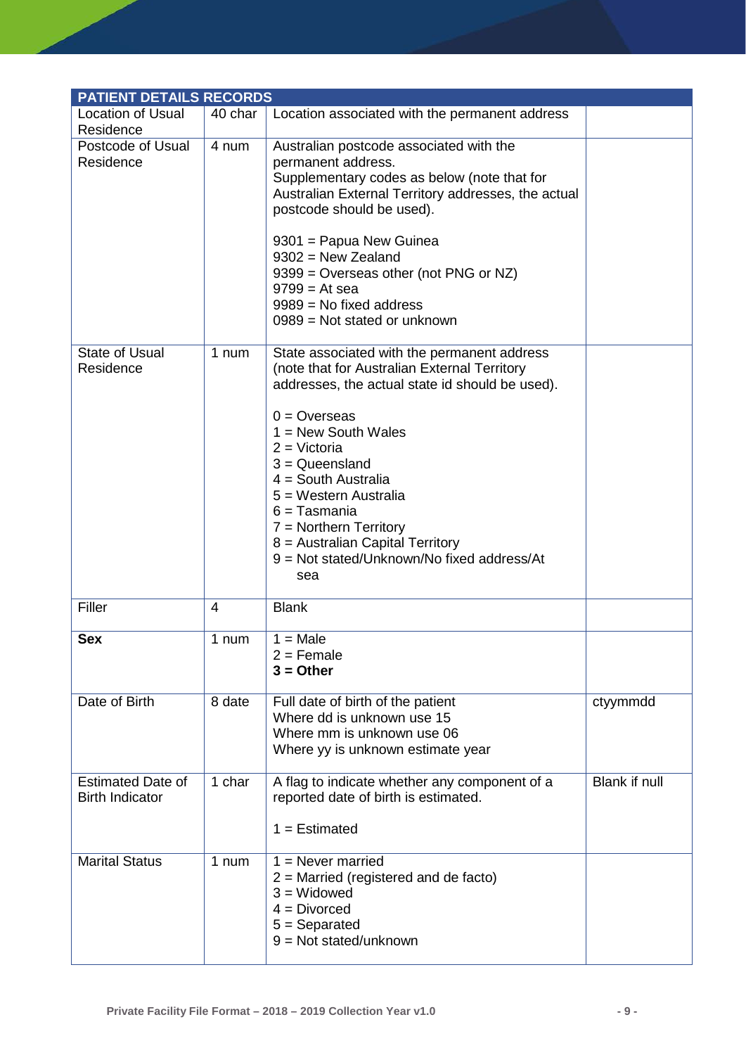| PATIENT DETAILS RECORDS | | | |
|---|---|---|---|
| Location of Usual Residence | 40 char | Location associated with the permanent address | |
| Postcode of Usual Residence | 4 num | Australian postcode associated with the permanent address.<br>Supplementary codes as below (note that for Australian External Territory addresses, the actual postcode should be used).<br><br>9301 = Papua New Guinea<br>9302 = New Zealand<br>9399 = Overseas other (not PNG or NZ)<br>9799 = At sea<br>9989 = No fixed address<br>0989 = Not stated or unknown | |
| State of Usual Residence | 1 num | State associated with the permanent address (note that for Australian External Territory addresses, the actual state id should be used).<br><br>0 = Overseas<br>1 = New South Wales<br>2 = Victoria<br>3 = Queensland<br>4 = South Australia<br>5 = Western Australia<br>6 = Tasmania<br>7 = Northern Territory<br>8 = Australian Capital Territory<br>9 = Not stated/Unknown/No fixed address/At sea | |
| Filler | 4 | Blank | |
| **Sex** | 1 num | 1 = Male<br>2 = Female<br>**3 = Other** | |
| Date of Birth | 8 date | Full date of birth of the patient<br>Where dd is unknown use 15<br>Where mm is unknown use 06<br>Where yy is unknown estimate year | ctyymmdd |
| Estimated Date of Birth Indicator | 1 char | A flag to indicate whether any component of a reported date of birth is estimated.<br><br>1 = Estimated | Blank if null |
| Marital Status | 1 num | 1 = Never married<br>2 = Married (registered and de facto)<br>3 = Widowed<br>4 = Divorced<br>5 = Separated<br>9 = Not stated/unknown | |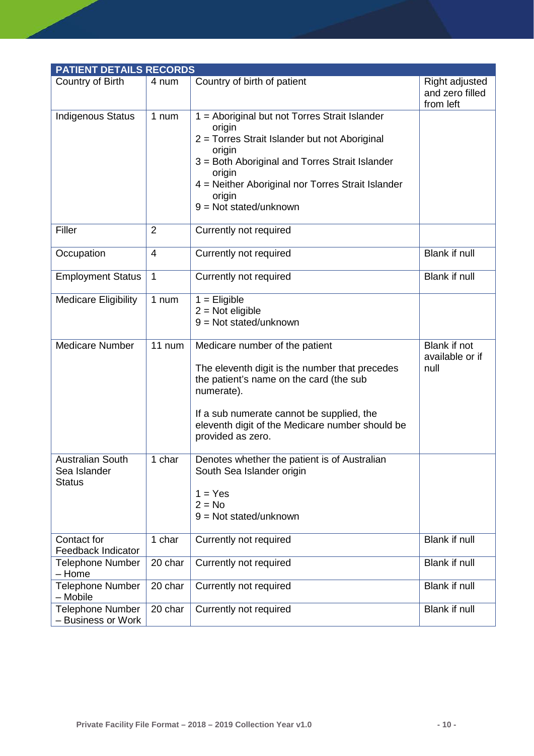| PATIENT DETAILS RECORDS | | | |
|---|---|---|---|
| Country of Birth | 4 num | Country of birth of patient | Right adjusted and zero filled from left |
| Indigenous Status | 1 num | 1 = Aboriginal but not Torres Strait Islander origin<br>2 = Torres Strait Islander but not Aboriginal origin<br>3 = Both Aboriginal and Torres Strait Islander origin<br>4 = Neither Aboriginal nor Torres Strait Islander origin<br>9 = Not stated/unknown | |
| Filler | 2 | Currently not required | |
| Occupation | 4 | Currently not required | Blank if null |
| Employment Status | 1 | Currently not required | Blank if null |
| Medicare Eligibility | 1 num | 1 = Eligible<br>2 = Not eligible<br>9 = Not stated/unknown | |
| Medicare Number | 11 num | Medicare number of the patient<br><br>The eleventh digit is the number that precedes the patient's name on the card (the sub numerate).<br><br>If a sub numerate cannot be supplied, the eleventh digit of the Medicare number should be provided as zero. | Blank if not available or if null |
| Australian South Sea Islander Status | 1 char | Denotes whether the patient is of Australian South Sea Islander origin<br><br>1 = Yes<br>2 = No<br>9 = Not stated/unknown | |
| Contact for Feedback Indicator | 1 char | Currently not required | Blank if null |
| Telephone Number – Home | 20 char | Currently not required | Blank if null |
| Telephone Number – Mobile | 20 char | Currently not required | Blank if null |
| Telephone Number – Business or Work | 20 char | Currently not required | Blank if null |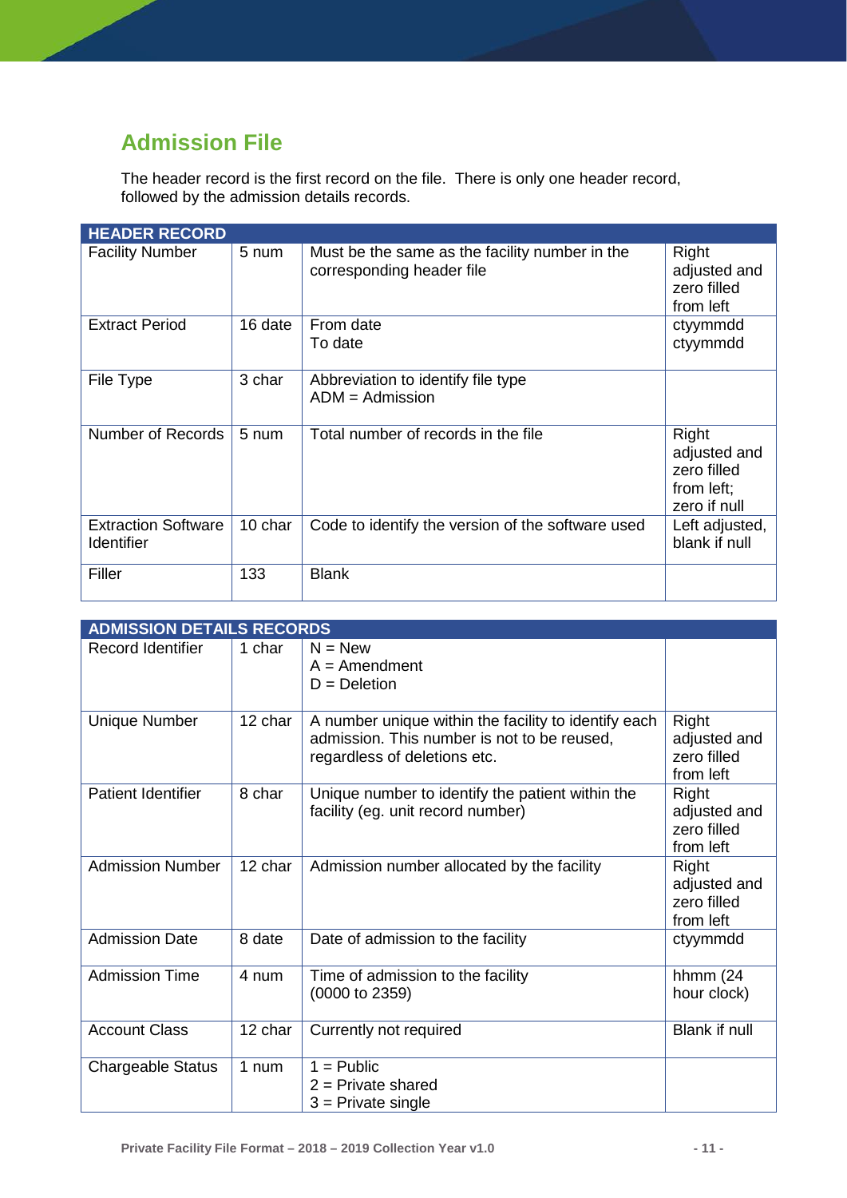## Admission File

The header record is the first record on the file. There is only one header record, followed by the admission details records.

| HEADER RECORD | | | |
|---|---|---|---|
| Facility Number | 5 num | Must be the same as the facility number in the corresponding header file | Right adjusted and zero filled from left |
| Extract Period | 16 date | From date<br>To date | ctyymmdd<br>ctyymmdd |
| File Type | 3 char | Abbreviation to identify file type<br>ADM = Admission | |
| Number of Records | 5 num | Total number of records in the file | Right adjusted and zero filled from left; zero if null |
| Extraction Software Identifier | 10 char | Code to identify the version of the software used | Left adjusted, blank if null |
| Filler | 133 | Blank | |

| ADMISSION DETAILS RECORDS | | | |
|---|---|---|---|
| Record Identifier | 1 char | N = New<br>A = Amendment<br>D = Deletion | |
| Unique Number | 12 char | A number unique within the facility to identify each admission. This number is not to be reused, regardless of deletions etc. | Right adjusted and zero filled from left |
| Patient Identifier | 8 char | Unique number to identify the patient within the facility (eg. unit record number) | Right adjusted and zero filled from left |
| Admission Number | 12 char | Admission number allocated by the facility | Right adjusted and zero filled from left |
| Admission Date | 8 date | Date of admission to the facility | ctyymmdd |
| Admission Time | 4 num | Time of admission to the facility<br>(0000 to 2359) | hhmm (24 hour clock) |
| Account Class | 12 char | Currently not required | Blank if null |
| Chargeable Status | 1 num | 1 = Public<br>2 = Private shared<br>3 = Private single | |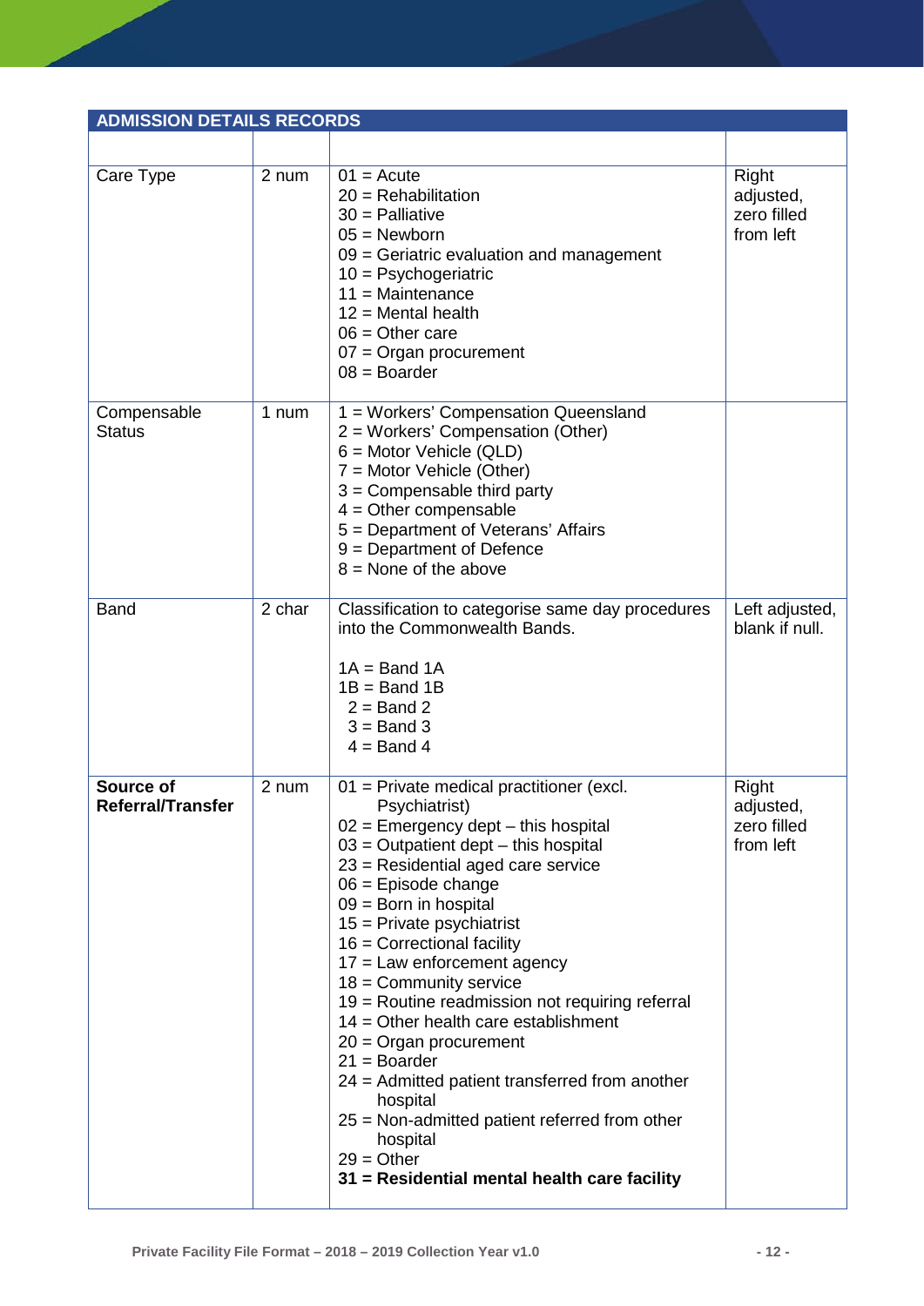| ADMISSION DETAILS RECORDS | | | |
|---|---|---|---|
| | | | |
| Care Type | 2 num | 01 = Acute<br>20 = Rehabilitation<br>30 = Palliative<br>05 = Newborn<br>09 = Geriatric evaluation and management<br>10 = Psychogeriatric<br>11 = Maintenance<br>12 = Mental health<br>06 = Other care<br>07 = Organ procurement<br>08 = Boarder | Right adjusted, zero filled from left |
| Compensable Status | 1 num | 1 = Workers' Compensation Queensland<br>2 = Workers' Compensation (Other)<br>6 = Motor Vehicle (QLD)<br>7 = Motor Vehicle (Other)<br>3 = Compensable third party<br>4 = Other compensable<br>5 = Department of Veterans' Affairs<br>9 = Department of Defence<br>8 = None of the above | |
| Band | 2 char | Classification to categorise same day procedures into the Commonwealth Bands.<br><br>1A = Band 1A<br>1B = Band 1B<br>2 = Band 2<br>3 = Band 3<br>4 = Band 4 | Left adjusted, blank if null. |
| **Source of Referral/Transfer** | 2 num | 01 = Private medical practitioner (excl. Psychiatrist)<br>02 = Emergency dept – this hospital<br>03 = Outpatient dept – this hospital<br>23 = Residential aged care service<br>06 = Episode change<br>09 = Born in hospital<br>15 = Private psychiatrist<br>16 = Correctional facility<br>17 = Law enforcement agency<br>18 = Community service<br>19 = Routine readmission not requiring referral<br>14 = Other health care establishment<br>20 = Organ procurement<br>21 = Boarder<br>24 = Admitted patient transferred from another hospital<br>25 = Non-admitted patient referred from other hospital<br>29 = Other<br>**31 = Residential mental health care facility** | Right adjusted, zero filled from left |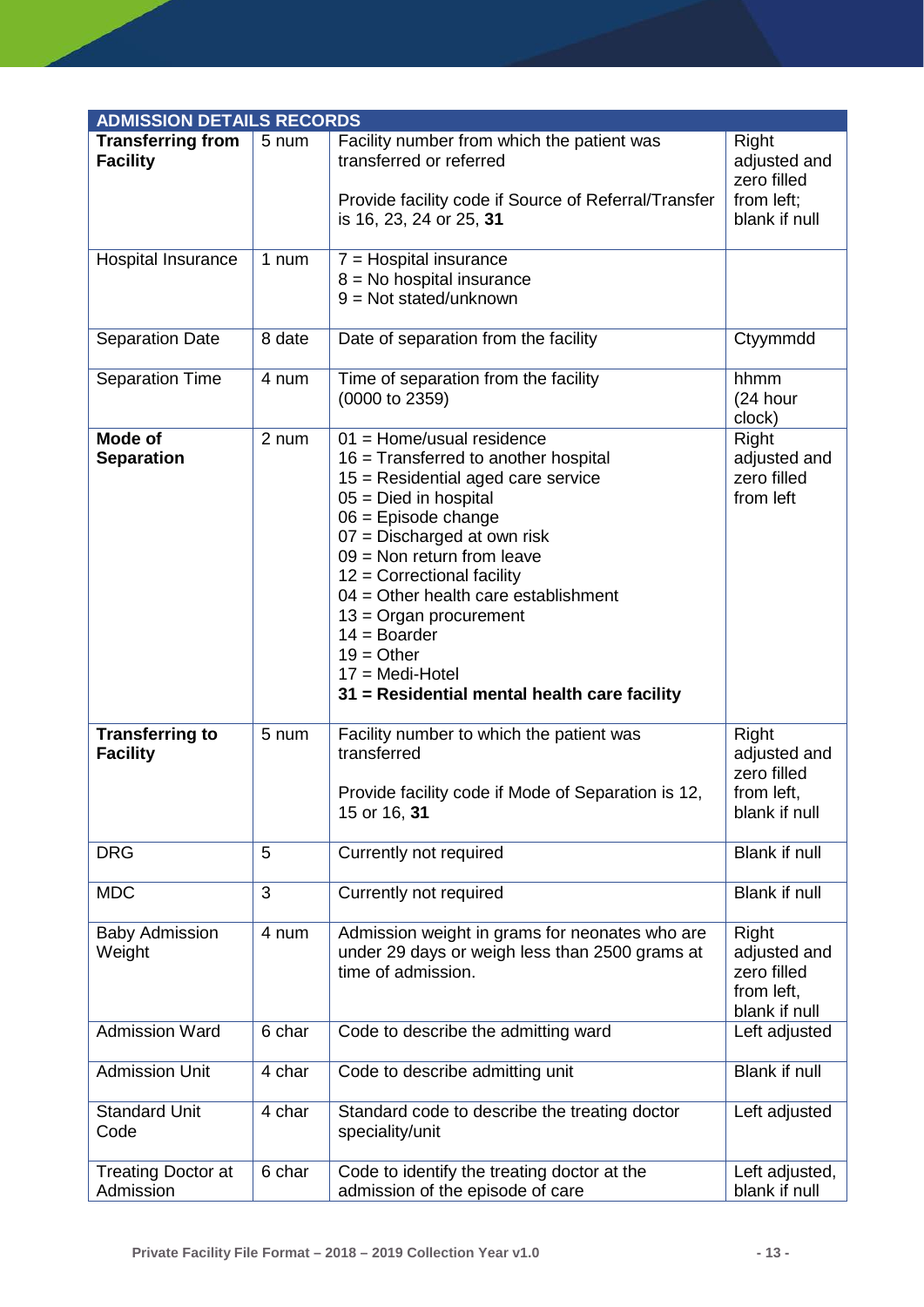| ADMISSION DETAILS RECORDS | | | |
|---|---|---|---|
| **Transferring from Facility** | 5 num | Facility number from which the patient was transferred or referred<br><br>Provide facility code if Source of Referral/Transfer is 16, 23, 24 or 25, **31** | Right adjusted and zero filled from left; blank if null |
| Hospital Insurance | 1 num | 7 = Hospital insurance<br>8 = No hospital insurance<br>9 = Not stated/unknown | |
| Separation Date | 8 date | Date of separation from the facility | Ctyymmdd |
| Separation Time | 4 num | Time of separation from the facility (0000 to 2359) | hhmm (24 hour clock) |
| **Mode of Separation** | 2 num | 01 = Home/usual residence<br>16 = Transferred to another hospital<br>15 = Residential aged care service<br>05 = Died in hospital<br>06 = Episode change<br>07 = Discharged at own risk<br>09 = Non return from leave<br>12 = Correctional facility<br>04 = Other health care establishment<br>13 = Organ procurement<br>14 = Boarder<br>19 = Other<br>17 = Medi-Hotel<br>**31 = Residential mental health care facility** | Right adjusted and zero filled from left |
| **Transferring to Facility** | 5 num | Facility number to which the patient was transferred<br><br>Provide facility code if Mode of Separation is 12, 15 or 16, **31** | Right adjusted and zero filled from left, blank if null |
| DRG | 5 | Currently not required | Blank if null |
| MDC | 3 | Currently not required | Blank if null |
| Baby Admission Weight | 4 num | Admission weight in grams for neonates who are under 29 days or weigh less than 2500 grams at time of admission. | Right adjusted and zero filled from left, blank if null |
| Admission Ward | 6 char | Code to describe the admitting ward | Left adjusted |
| Admission Unit | 4 char | Code to describe admitting unit | Blank if null |
| Standard Unit Code | 4 char | Standard code to describe the treating doctor speciality/unit | Left adjusted |
| Treating Doctor at Admission | 6 char | Code to identify the treating doctor at the admission of the episode of care | Left adjusted, blank if null |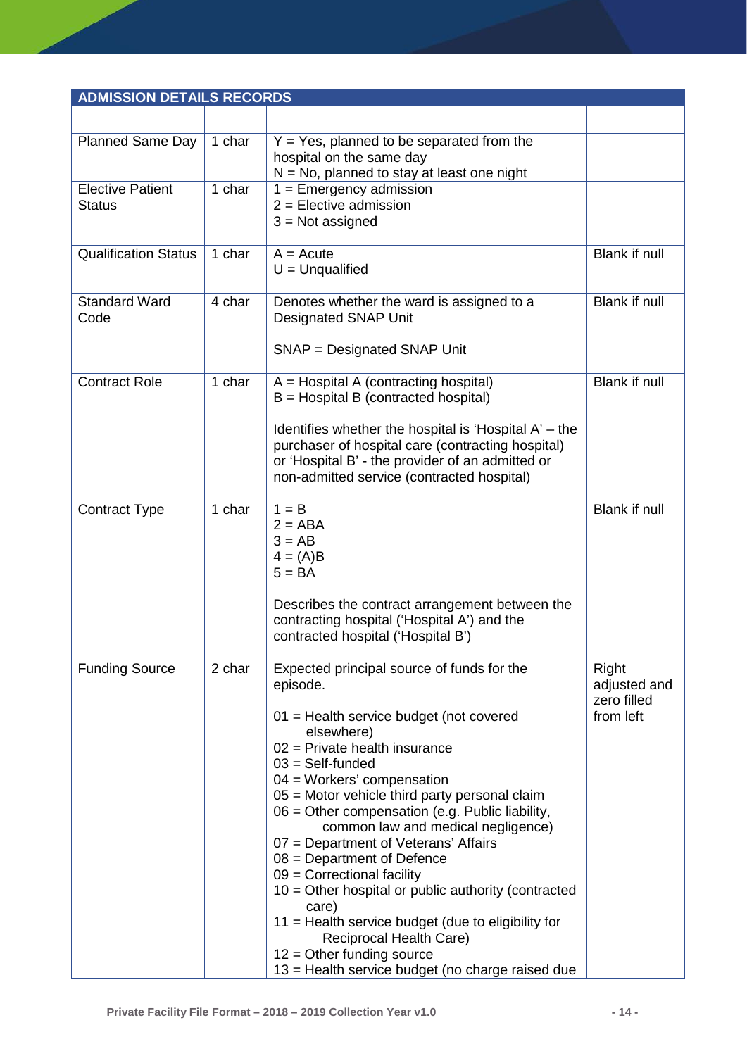| ADMISSION DETAILS RECORDS | | | |
|---|---|---|---|
| | | | |
| Planned Same Day | 1 char | Y = Yes, planned to be separated from the hospital on the same day<br>N = No, planned to stay at least one night | |
| Elective Patient Status | 1 char | 1 = Emergency admission<br>2 = Elective admission<br>3 = Not assigned | |
| Qualification Status | 1 char | A = Acute<br>U = Unqualified | Blank if null |
| Standard Ward Code | 4 char | Denotes whether the ward is assigned to a Designated SNAP Unit<br><br>SNAP = Designated SNAP Unit | Blank if null |
| Contract Role | 1 char | A = Hospital A (contracting hospital)<br>B = Hospital B (contracted hospital)<br><br>Identifies whether the hospital is 'Hospital A' – the purchaser of hospital care (contracting hospital) or 'Hospital B' - the provider of an admitted or non-admitted service (contracted hospital) | Blank if null |
| Contract Type | 1 char | 1 = B<br>2 = ABA<br>3 = AB<br>4 = (A)B<br>5 = BA<br><br>Describes the contract arrangement between the contracting hospital ('Hospital A') and the contracted hospital ('Hospital B') | Blank if null |
| Funding Source | 2 char | Expected principal source of funds for the episode.<br><br>01 = Health service budget (not covered elsewhere)<br>02 = Private health insurance<br>03 = Self-funded<br>04 = Workers' compensation<br>05 = Motor vehicle third party personal claim<br>06 = Other compensation (e.g. Public liability, common law and medical negligence)<br>07 = Department of Veterans' Affairs<br>08 = Department of Defence<br>09 = Correctional facility<br>10 = Other hospital or public authority (contracted care)<br>11 = Health service budget (due to eligibility for Reciprocal Health Care)<br>12 = Other funding source<br>13 = Health service budget (no charge raised due | Right adjusted and zero filled from left |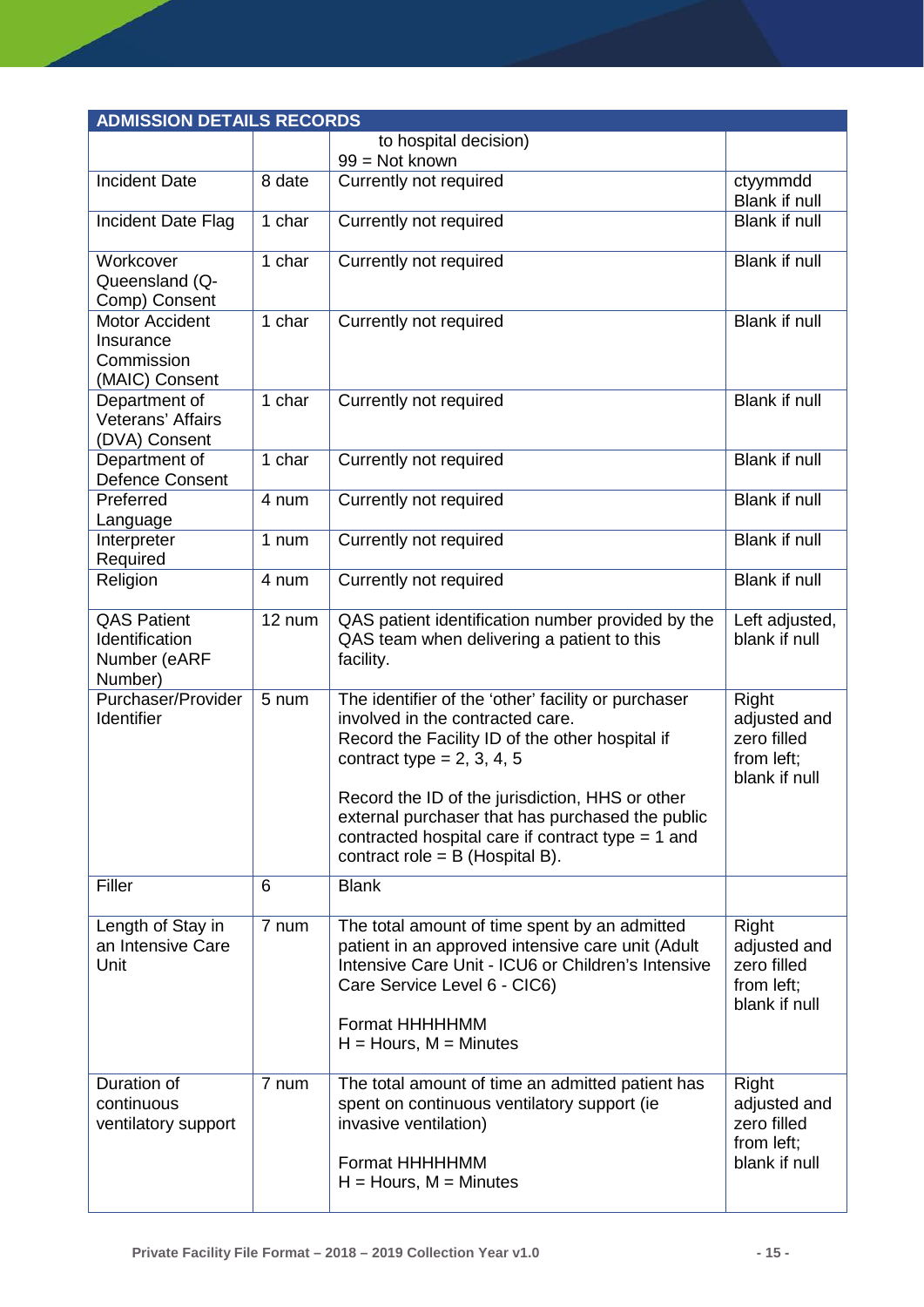| ADMISSION DETAILS RECORDS | | | |
|---|---|---|---|
| | | to hospital decision)<br>99 = Not known | |
| Incident Date | 8 date | Currently not required | ctyymmdd<br>Blank if null |
| Incident Date Flag | 1 char | Currently not required | Blank if null |
| Workcover Queensland (Q-Comp) Consent | 1 char | Currently not required | Blank if null |
| Motor Accident Insurance Commission (MAIC) Consent | 1 char | Currently not required | Blank if null |
| Department of Veterans' Affairs (DVA) Consent | 1 char | Currently not required | Blank if null |
| Department of Defence Consent | 1 char | Currently not required | Blank if null |
| Preferred Language | 4 num | Currently not required | Blank if null |
| Interpreter Required | 1 num | Currently not required | Blank if null |
| Religion | 4 num | Currently not required | Blank if null |
| QAS Patient Identification Number (eARF Number) | 12 num | QAS patient identification number provided by the QAS team when delivering a patient to this facility. | Left adjusted, blank if null |
| Purchaser/Provider Identifier | 5 num | The identifier of the 'other' facility or purchaser involved in the contracted care.<br>Record the Facility ID of the other hospital if contract type = 2, 3, 4, 5<br><br>Record the ID of the jurisdiction, HHS or other external purchaser that has purchased the public contracted hospital care if contract type = 1 and contract role = B (Hospital B). | Right adjusted and zero filled from left; blank if null |
| Filler | 6 | Blank | |
| Length of Stay in an Intensive Care Unit | 7 num | The total amount of time spent by an admitted patient in an approved intensive care unit (Adult Intensive Care Unit - ICU6 or Children's Intensive Care Service Level 6 - CIC6)<br><br>Format HHHHHMM<br>H = Hours, M = Minutes | Right adjusted and zero filled from left; blank if null |
| Duration of continuous ventilatory support | 7 num | The total amount of time an admitted patient has spent on continuous ventilatory support (ie invasive ventilation)<br><br>Format HHHHHMM<br>H = Hours, M = Minutes | Right adjusted and zero filled from left; blank if null |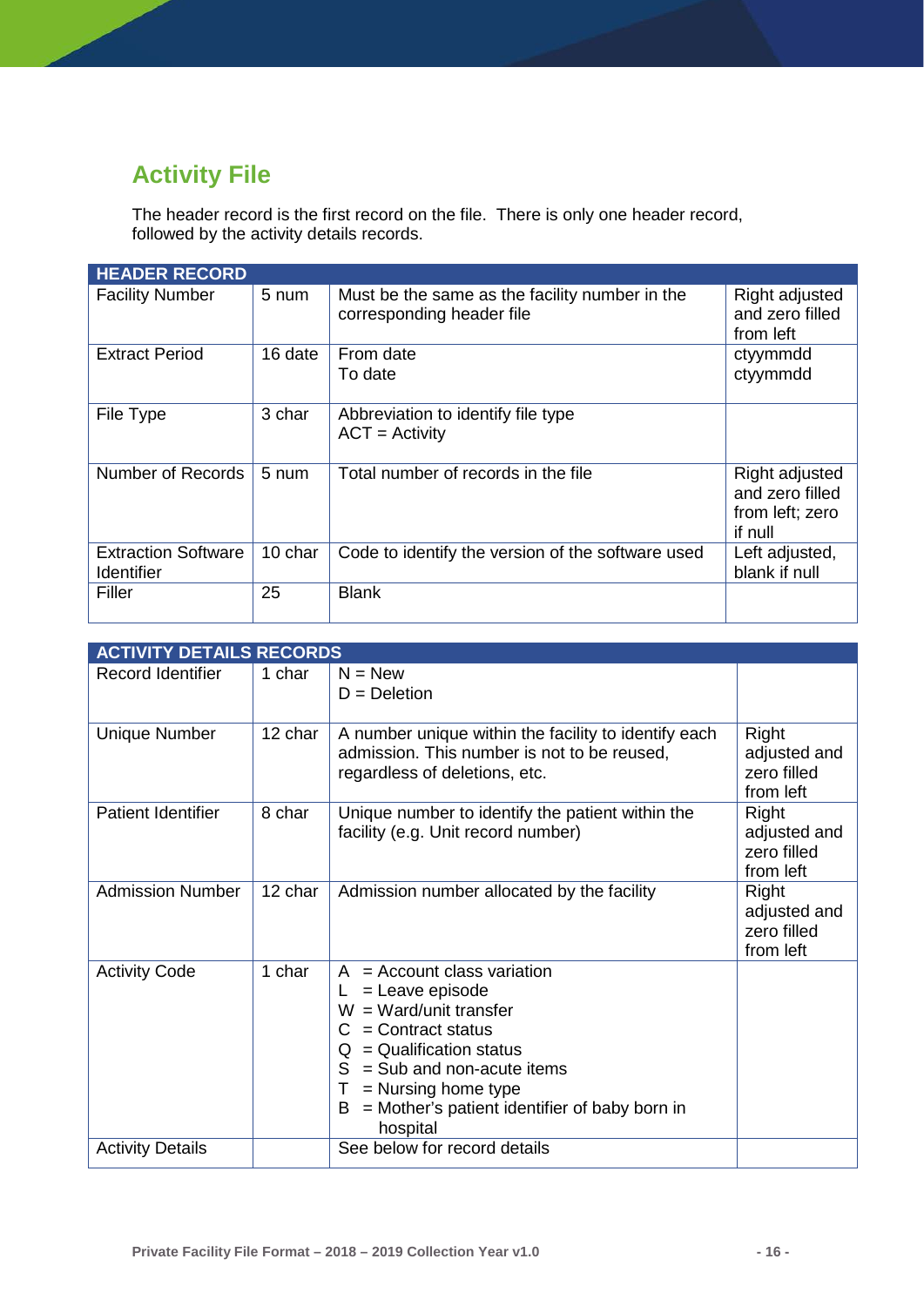## Activity File

The header record is the first record on the file. There is only one header record, followed by the activity details records.

| HEADER RECORD | | | |
|---|---|---|---|
| Facility Number | 5 num | Must be the same as the facility number in the corresponding header file | Right adjusted and zero filled from left |
| Extract Period | 16 date | From date<br>To date | ctyymmdd<br>ctyymmdd |
| File Type | 3 char | Abbreviation to identify file type<br>ACT = Activity | |
| Number of Records | 5 num | Total number of records in the file | Right adjusted and zero filled from left; zero if null |
| Extraction Software Identifier | 10 char | Code to identify the version of the software used | Left adjusted, blank if null |
| Filler | 25 | Blank | |

| ACTIVITY DETAILS RECORDS | | | |
|---|---|---|---|
| Record Identifier | 1 char | N = New<br>D = Deletion | |
| Unique Number | 12 char | A number unique within the facility to identify each admission. This number is not to be reused, regardless of deletions, etc. | Right adjusted and zero filled from left |
| Patient Identifier | 8 char | Unique number to identify the patient within the facility (e.g. Unit record number) | Right adjusted and zero filled from left |
| Admission Number | 12 char | Admission number allocated by the facility | Right adjusted and zero filled from left |
| Activity Code | 1 char | A = Account class variation<br>L = Leave episode<br>W = Ward/unit transfer<br>C = Contract status<br>Q = Qualification status<br>S = Sub and non-acute items<br>T = Nursing home type<br>B = Mother's patient identifier of baby born in hospital | |
| Activity Details | | See below for record details | |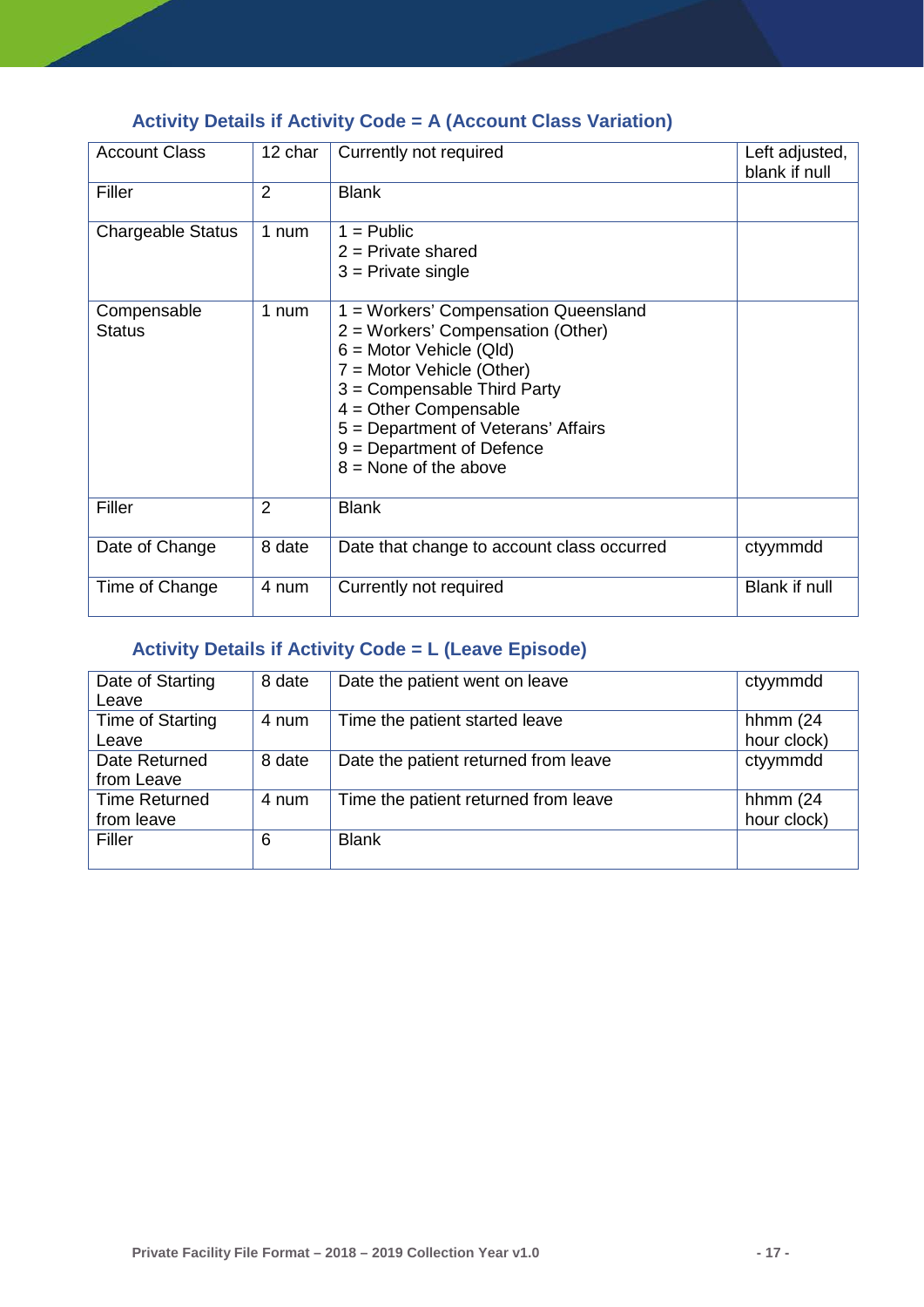### Activity Details if Activity Code = A (Account Class Variation)

| | | | |
|---|---|---|---|
| Account Class | 12 char | Currently not required | Left adjusted, blank if null |
| Filler | 2 | Blank | |
| Chargeable Status | 1 num | 1 = Public<br>2 = Private shared<br>3 = Private single | |
| Compensable Status | 1 num | 1 = Workers' Compensation Queensland<br>2 = Workers' Compensation (Other)<br>6 = Motor Vehicle (Qld)<br>7 = Motor Vehicle (Other)<br>3 = Compensable Third Party<br>4 = Other Compensable<br>5 = Department of Veterans' Affairs<br>9 = Department of Defence<br>8 = None of the above | |
| Filler | 2 | Blank | |
| Date of Change | 8 date | Date that change to account class occurred | ctyymmdd |
| Time of Change | 4 num | Currently not required | Blank if null |

### Activity Details if Activity Code = L (Leave Episode)

| | | | |
|---|---|---|---|
| Date of Starting Leave | 8 date | Date the patient went on leave | ctyymmdd |
| Time of Starting Leave | 4 num | Time the patient started leave | hhmm (24 hour clock) |
| Date Returned from Leave | 8 date | Date the patient returned from leave | ctyymmdd |
| Time Returned from leave | 4 num | Time the patient returned from leave | hhmm (24 hour clock) |
| Filler | 6 | Blank | |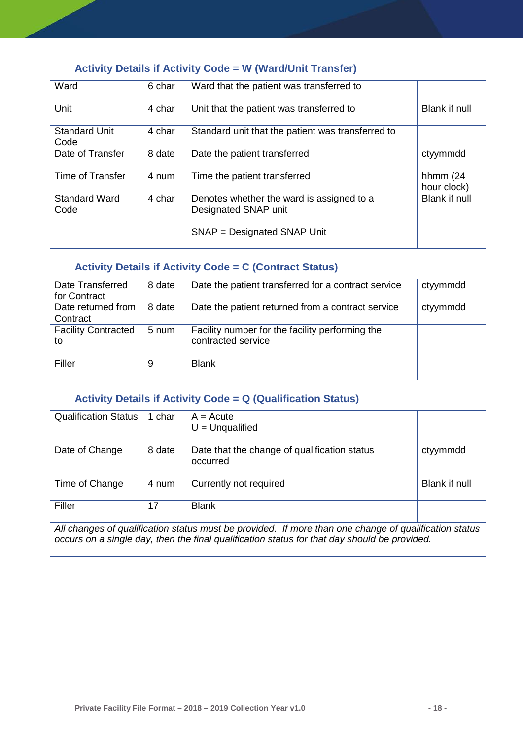### Activity Details if Activity Code = W (Ward/Unit Transfer)

| | | | |
|---|---|---|---|
| Ward | 6 char | Ward that the patient was transferred to | |
| Unit | 4 char | Unit that the patient was transferred to | Blank if null |
| Standard Unit Code | 4 char | Standard unit that the patient was transferred to | |
| Date of Transfer | 8 date | Date the patient transferred | ctyymmdd |
| Time of Transfer | 4 num | Time the patient transferred | hhmm (24 hour clock) |
| Standard Ward Code | 4 char | Denotes whether the ward is assigned to a Designated SNAP unit<br><br>SNAP = Designated SNAP Unit | Blank if null |

### Activity Details if Activity Code = C (Contract Status)

| | | | |
|---|---|---|---|
| Date Transferred for Contract | 8 date | Date the patient transferred for a contract service | ctyymmdd |
| Date returned from Contract | 8 date | Date the patient returned from a contract service | ctyymmdd |
| Facility Contracted to | 5 num | Facility number for the facility performing the contracted service | |
| Filler | 9 | Blank | |

### Activity Details if Activity Code = Q (Qualification Status)

| | | | |
|---|---|---|---|
| Qualification Status | 1 char | A = Acute<br>U = Unqualified | |
| Date of Change | 8 date | Date that the change of qualification status occurred | ctyymmdd |
| Time of Change | 4 num | Currently not required | Blank if null |
| Filler | 17 | Blank | |
| *All changes of qualification status must be provided. If more than one change of qualification status occurs on a single day, then the final qualification status for that day should be provided.* | | | |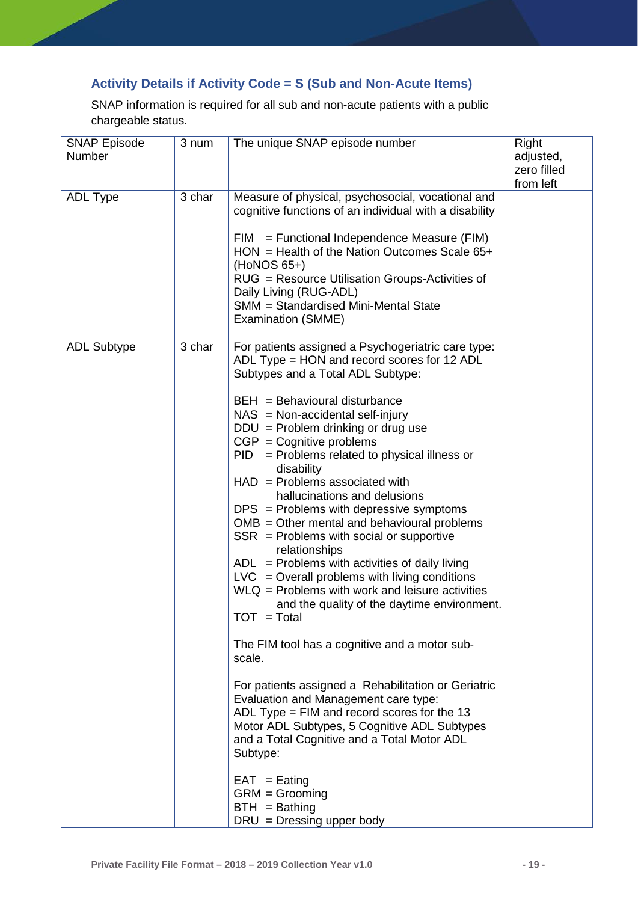### Activity Details if Activity Code = S (Sub and Non-Acute Items)

SNAP information is required for all sub and non-acute patients with a public chargeable status.

| | | | |
|---|---|---|---|
| SNAP Episode Number | 3 num | The unique SNAP episode number | Right adjusted, zero filled from left |
| ADL Type | 3 char | Measure of physical, psychosocial, vocational and cognitive functions of an individual with a disability<br><br>FIM = Functional Independence Measure (FIM)<br>HON = Health of the Nation Outcomes Scale 65+ (HoNOS 65+)<br>RUG = Resource Utilisation Groups-Activities of Daily Living (RUG-ADL)<br>SMM = Standardised Mini-Mental State Examination (SMME) | |
| ADL Subtype | 3 char | For patients assigned a Psychogeriatric care type: ADL Type = HON and record scores for 12 ADL Subtypes and a Total ADL Subtype:<br><br>BEH = Behavioural disturbance<br>NAS = Non-accidental self-injury<br>DDU = Problem drinking or drug use<br>CGP = Cognitive problems<br>PID = Problems related to physical illness or disability<br>HAD = Problems associated with hallucinations and delusions<br>DPS = Problems with depressive symptoms<br>OMB = Other mental and behavioural problems<br>SSR = Problems with social or supportive relationships<br>ADL = Problems with activities of daily living<br>LVC = Overall problems with living conditions<br>WLQ = Problems with work and leisure activities and the quality of the daytime environment.<br>TOT = Total<br><br>The FIM tool has a cognitive and a motor sub-scale.<br><br>For patients assigned a Rehabilitation or Geriatric Evaluation and Management care type: ADL Type = FIM and record scores for the 13 Motor ADL Subtypes, 5 Cognitive ADL Subtypes and a Total Cognitive and a Total Motor ADL Subtype:<br><br>EAT = Eating<br>GRM = Grooming<br>BTH = Bathing<br>DRU = Dressing upper body | |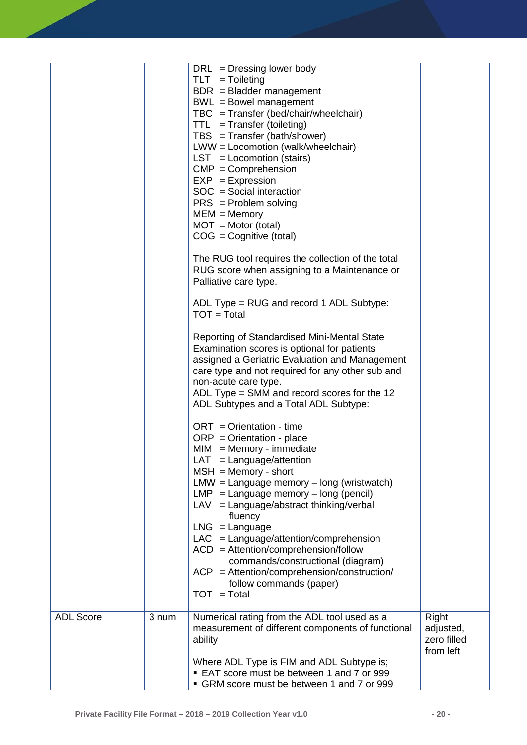| | | | |
|---|---|---|---|
| | | DRL = Dressing lower body<br>TLT = Toileting<br>BDR = Bladder management<br>BWL = Bowel management<br>TBC = Transfer (bed/chair/wheelchair)<br>TTL = Transfer (toileting)<br>TBS = Transfer (bath/shower)<br>LWW = Locomotion (walk/wheelchair)<br>LST = Locomotion (stairs)<br>CMP = Comprehension<br>EXP = Expression<br>SOC = Social interaction<br>PRS = Problem solving<br>MEM = Memory<br>MOT = Motor (total)<br>COG = Cognitive (total)<br><br>The RUG tool requires the collection of the total RUG score when assigning to a Maintenance or Palliative care type.<br><br>ADL Type = RUG and record 1 ADL Subtype:<br>TOT = Total<br><br>Reporting of Standardised Mini-Mental State Examination scores is optional for patients assigned a Geriatric Evaluation and Management care type and not required for any other sub and non-acute care type.<br>ADL Type = SMM and record scores for the 12 ADL Subtypes and a Total ADL Subtype:<br><br>ORT = Orientation - time<br>ORP = Orientation - place<br>MIM = Memory - immediate<br>LAT = Language/attention<br>MSH = Memory - short<br>LMW = Language memory – long (wristwatch)<br>LMP = Language memory – long (pencil)<br>LAV = Language/abstract thinking/verbal fluency<br>LNG = Language<br>LAC = Language/attention/comprehension<br>ACD = Attention/comprehension/follow commands/constructional (diagram)<br>ACP = Attention/comprehension/construction/ follow commands (paper)<br>TOT = Total | |
| ADL Score | 3 num | Numerical rating from the ADL tool used as a measurement of different components of functional ability<br><br>Where ADL Type is FIM and ADL Subtype is;<br>▪ EAT score must be between 1 and 7 or 999<br>▪ GRM score must be between 1 and 7 or 999 | Right adjusted, zero filled from left |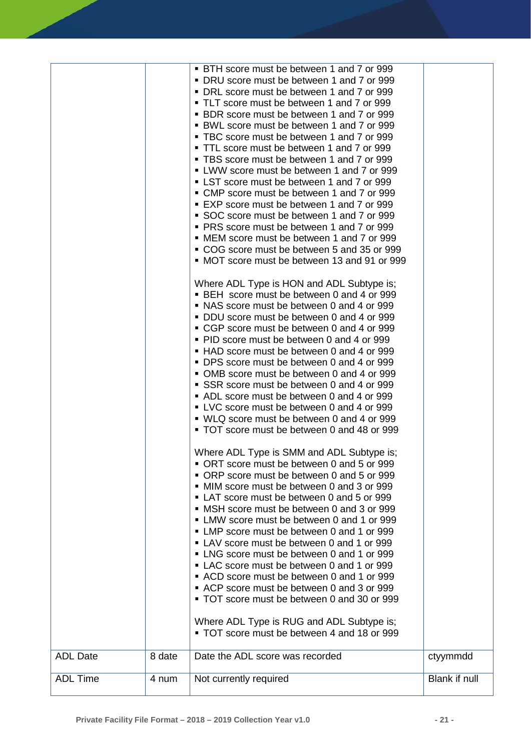|  |  | ▪ BTH score must be between 1 and 7 or 999<br>▪ DRU score must be between 1 and 7 or 999<br>▪ DRL score must be between 1 and 7 or 999<br>▪ TLT score must be between 1 and 7 or 999<br>▪ BDR score must be between 1 and 7 or 999<br>▪ BWL score must be between 1 and 7 or 999<br>▪ TBC score must be between 1 and 7 or 999<br>▪ TTL score must be between 1 and 7 or 999<br>▪ TBS score must be between 1 and 7 or 999<br>▪ LWW score must be between 1 and 7 or 999<br>▪ LST score must be between 1 and 7 or 999<br>▪ CMP score must be between 1 and 7 or 999<br>▪ EXP score must be between 1 and 7 or 999<br>▪ SOC score must be between 1 and 7 or 999<br>▪ PRS score must be between 1 and 7 or 999<br>▪ MEM score must be between 1 and 7 or 999<br>▪ COG score must be between 5 and 35 or 999<br>▪ MOT score must be between 13 and 91 or 999<br><br>Where ADL Type is HON and ADL Subtype is;<br>▪ BEH score must be between 0 and 4 or 999<br>▪ NAS score must be between 0 and 4 or 999<br>▪ DDU score must be between 0 and 4 or 999<br>▪ CGP score must be between 0 and 4 or 999<br>▪ PID score must be between 0 and 4 or 999<br>▪ HAD score must be between 0 and 4 or 999<br>▪ DPS score must be between 0 and 4 or 999<br>▪ OMB score must be between 0 and 4 or 999<br>▪ SSR score must be between 0 and 4 or 999<br>▪ ADL score must be between 0 and 4 or 999<br>▪ LVC score must be between 0 and 4 or 999<br>▪ WLQ score must be between 0 and 4 or 999<br>▪ TOT score must be between 0 and 48 or 999<br><br>Where ADL Type is SMM and ADL Subtype is;<br>▪ ORT score must be between 0 and 5 or 999<br>▪ ORP score must be between 0 and 5 or 999<br>▪ MIM score must be between 0 and 3 or 999<br>▪ LAT score must be between 0 and 5 or 999<br>▪ MSH score must be between 0 and 3 or 999<br>▪ LMW score must be between 0 and 1 or 999<br>▪ LMP score must be between 0 and 1 or 999<br>▪ LAV score must be between 0 and 1 or 999<br>▪ LNG score must be between 0 and 1 or 999<br>▪ LAC score must be between 0 and 1 or 999<br>▪ ACD score must be between 0 and 1 or 999<br>▪ ACP score must be between 0 and 3 or 999<br>▪ TOT score must be between 0 and 30 or 999<br><br>Where ADL Type is RUG and ADL Subtype is;<br>▪ TOT score must be between 4 and 18 or 999 |  |
|---|---|---|---|
| ADL Date | 8 date | Date the ADL score was recorded | ctyymmdd |
| ADL Time | 4 num | Not currently required | Blank if null |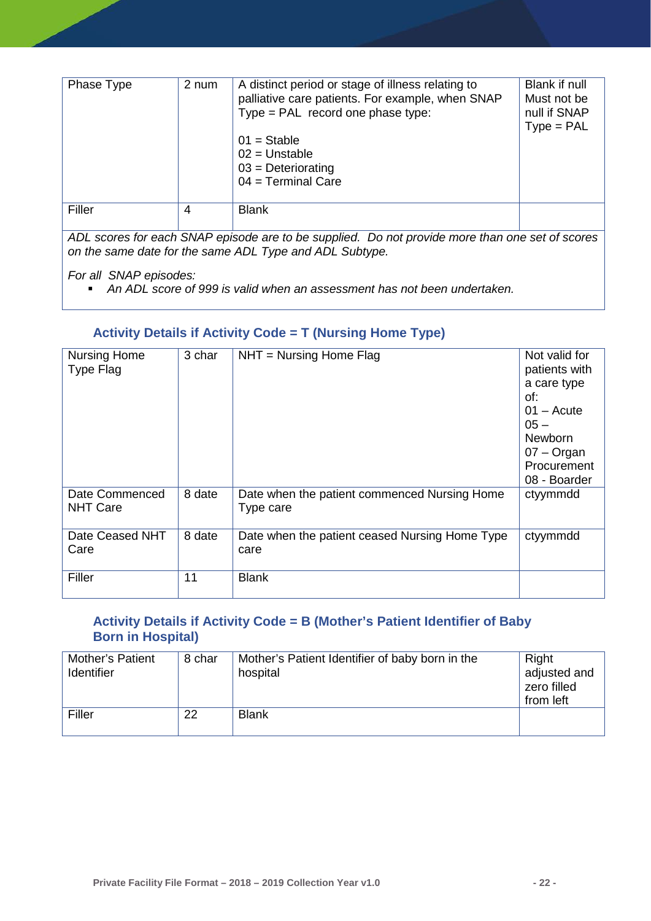| Phase Type | 2 num | A distinct period or stage of illness relating to palliative care patients. For example, when SNAP Type = PAL record one phase type:<br><br>01 = Stable<br>02 = Unstable<br>03 = Deteriorating<br>04 = Terminal Care | Blank if null<br>Must not be null if SNAP Type = PAL |
|---|---|---|---|
| Filler | 4 | Blank | |

*ADL scores for each SNAP episode are to be supplied. Do not provide more than one set of scores on the same date for the same ADL Type and ADL Subtype.*

*For all SNAP episodes:*

- *An ADL score of 999 is valid when an assessment has not been undertaken.*

### Activity Details if Activity Code = T (Nursing Home Type)

| Nursing Home Type Flag | 3 char | NHT = Nursing Home Flag | Not valid for patients with a care type of:<br>01 – Acute<br>05 – Newborn<br>07 – Organ Procurement<br>08 - Boarder |
|---|---|---|---|
| Date Commenced NHT Care | 8 date | Date when the patient commenced Nursing Home Type care | ctyymmdd |
| Date Ceased NHT Care | 8 date | Date when the patient ceased Nursing Home Type care | ctyymmdd |
| Filler | 11 | Blank | |

### Activity Details if Activity Code = B (Mother's Patient Identifier of Baby Born in Hospital)

| Mother's Patient Identifier | 8 char | Mother's Patient Identifier of baby born in the hospital | Right adjusted and zero filled from left |
|---|---|---|---|
| Filler | 22 | Blank | |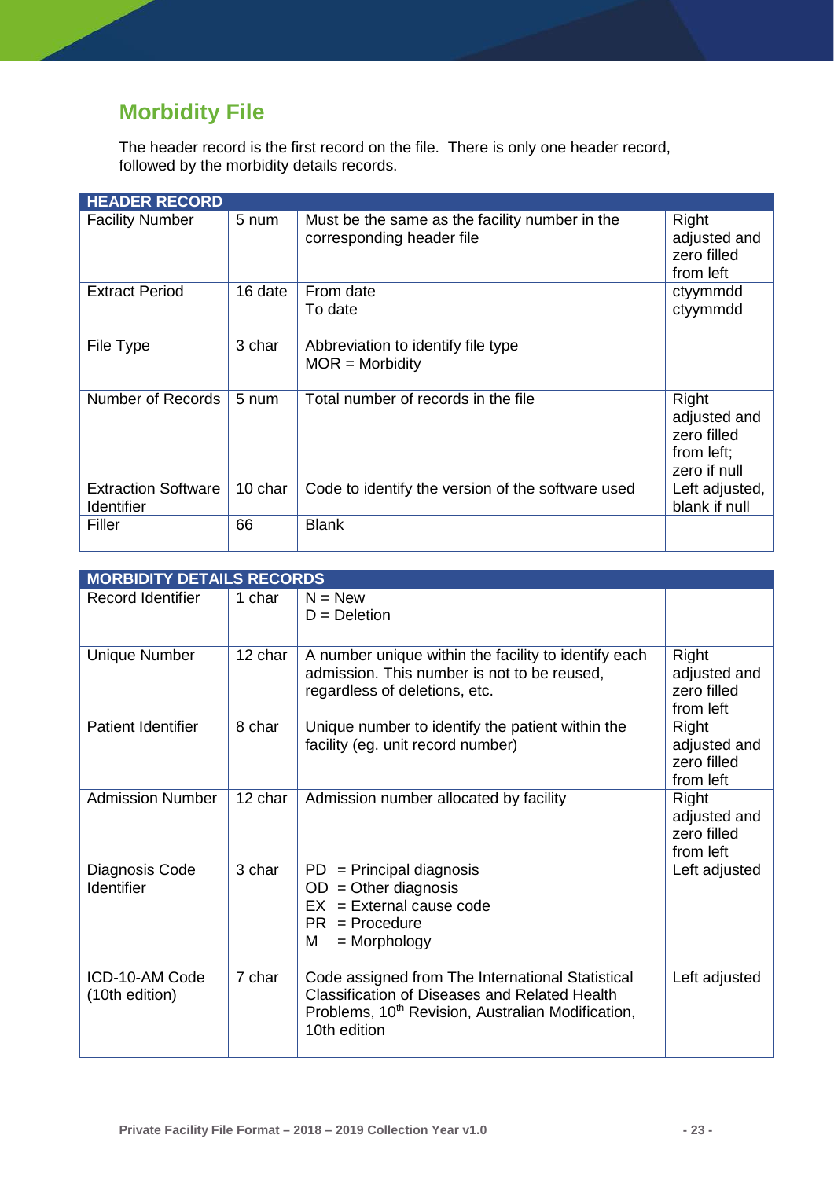## Morbidity File

The header record is the first record on the file. There is only one header record, followed by the morbidity details records.

| HEADER RECORD | | | |
|---|---|---|---|
| Facility Number | 5 num | Must be the same as the facility number in the corresponding header file | Right adjusted and zero filled from left |
| Extract Period | 16 date | From date<br>To date | ctyymmdd<br>ctyymmdd |
| File Type | 3 char | Abbreviation to identify file type<br>MOR = Morbidity | |
| Number of Records | 5 num | Total number of records in the file | Right adjusted and zero filled from left; zero if null |
| Extraction Software Identifier | 10 char | Code to identify the version of the software used | Left adjusted, blank if null |
| Filler | 66 | Blank | |

| MORBIDITY DETAILS RECORDS | | | |
|---|---|---|---|
| Record Identifier | 1 char | N = New<br>D = Deletion | |
| Unique Number | 12 char | A number unique within the facility to identify each admission. This number is not to be reused, regardless of deletions, etc. | Right adjusted and zero filled from left |
| Patient Identifier | 8 char | Unique number to identify the patient within the facility (eg. unit record number) | Right adjusted and zero filled from left |
| Admission Number | 12 char | Admission number allocated by facility | Right adjusted and zero filled from left |
| Diagnosis Code Identifier | 3 char | PD = Principal diagnosis<br>OD = Other diagnosis<br>EX = External cause code<br>PR = Procedure<br>M = Morphology | Left adjusted |
| ICD-10-AM Code (10th edition) | 7 char | Code assigned from The International Statistical Classification of Diseases and Related Health Problems, 10th Revision, Australian Modification, 10th edition | Left adjusted |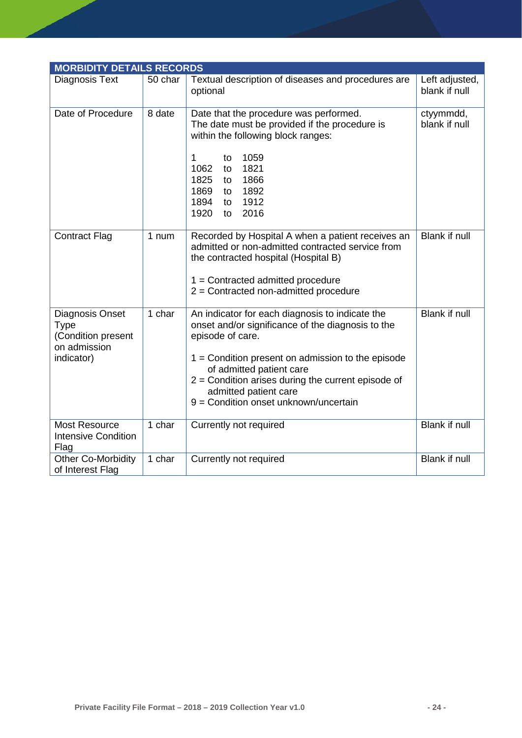| MORBIDITY DETAILS RECORDS | | | |
|---|---|---|---|
| Diagnosis Text | 50 char | Textual description of diseases and procedures are optional | Left adjusted, blank if null |
| Date of Procedure | 8 date | Date that the procedure was performed.<br>The date must be provided if the procedure is within the following block ranges:<br><br>1 to 1059<br>1062 to 1821<br>1825 to 1866<br>1869 to 1892<br>1894 to 1912<br>1920 to 2016 | ctyymmdd, blank if null |
| Contract Flag | 1 num | Recorded by Hospital A when a patient receives an admitted or non-admitted contracted service from the contracted hospital (Hospital B)<br><br>1 = Contracted admitted procedure<br>2 = Contracted non-admitted procedure | Blank if null |
| Diagnosis Onset Type (Condition present on admission indicator) | 1 char | An indicator for each diagnosis to indicate the onset and/or significance of the diagnosis to the episode of care.<br><br>1 = Condition present on admission to the episode of admitted patient care<br>2 = Condition arises during the current episode of admitted patient care<br>9 = Condition onset unknown/uncertain | Blank if null |
| Most Resource Intensive Condition Flag | 1 char | Currently not required | Blank if null |
| Other Co-Morbidity of Interest Flag | 1 char | Currently not required | Blank if null |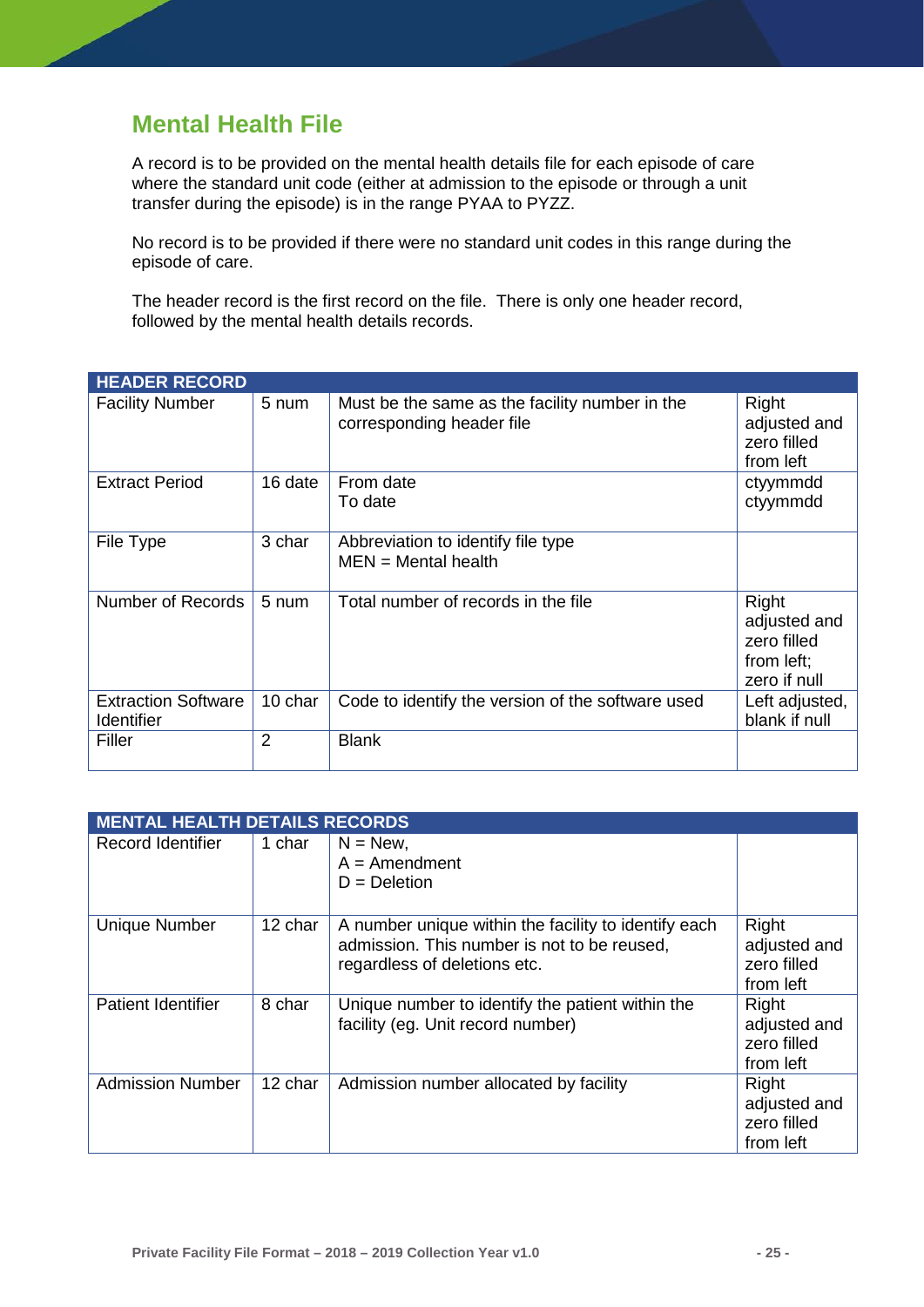## Mental Health File

A record is to be provided on the mental health details file for each episode of care where the standard unit code (either at admission to the episode or through a unit transfer during the episode) is in the range PYAA to PYZZ.

No record is to be provided if there were no standard unit codes in this range during the episode of care.

The header record is the first record on the file. There is only one header record, followed by the mental health details records.

| HEADER RECORD | | | |
|---|---|---|---|
| Facility Number | 5 num | Must be the same as the facility number in the corresponding header file | Right adjusted and zero filled from left |
| Extract Period | 16 date | From date<br>To date | ctyymmdd<br>ctyymmdd |
| File Type | 3 char | Abbreviation to identify file type<br>MEN = Mental health | |
| Number of Records | 5 num | Total number of records in the file | Right adjusted and zero filled from left; zero if null |
| Extraction Software Identifier | 10 char | Code to identify the version of the software used | Left adjusted, blank if null |
| Filler | 2 | Blank | |

| MENTAL HEALTH DETAILS RECORDS | | | |
|---|---|---|---|
| Record Identifier | 1 char | N = New,<br>A = Amendment<br>D = Deletion | |
| Unique Number | 12 char | A number unique within the facility to identify each admission. This number is not to be reused, regardless of deletions etc. | Right adjusted and zero filled from left |
| Patient Identifier | 8 char | Unique number to identify the patient within the facility (eg. Unit record number) | Right adjusted and zero filled from left |
| Admission Number | 12 char | Admission number allocated by facility | Right adjusted and zero filled from left |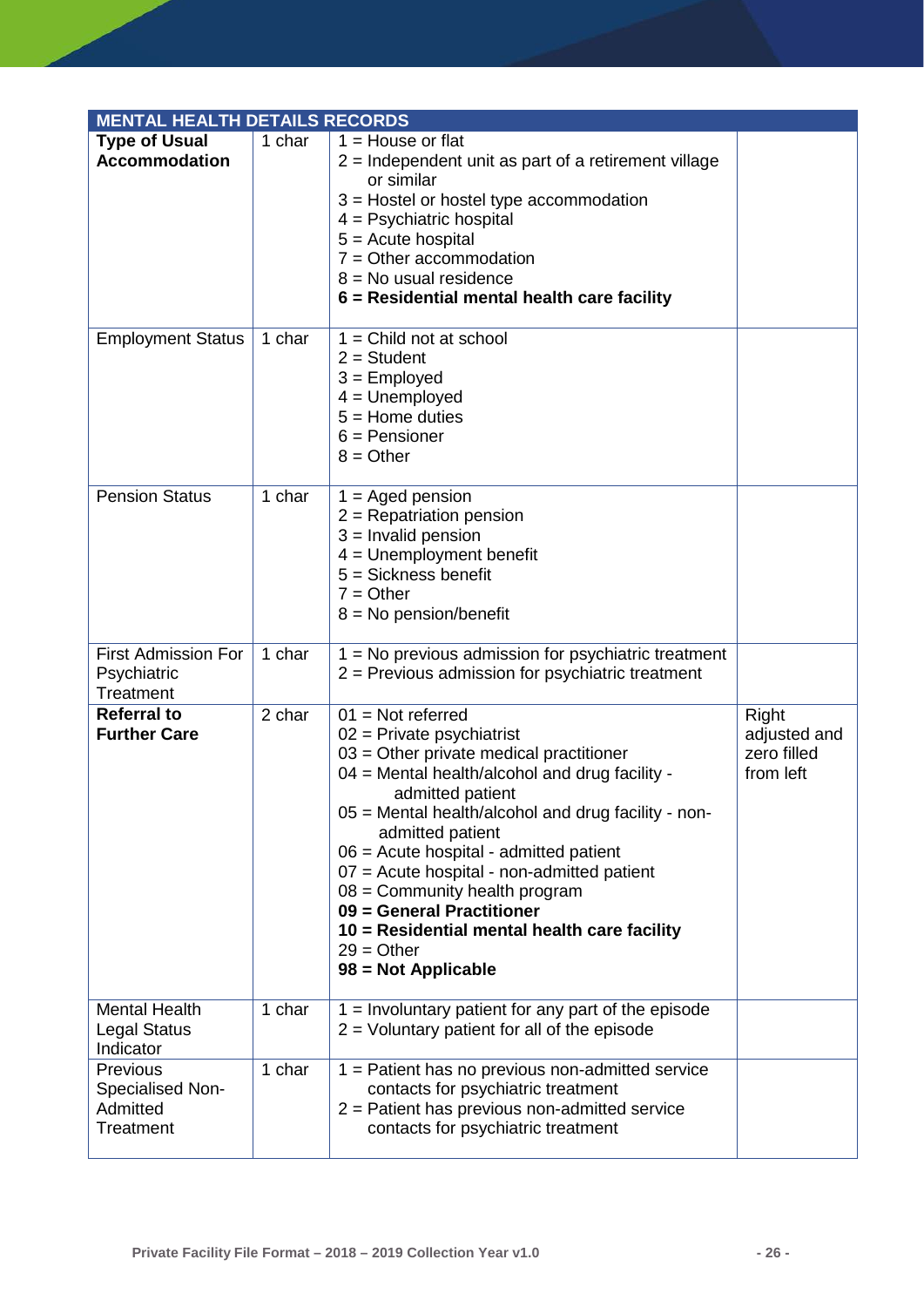| MENTAL HEALTH DETAILS RECORDS | | | |
|---|---|---|---|
| **Type of Usual Accommodation** | 1 char | 1 = House or flat<br>2 = Independent unit as part of a retirement village or similar<br>3 = Hostel or hostel type accommodation<br>4 = Psychiatric hospital<br>5 = Acute hospital<br>7 = Other accommodation<br>8 = No usual residence<br>**6 = Residential mental health care facility** | |
| Employment Status | 1 char | 1 = Child not at school<br>2 = Student<br>3 = Employed<br>4 = Unemployed<br>5 = Home duties<br>6 = Pensioner<br>8 = Other | |
| Pension Status | 1 char | 1 = Aged pension<br>2 = Repatriation pension<br>3 = Invalid pension<br>4 = Unemployment benefit<br>5 = Sickness benefit<br>7 = Other<br>8 = No pension/benefit | |
| First Admission For Psychiatric Treatment | 1 char | 1 = No previous admission for psychiatric treatment<br>2 = Previous admission for psychiatric treatment | |
| **Referral to Further Care** | 2 char | 01 = Not referred<br>02 = Private psychiatrist<br>03 = Other private medical practitioner<br>04 = Mental health/alcohol and drug facility - admitted patient<br>05 = Mental health/alcohol and drug facility - non-admitted patient<br>06 = Acute hospital - admitted patient<br>07 = Acute hospital - non-admitted patient<br>08 = Community health program<br>**09 = General Practitioner**<br>**10 = Residential mental health care facility**<br>29 = Other<br>**98 = Not Applicable** | Right adjusted and zero filled from left |
| Mental Health Legal Status Indicator | 1 char | 1 = Involuntary patient for any part of the episode<br>2 = Voluntary patient for all of the episode | |
| Previous Specialised Non-Admitted Treatment | 1 char | 1 = Patient has no previous non-admitted service contacts for psychiatric treatment<br>2 = Patient has previous non-admitted service contacts for psychiatric treatment | |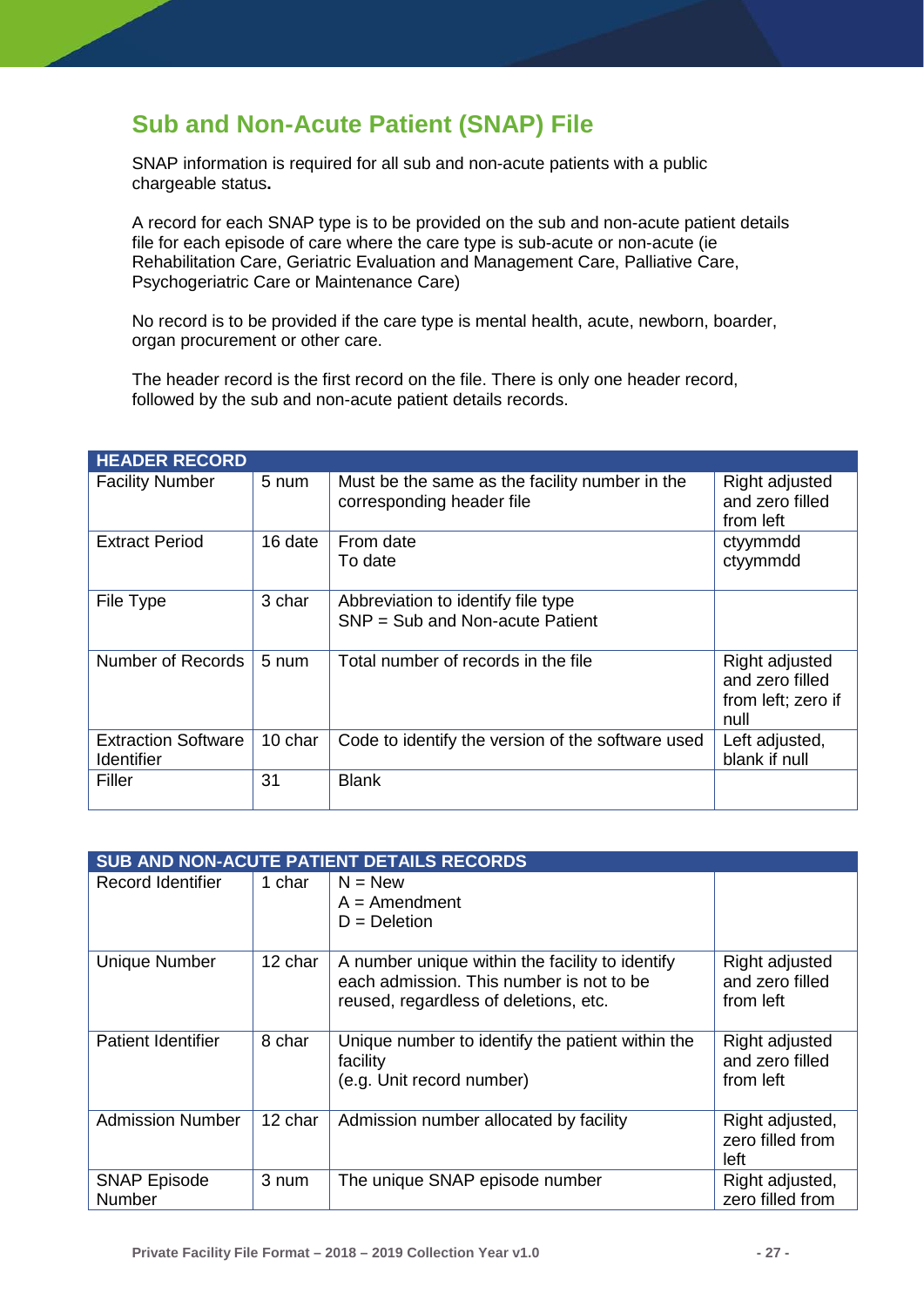## Sub and Non-Acute Patient (SNAP) File

SNAP information is required for all sub and non-acute patients with a public chargeable status**.**

A record for each SNAP type is to be provided on the sub and non-acute patient details file for each episode of care where the care type is sub-acute or non-acute (ie Rehabilitation Care, Geriatric Evaluation and Management Care, Palliative Care, Psychogeriatric Care or Maintenance Care)

No record is to be provided if the care type is mental health, acute, newborn, boarder, organ procurement or other care.

The header record is the first record on the file. There is only one header record, followed by the sub and non-acute patient details records.

| HEADER RECORD | | | |
|---|---|---|---|
| Facility Number | 5 num | Must be the same as the facility number in the corresponding header file | Right adjusted and zero filled from left |
| Extract Period | 16 date | From date<br>To date | ctyymmdd<br>ctyymmdd |
| File Type | 3 char | Abbreviation to identify file type<br>SNP = Sub and Non-acute Patient | |
| Number of Records | 5 num | Total number of records in the file | Right adjusted and zero filled from left; zero if null |
| Extraction Software Identifier | 10 char | Code to identify the version of the software used | Left adjusted, blank if null |
| Filler | 31 | Blank | |

| SUB AND NON-ACUTE PATIENT DETAILS RECORDS | | | |
|---|---|---|---|
| Record Identifier | 1 char | N = New<br>A = Amendment<br>D = Deletion | |
| Unique Number | 12 char | A number unique within the facility to identify each admission. This number is not to be reused, regardless of deletions, etc. | Right adjusted and zero filled from left |
| Patient Identifier | 8 char | Unique number to identify the patient within the facility<br>(e.g. Unit record number) | Right adjusted and zero filled from left |
| Admission Number | 12 char | Admission number allocated by facility | Right adjusted, zero filled from left |
| SNAP Episode Number | 3 num | The unique SNAP episode number | Right adjusted, zero filled from |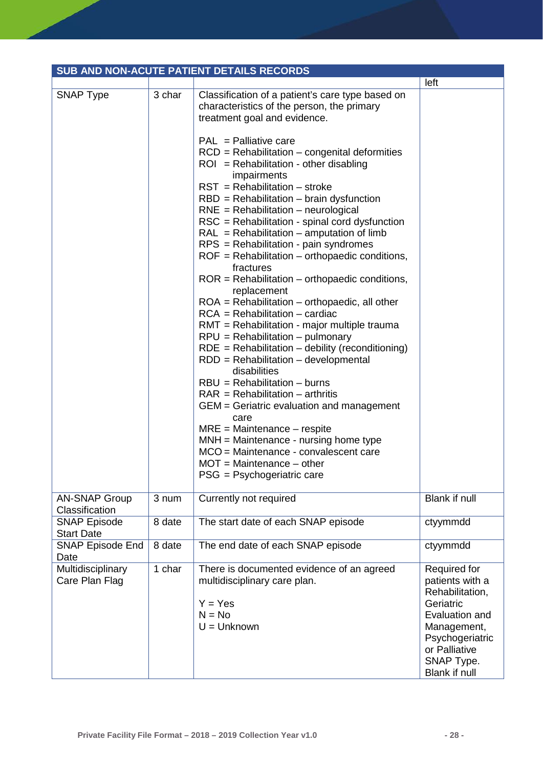| SUB AND NON-ACUTE PATIENT DETAILS RECORDS | | | |
|---|---|---|---|
| | | | left |
| SNAP Type | 3 char | Classification of a patient's care type based on characteristics of the person, the primary treatment goal and evidence.<br><br>PAL = Palliative care<br>RCD = Rehabilitation – congenital deformities<br>ROI = Rehabilitation - other disabling impairments<br>RST = Rehabilitation – stroke<br>RBD = Rehabilitation – brain dysfunction<br>RNE = Rehabilitation – neurological<br>RSC = Rehabilitation - spinal cord dysfunction<br>RAL = Rehabilitation – amputation of limb<br>RPS = Rehabilitation - pain syndromes<br>ROF = Rehabilitation – orthopaedic conditions, fractures<br>ROR = Rehabilitation – orthopaedic conditions, replacement<br>ROA = Rehabilitation – orthopaedic, all other<br>RCA = Rehabilitation – cardiac<br>RMT = Rehabilitation - major multiple trauma<br>RPU = Rehabilitation – pulmonary<br>RDE = Rehabilitation – debility (reconditioning)<br>RDD = Rehabilitation – developmental disabilities<br>RBU = Rehabilitation – burns<br>RAR = Rehabilitation – arthritis<br>GEM = Geriatric evaluation and management care<br>MRE = Maintenance – respite<br>MNH = Maintenance - nursing home type<br>MCO = Maintenance - convalescent care<br>MOT = Maintenance – other<br>PSG = Psychogeriatric care | |
| AN-SNAP Group Classification | 3 num | Currently not required | Blank if null |
| SNAP Episode Start Date | 8 date | The start date of each SNAP episode | ctyymmdd |
| SNAP Episode End Date | 8 date | The end date of each SNAP episode | ctyymmdd |
| Multidisciplinary Care Plan Flag | 1 char | There is documented evidence of an agreed multidisciplinary care plan.<br><br>Y = Yes<br>N = No<br>U = Unknown | Required for patients with a Rehabilitation, Geriatric Evaluation and Management, Psychogeriatric or Palliative SNAP Type.<br>Blank if null |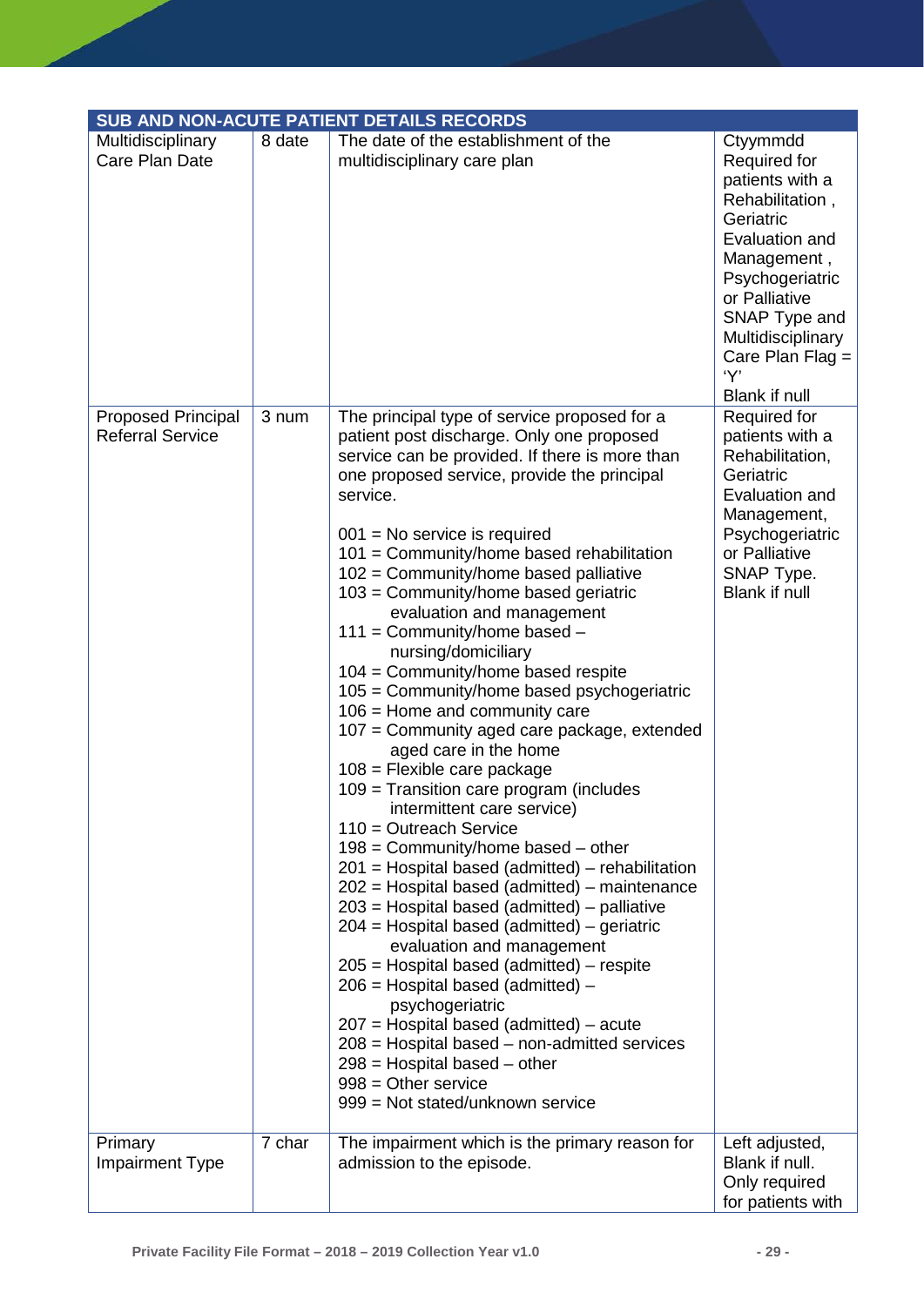| SUB AND NON-ACUTE PATIENT DETAILS RECORDS | | | |
|---|---|---|---|
| Multidisciplinary Care Plan Date | 8 date | The date of the establishment of the multidisciplinary care plan | Ctyymmdd<br>Required for patients with a Rehabilitation , Geriatric Evaluation and Management , Psychogeriatric or Palliative SNAP Type and Multidisciplinary Care Plan Flag = 'Y'<br>Blank if null |
| Proposed Principal Referral Service | 3 num | The principal type of service proposed for a patient post discharge. Only one proposed service can be provided. If there is more than one proposed service, provide the principal service.<br><br>001 = No service is required<br>101 = Community/home based rehabilitation<br>102 = Community/home based palliative<br>103 = Community/home based geriatric evaluation and management<br>111 = Community/home based – nursing/domiciliary<br>104 = Community/home based respite<br>105 = Community/home based psychogeriatric<br>106 = Home and community care<br>107 = Community aged care package, extended aged care in the home<br>108 = Flexible care package<br>109 = Transition care program (includes intermittent care service)<br>110 = Outreach Service<br>198 = Community/home based – other<br>201 = Hospital based (admitted) – rehabilitation<br>202 = Hospital based (admitted) – maintenance<br>203 = Hospital based (admitted) – palliative<br>204 = Hospital based (admitted) – geriatric evaluation and management<br>205 = Hospital based (admitted) – respite<br>206 = Hospital based (admitted) – psychogeriatric<br>207 = Hospital based (admitted) – acute<br>208 = Hospital based – non-admitted services<br>298 = Hospital based – other<br>998 = Other service<br>999 = Not stated/unknown service | Required for patients with a Rehabilitation, Geriatric Evaluation and Management, Psychogeriatric or Palliative SNAP Type.<br>Blank if null |
| Primary Impairment Type | 7 char | The impairment which is the primary reason for admission to the episode. | Left adjusted, Blank if null. Only required for patients with |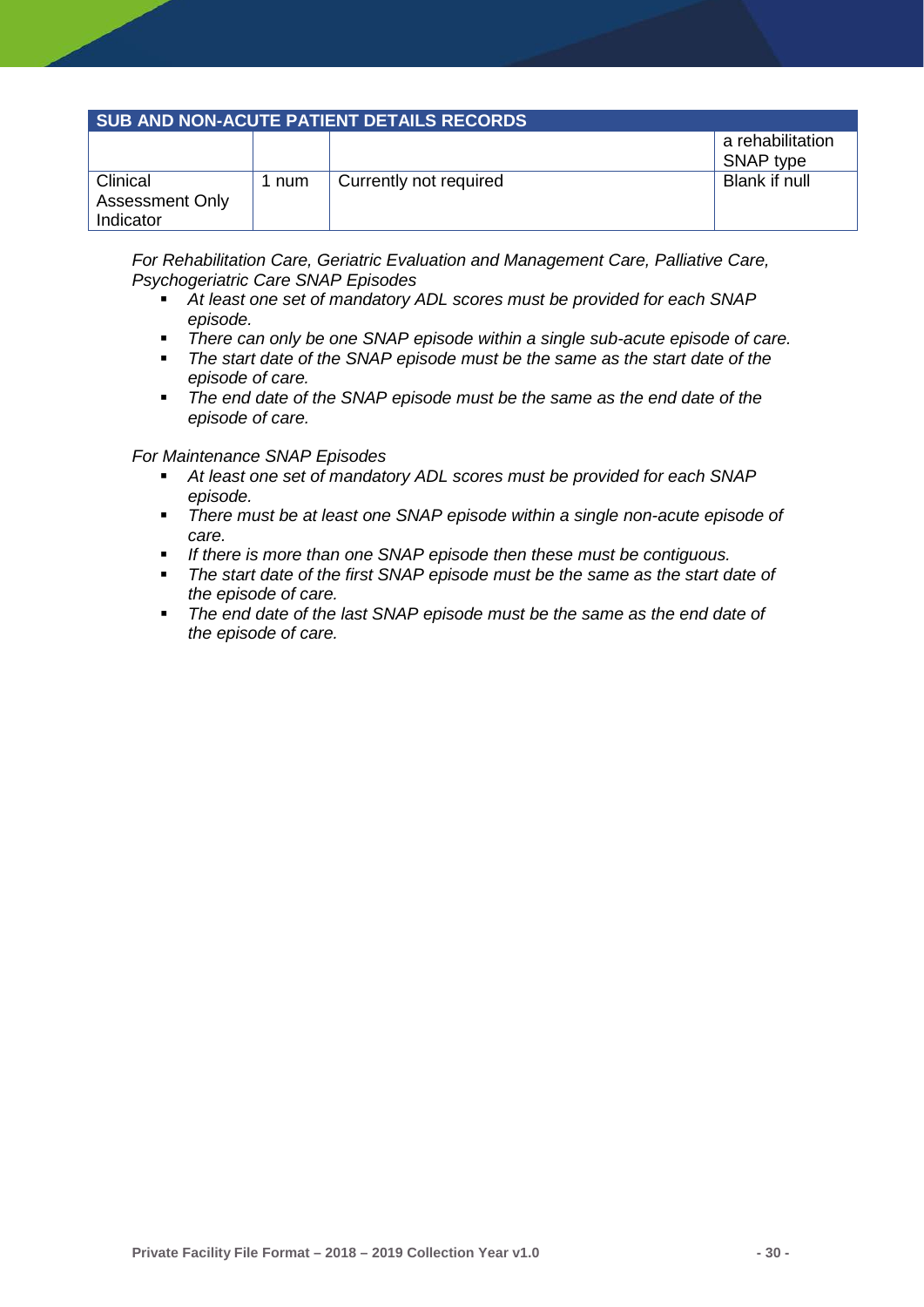| SUB AND NON-ACUTE PATIENT DETAILS RECORDS | | | |
|---|---|---|---|
| | | | a rehabilitation SNAP type |
| Clinical Assessment Only Indicator | 1 num | Currently not required | Blank if null |

*For Rehabilitation Care, Geriatric Evaluation and Management Care, Palliative Care, Psychogeriatric Care SNAP Episodes*

- *At least one set of mandatory ADL scores must be provided for each SNAP episode.*
- *There can only be one SNAP episode within a single sub-acute episode of care.*
- *The start date of the SNAP episode must be the same as the start date of the episode of care.*
- *The end date of the SNAP episode must be the same as the end date of the episode of care.*

*For Maintenance SNAP Episodes*

- *At least one set of mandatory ADL scores must be provided for each SNAP episode.*
- *There must be at least one SNAP episode within a single non-acute episode of care.*
- *If there is more than one SNAP episode then these must be contiguous.*
- *The start date of the first SNAP episode must be the same as the start date of the episode of care.*
- *The end date of the last SNAP episode must be the same as the end date of the episode of care.*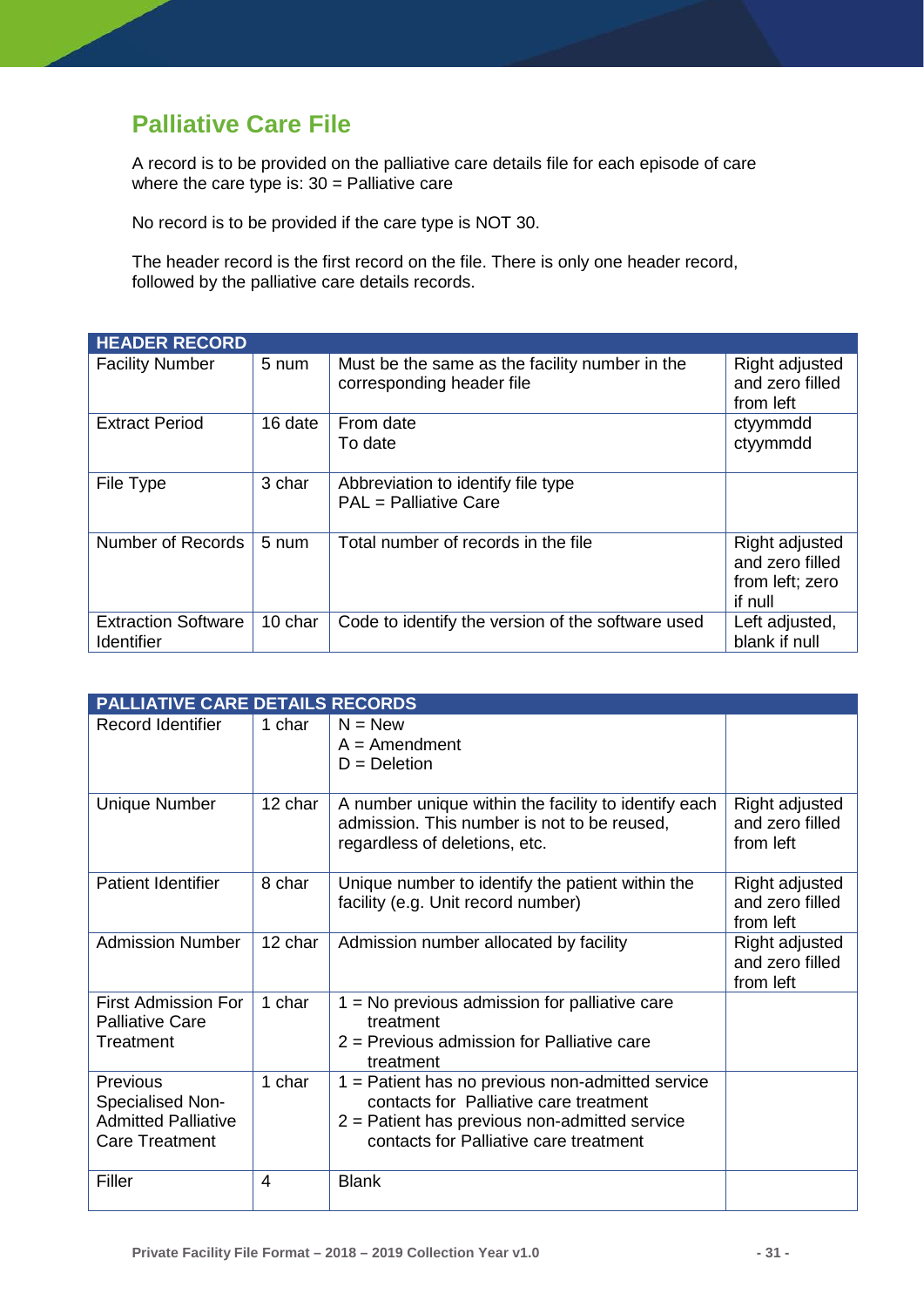## Palliative Care File

A record is to be provided on the palliative care details file for each episode of care where the care type is: 30 = Palliative care

No record is to be provided if the care type is NOT 30.

The header record is the first record on the file. There is only one header record, followed by the palliative care details records.

| HEADER RECORD | | | |
|---|---|---|---|
| Facility Number | 5 num | Must be the same as the facility number in the corresponding header file | Right adjusted and zero filled from left |
| Extract Period | 16 date | From date<br>To date | ctyymmdd<br>ctyymmdd |
| File Type | 3 char | Abbreviation to identify file type<br>PAL = Palliative Care | |
| Number of Records | 5 num | Total number of records in the file | Right adjusted and zero filled from left; zero if null |
| Extraction Software Identifier | 10 char | Code to identify the version of the software used | Left adjusted, blank if null |

| PALLIATIVE CARE DETAILS RECORDS | | | |
|---|---|---|---|
| Record Identifier | 1 char | N = New<br>A = Amendment<br>D = Deletion | |
| Unique Number | 12 char | A number unique within the facility to identify each admission. This number is not to be reused, regardless of deletions, etc. | Right adjusted and zero filled from left |
| Patient Identifier | 8 char | Unique number to identify the patient within the facility (e.g. Unit record number) | Right adjusted and zero filled from left |
| Admission Number | 12 char | Admission number allocated by facility | Right adjusted and zero filled from left |
| First Admission For Palliative Care Treatment | 1 char | 1 = No previous admission for palliative care treatment<br>2 = Previous admission for Palliative care treatment | |
| Previous Specialised Non-Admitted Palliative Care Treatment | 1 char | 1 = Patient has no previous non-admitted service contacts for Palliative care treatment<br>2 = Patient has previous non-admitted service contacts for Palliative care treatment | |
| Filler | 4 | Blank | |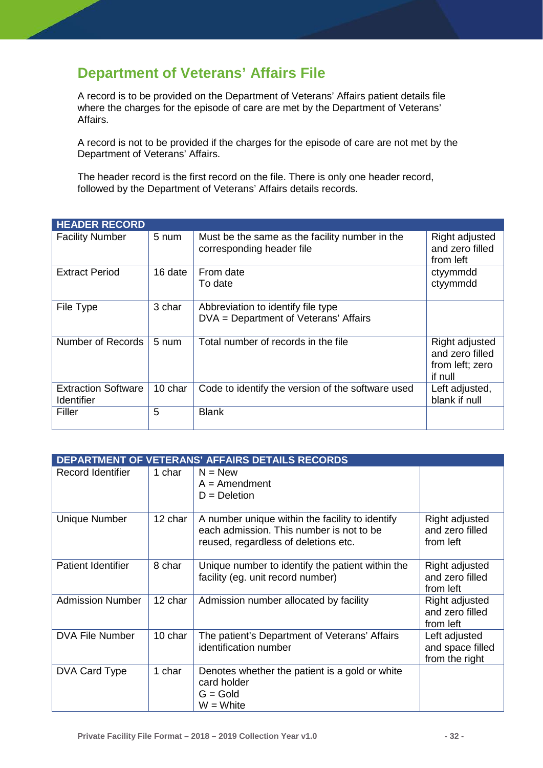## Department of Veterans' Affairs File

A record is to be provided on the Department of Veterans' Affairs patient details file where the charges for the episode of care are met by the Department of Veterans' Affairs.

A record is not to be provided if the charges for the episode of care are not met by the Department of Veterans' Affairs.

The header record is the first record on the file. There is only one header record, followed by the Department of Veterans' Affairs details records.

| HEADER RECORD | | | |
|---|---|---|---|
| Facility Number | 5 num | Must be the same as the facility number in the corresponding header file | Right adjusted and zero filled from left |
| Extract Period | 16 date | From date<br>To date | ctyymmdd<br>ctyymmdd |
| File Type | 3 char | Abbreviation to identify file type<br>DVA = Department of Veterans' Affairs | |
| Number of Records | 5 num | Total number of records in the file | Right adjusted and zero filled from left; zero if null |
| Extraction Software Identifier | 10 char | Code to identify the version of the software used | Left adjusted, blank if null |
| Filler | 5 | Blank | |

| DEPARTMENT OF VETERANS' AFFAIRS DETAILS RECORDS | | | |
|---|---|---|---|
| Record Identifier | 1 char | N = New<br>A = Amendment<br>D = Deletion | |
| Unique Number | 12 char | A number unique within the facility to identify each admission. This number is not to be reused, regardless of deletions etc. | Right adjusted and zero filled from left |
| Patient Identifier | 8 char | Unique number to identify the patient within the facility (eg. unit record number) | Right adjusted and zero filled from left |
| Admission Number | 12 char | Admission number allocated by facility | Right adjusted and zero filled from left |
| DVA File Number | 10 char | The patient's Department of Veterans' Affairs identification number | Left adjusted and space filled from the right |
| DVA Card Type | 1 char | Denotes whether the patient is a gold or white card holder<br>G = Gold<br>W = White | |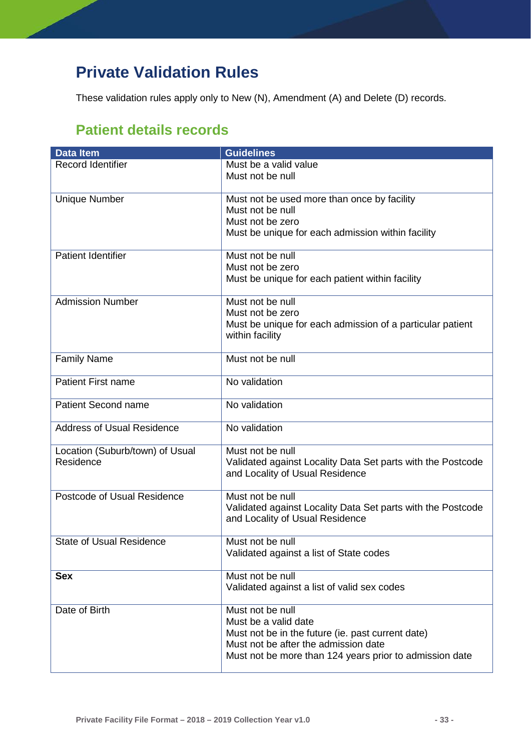# Private Validation Rules

These validation rules apply only to New (N), Amendment (A) and Delete (D) records.

## Patient details records

| Data Item | Guidelines |
|---|---|
| Record Identifier | Must be a valid value<br>Must not be null |
| Unique Number | Must not be used more than once by facility<br>Must not be null<br>Must not be zero<br>Must be unique for each admission within facility |
| Patient Identifier | Must not be null<br>Must not be zero<br>Must be unique for each patient within facility |
| Admission Number | Must not be null<br>Must not be zero<br>Must be unique for each admission of a particular patient within facility |
| Family Name | Must not be null |
| Patient First name | No validation |
| Patient Second name | No validation |
| Address of Usual Residence | No validation |
| Location (Suburb/town) of Usual Residence | Must not be null<br>Validated against Locality Data Set parts with the Postcode and Locality of Usual Residence |
| Postcode of Usual Residence | Must not be null<br>Validated against Locality Data Set parts with the Postcode and Locality of Usual Residence |
| State of Usual Residence | Must not be null<br>Validated against a list of State codes |
| **Sex** | Must not be null<br>Validated against a list of valid sex codes |
| Date of Birth | Must not be null<br>Must be a valid date<br>Must not be in the future (ie. past current date)<br>Must not be after the admission date<br>Must not be more than 124 years prior to admission date |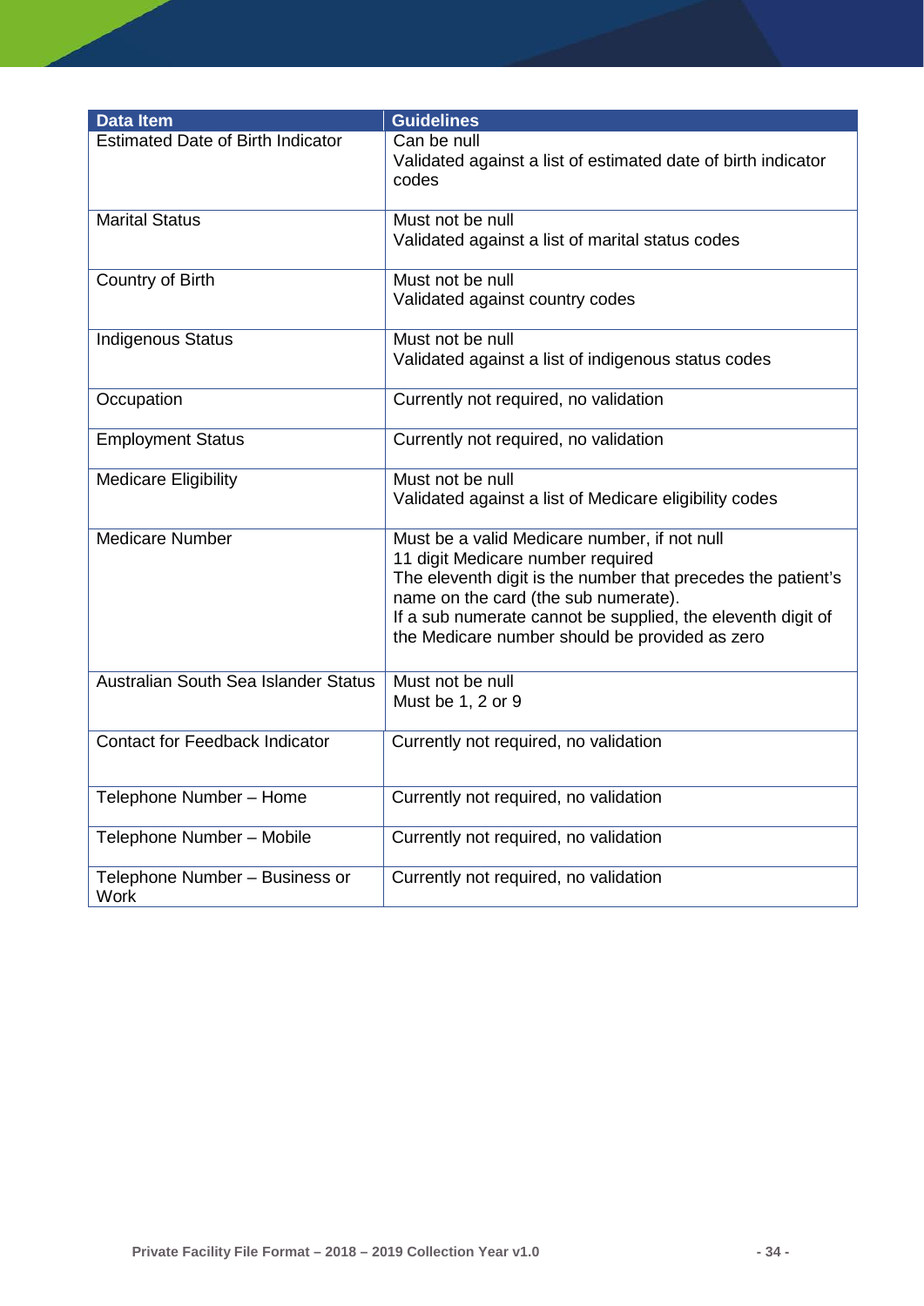| Data Item | Guidelines |
|---|---|
| Estimated Date of Birth Indicator | Can be null<br>Validated against a list of estimated date of birth indicator codes |
| Marital Status | Must not be null<br>Validated against a list of marital status codes |
| Country of Birth | Must not be null<br>Validated against country codes |
| Indigenous Status | Must not be null<br>Validated against a list of indigenous status codes |
| Occupation | Currently not required, no validation |
| Employment Status | Currently not required, no validation |
| Medicare Eligibility | Must not be null<br>Validated against a list of Medicare eligibility codes |
| Medicare Number | Must be a valid Medicare number, if not null<br>11 digit Medicare number required<br>The eleventh digit is the number that precedes the patient's name on the card (the sub numerate).<br>If a sub numerate cannot be supplied, the eleventh digit of the Medicare number should be provided as zero |
| Australian South Sea Islander Status | Must not be null<br>Must be 1, 2 or 9 |
| Contact for Feedback Indicator | Currently not required, no validation |
| Telephone Number – Home | Currently not required, no validation |
| Telephone Number – Mobile | Currently not required, no validation |
| Telephone Number – Business or Work | Currently not required, no validation |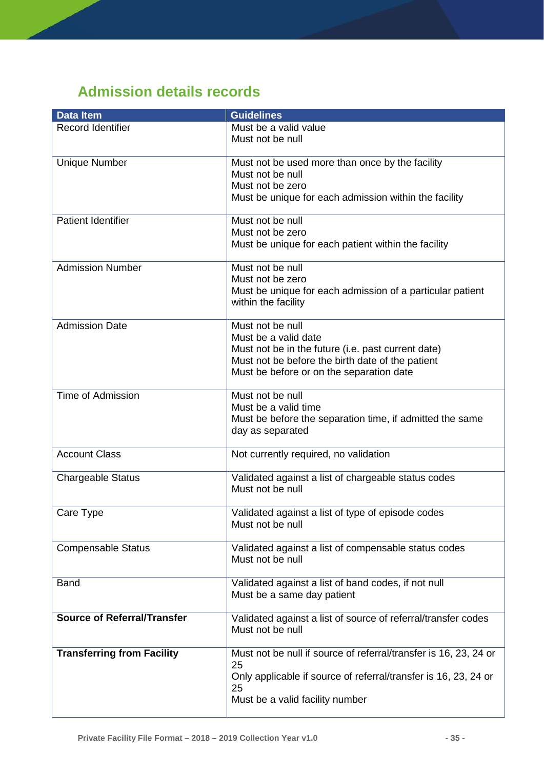## Admission details records

| Data Item | Guidelines |
|---|---|
| Record Identifier | Must be a valid value<br>Must not be null |
| Unique Number | Must not be used more than once by the facility<br>Must not be null<br>Must not be zero<br>Must be unique for each admission within the facility |
| Patient Identifier | Must not be null<br>Must not be zero<br>Must be unique for each patient within the facility |
| Admission Number | Must not be null<br>Must not be zero<br>Must be unique for each admission of a particular patient within the facility |
| Admission Date | Must not be null<br>Must be a valid date<br>Must not be in the future (i.e. past current date)<br>Must not be before the birth date of the patient<br>Must be before or on the separation date |
| Time of Admission | Must not be null<br>Must be a valid time<br>Must be before the separation time, if admitted the same day as separated |
| Account Class | Not currently required, no validation |
| Chargeable Status | Validated against a list of chargeable status codes<br>Must not be null |
| Care Type | Validated against a list of type of episode codes<br>Must not be null |
| Compensable Status | Validated against a list of compensable status codes<br>Must not be null |
| Band | Validated against a list of band codes, if not null<br>Must be a same day patient |
| **Source of Referral/Transfer** | Validated against a list of source of referral/transfer codes<br>Must not be null |
| **Transferring from Facility** | Must not be null if source of referral/transfer is 16, 23, 24 or 25<br>Only applicable if source of referral/transfer is 16, 23, 24 or 25<br>Must be a valid facility number |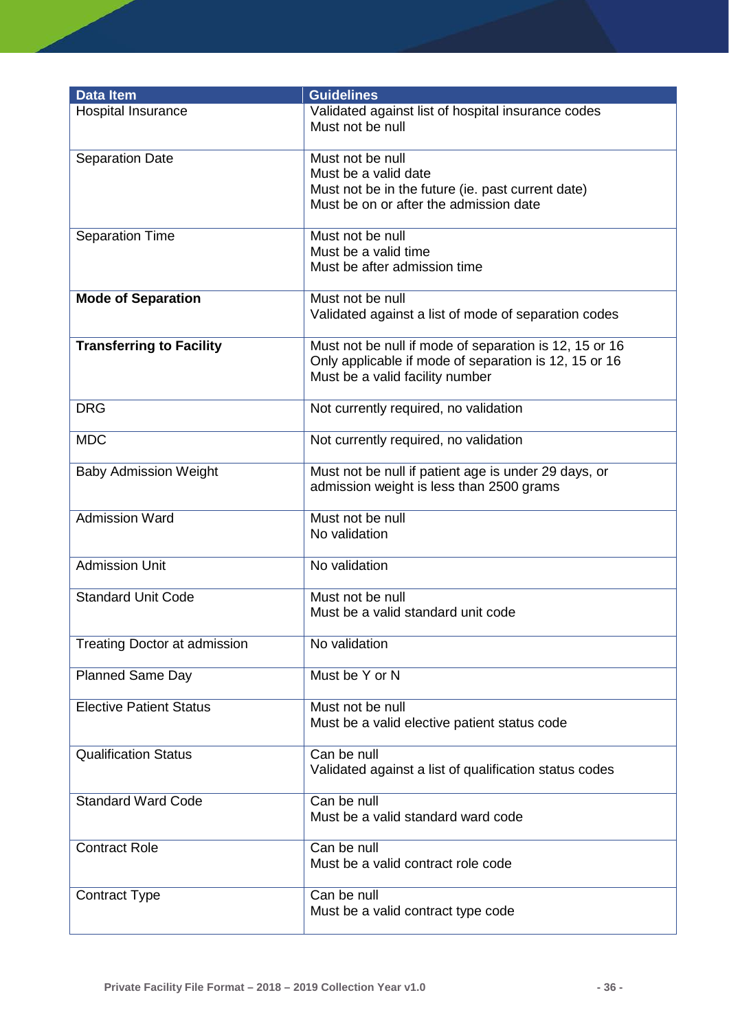| Data Item | Guidelines |
|---|---|
| Hospital Insurance | Validated against list of hospital insurance codes<br>Must not be null |
| Separation Date | Must not be null<br>Must be a valid date<br>Must not be in the future (ie. past current date)<br>Must be on or after the admission date |
| Separation Time | Must not be null<br>Must be a valid time<br>Must be after admission time |
| **Mode of Separation** | Must not be null<br>Validated against a list of mode of separation codes |
| **Transferring to Facility** | Must not be null if mode of separation is 12, 15 or 16<br>Only applicable if mode of separation is 12, 15 or 16<br>Must be a valid facility number |
| DRG | Not currently required, no validation |
| MDC | Not currently required, no validation |
| Baby Admission Weight | Must not be null if patient age is under 29 days, or admission weight is less than 2500 grams |
| Admission Ward | Must not be null<br>No validation |
| Admission Unit | No validation |
| Standard Unit Code | Must not be null<br>Must be a valid standard unit code |
| Treating Doctor at admission | No validation |
| Planned Same Day | Must be Y or N |
| Elective Patient Status | Must not be null<br>Must be a valid elective patient status code |
| Qualification Status | Can be null<br>Validated against a list of qualification status codes |
| Standard Ward Code | Can be null<br>Must be a valid standard ward code |
| Contract Role | Can be null<br>Must be a valid contract role code |
| Contract Type | Can be null<br>Must be a valid contract type code |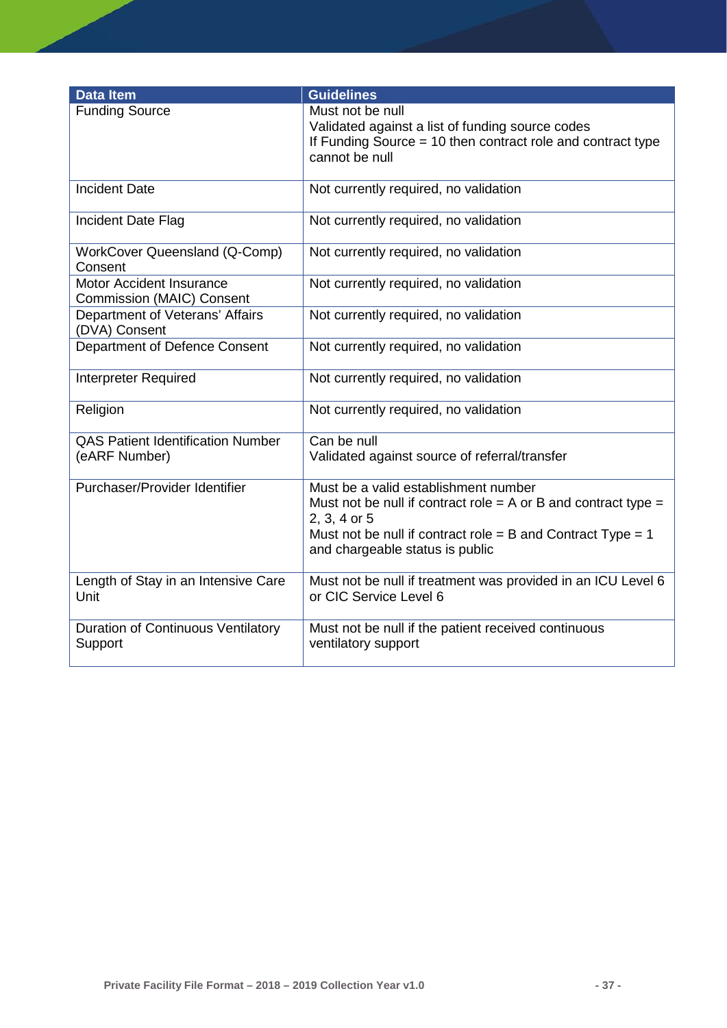| Data Item | Guidelines |
|---|---|
| Funding Source | Must not be null<br>Validated against a list of funding source codes<br>If Funding Source = 10 then contract role and contract type cannot be null |
| Incident Date | Not currently required, no validation |
| Incident Date Flag | Not currently required, no validation |
| WorkCover Queensland (Q-Comp) Consent | Not currently required, no validation |
| Motor Accident Insurance Commission (MAIC) Consent | Not currently required, no validation |
| Department of Veterans' Affairs (DVA) Consent | Not currently required, no validation |
| Department of Defence Consent | Not currently required, no validation |
| Interpreter Required | Not currently required, no validation |
| Religion | Not currently required, no validation |
| QAS Patient Identification Number (eARF Number) | Can be null<br>Validated against source of referral/transfer |
| Purchaser/Provider Identifier | Must be a valid establishment number<br>Must not be null if contract role = A or B and contract type = 2, 3, 4 or 5<br>Must not be null if contract role = B and Contract Type = 1 and chargeable status is public |
| Length of Stay in an Intensive Care Unit | Must not be null if treatment was provided in an ICU Level 6 or CIC Service Level 6 |
| Duration of Continuous Ventilatory Support | Must not be null if the patient received continuous ventilatory support |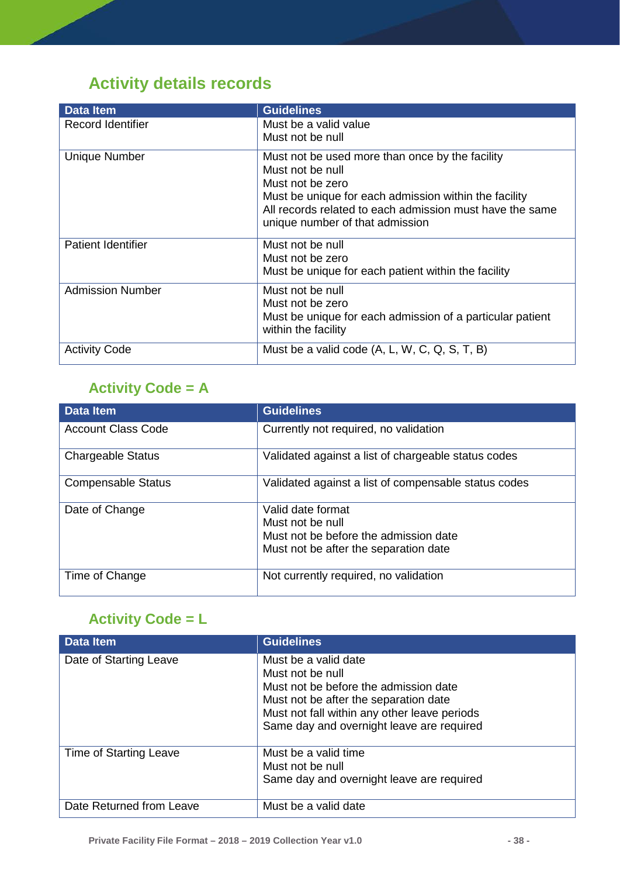## Activity details records

| Data Item | Guidelines |
|---|---|
| Record Identifier | Must be a valid value<br>Must not be null |
| Unique Number | Must not be used more than once by the facility<br>Must not be null<br>Must not be zero<br>Must be unique for each admission within the facility<br>All records related to each admission must have the same unique number of that admission |
| Patient Identifier | Must not be null<br>Must not be zero<br>Must be unique for each patient within the facility |
| Admission Number | Must not be null<br>Must not be zero<br>Must be unique for each admission of a particular patient within the facility |
| Activity Code | Must be a valid code (A, L, W, C, Q, S, T, B) |

### Activity Code = A

| Data Item | Guidelines |
|---|---|
| Account Class Code | Currently not required, no validation |
| Chargeable Status | Validated against a list of chargeable status codes |
| Compensable Status | Validated against a list of compensable status codes |
| Date of Change | Valid date format<br>Must not be null<br>Must not be before the admission date<br>Must not be after the separation date |
| Time of Change | Not currently required, no validation |

### Activity Code = L

| Data Item | Guidelines |
|---|---|
| Date of Starting Leave | Must be a valid date<br>Must not be null<br>Must not be before the admission date<br>Must not be after the separation date<br>Must not fall within any other leave periods<br>Same day and overnight leave are required |
| Time of Starting Leave | Must be a valid time<br>Must not be null<br>Same day and overnight leave are required |
| Date Returned from Leave | Must be a valid date |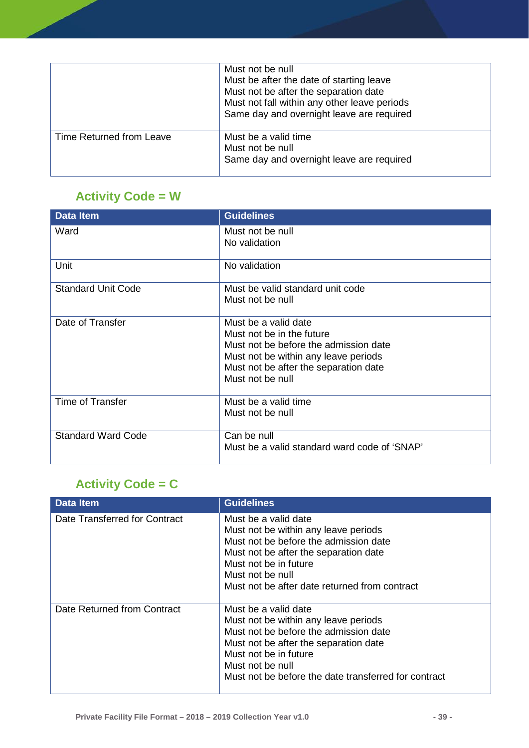| | |
|---|---|
| | Must not be null<br>Must be after the date of starting leave<br>Must not be after the separation date<br>Must not fall within any other leave periods<br>Same day and overnight leave are required |
| Time Returned from Leave | Must be a valid time<br>Must not be null<br>Same day and overnight leave are required |

### Activity Code = W

| Data Item | Guidelines |
|---|---|
| Ward | Must not be null<br>No validation |
| Unit | No validation |
| Standard Unit Code | Must be valid standard unit code<br>Must not be null |
| Date of Transfer | Must be a valid date<br>Must not be in the future<br>Must not be before the admission date<br>Must not be within any leave periods<br>Must not be after the separation date<br>Must not be null |
| Time of Transfer | Must be a valid time<br>Must not be null |
| Standard Ward Code | Can be null<br>Must be a valid standard ward code of 'SNAP' |

### Activity Code = C

| Data Item | Guidelines |
|---|---|
| Date Transferred for Contract | Must be a valid date<br>Must not be within any leave periods<br>Must not be before the admission date<br>Must not be after the separation date<br>Must not be in future<br>Must not be null<br>Must not be after date returned from contract |
| Date Returned from Contract | Must be a valid date<br>Must not be within any leave periods<br>Must not be before the admission date<br>Must not be after the separation date<br>Must not be in future<br>Must not be null<br>Must not be before the date transferred for contract |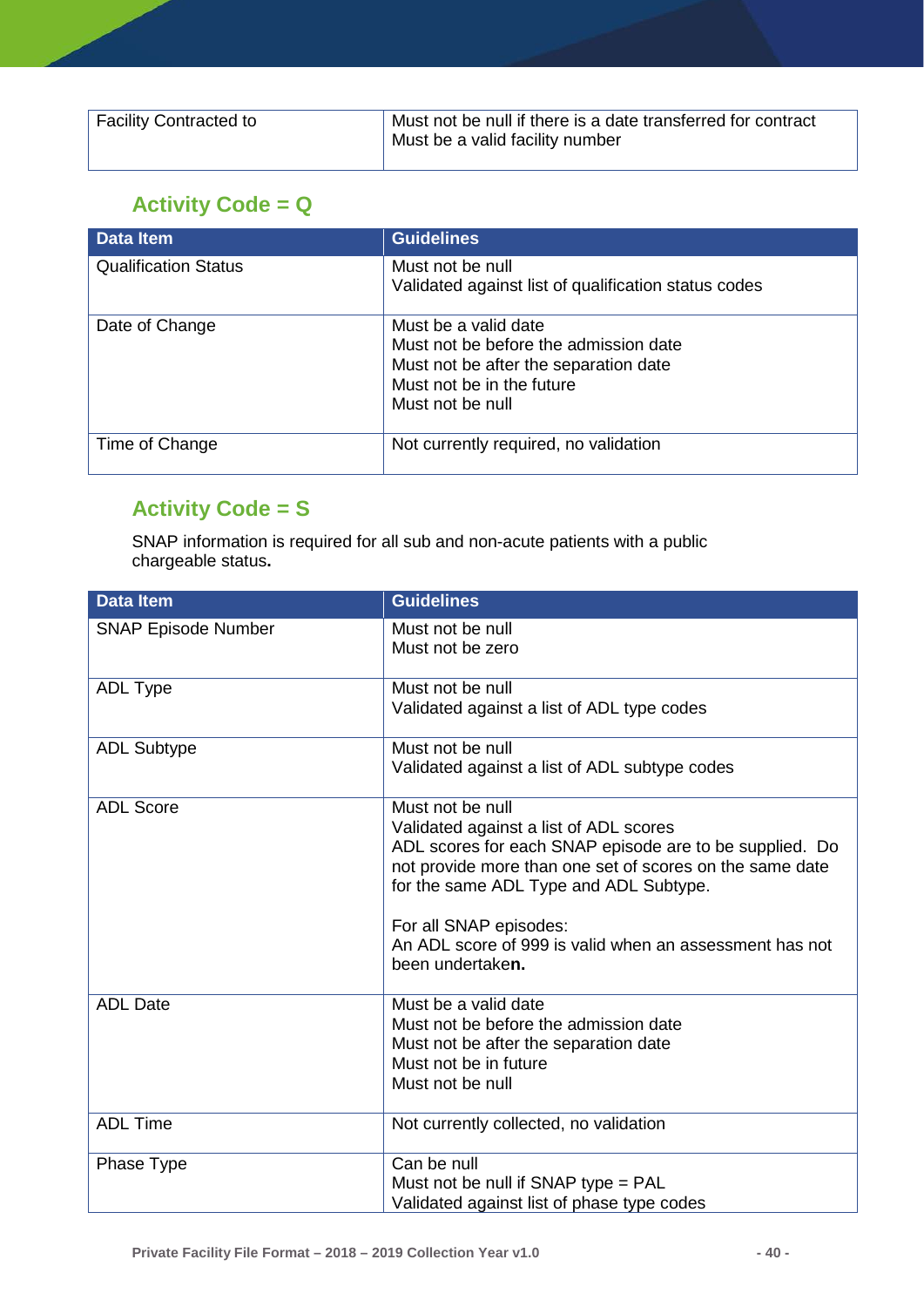| Facility Contracted to | Must not be null if there is a date transferred for contract<br>Must be a valid facility number |
|---|---|

## Activity Code = Q

| Data Item | Guidelines |
|---|---|
| Qualification Status | Must not be null<br>Validated against list of qualification status codes |
| Date of Change | Must be a valid date<br>Must not be before the admission date<br>Must not be after the separation date<br>Must not be in the future<br>Must not be null |
| Time of Change | Not currently required, no validation |

## Activity Code = S

SNAP information is required for all sub and non-acute patients with a public chargeable status**.**

| Data Item | Guidelines |
|---|---|
| SNAP Episode Number | Must not be null<br>Must not be zero |
| ADL Type | Must not be null<br>Validated against a list of ADL type codes |
| ADL Subtype | Must not be null<br>Validated against a list of ADL subtype codes |
| ADL Score | Must not be null<br>Validated against a list of ADL scores<br>ADL scores for each SNAP episode are to be supplied. Do not provide more than one set of scores on the same date for the same ADL Type and ADL Subtype.<br><br>For all SNAP episodes:<br>An ADL score of 999 is valid when an assessment has not been undertake**n.** |
| ADL Date | Must be a valid date<br>Must not be before the admission date<br>Must not be after the separation date<br>Must not be in future<br>Must not be null |
| ADL Time | Not currently collected, no validation |
| Phase Type | Can be null<br>Must not be null if SNAP type = PAL<br>Validated against list of phase type codes |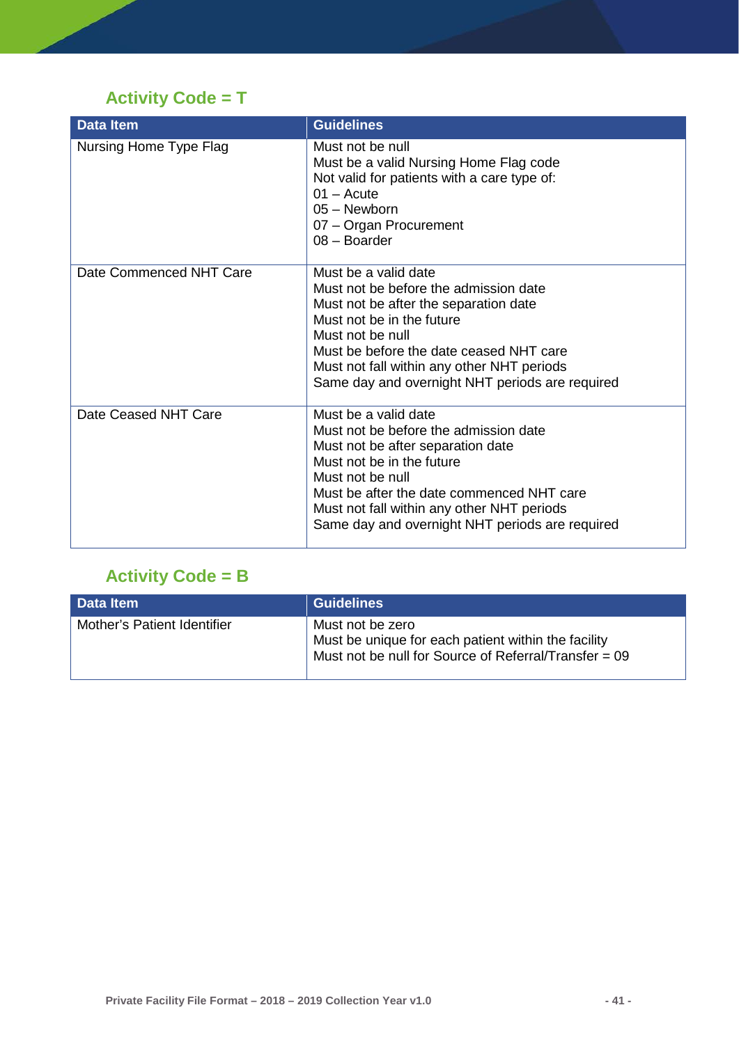## Activity Code = T

| Data Item | Guidelines |
| --- | --- |
| Nursing Home Type Flag | Must not be null<br>Must be a valid Nursing Home Flag code<br>Not valid for patients with a care type of:<br>01 – Acute<br>05 – Newborn<br>07 – Organ Procurement<br>08 – Boarder |
| Date Commenced NHT Care | Must be a valid date<br>Must not be before the admission date<br>Must not be after the separation date<br>Must not be in the future<br>Must not be null<br>Must be before the date ceased NHT care<br>Must not fall within any other NHT periods<br>Same day and overnight NHT periods are required |
| Date Ceased NHT Care | Must be a valid date<br>Must not be before the admission date<br>Must not be after separation date<br>Must not be in the future<br>Must not be null<br>Must be after the date commenced NHT care<br>Must not fall within any other NHT periods<br>Same day and overnight NHT periods are required |

## Activity Code = B

| Data Item | Guidelines |
| --- | --- |
| Mother's Patient Identifier | Must not be zero<br>Must be unique for each patient within the facility<br>Must not be null for Source of Referral/Transfer = 09 |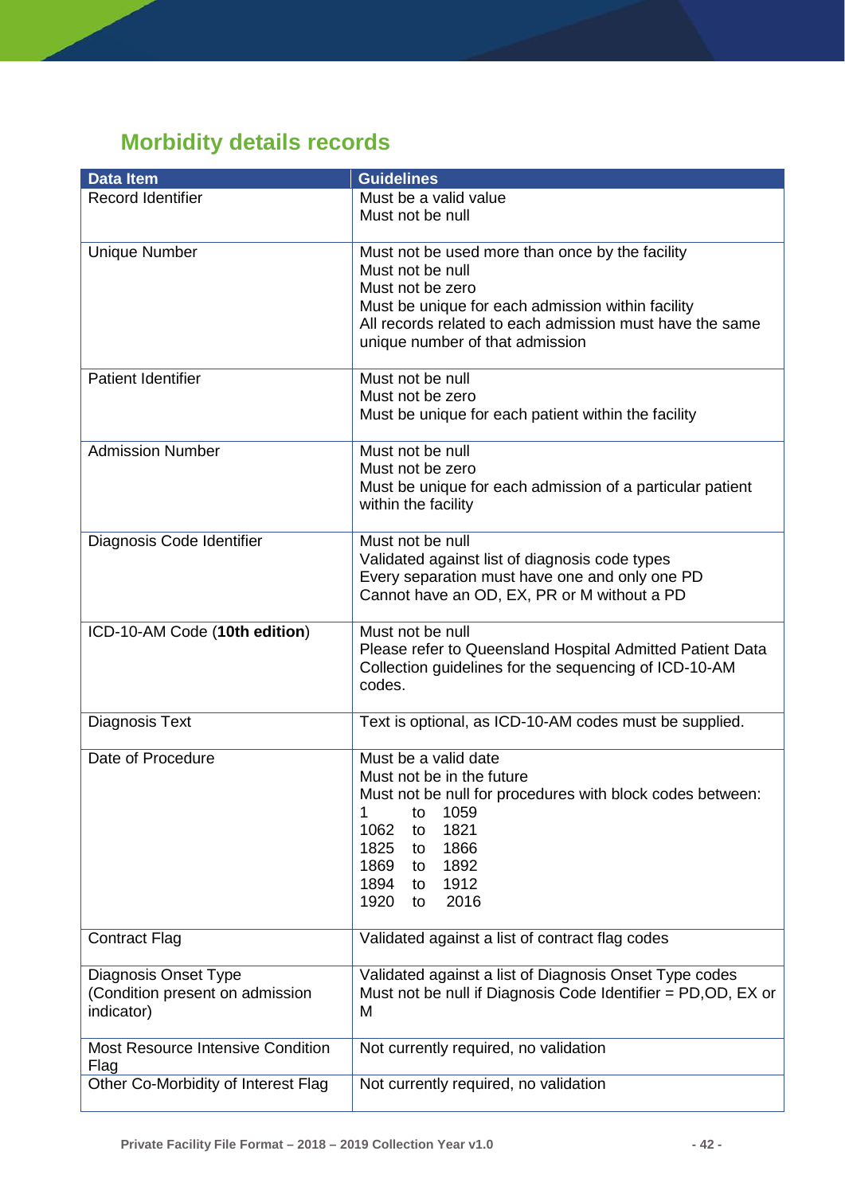## Morbidity details records

| Data Item | Guidelines |
|---|---|
| Record Identifier | Must be a valid value<br>Must not be null |
| Unique Number | Must not be used more than once by the facility<br>Must not be null<br>Must not be zero<br>Must be unique for each admission within facility<br>All records related to each admission must have the same unique number of that admission |
| Patient Identifier | Must not be null<br>Must not be zero<br>Must be unique for each patient within the facility |
| Admission Number | Must not be null<br>Must not be zero<br>Must be unique for each admission of a particular patient within the facility |
| Diagnosis Code Identifier | Must not be null<br>Validated against list of diagnosis code types<br>Every separation must have one and only one PD<br>Cannot have an OD, EX, PR or M without a PD |
| ICD-10-AM Code (**10th edition**) | Must not be null<br>Please refer to Queensland Hospital Admitted Patient Data Collection guidelines for the sequencing of ICD-10-AM codes. |
| Diagnosis Text | Text is optional, as ICD-10-AM codes must be supplied. |
| Date of Procedure | Must be a valid date<br>Must not be in the future<br>Must not be null for procedures with block codes between:<br>1 to 1059<br>1062 to 1821<br>1825 to 1866<br>1869 to 1892<br>1894 to 1912<br>1920 to 2016 |
| Contract Flag | Validated against a list of contract flag codes |
| Diagnosis Onset Type (Condition present on admission indicator) | Validated against a list of Diagnosis Onset Type codes<br>Must not be null if Diagnosis Code Identifier = PD,OD, EX or M |
| Most Resource Intensive Condition Flag | Not currently required, no validation |
| Other Co-Morbidity of Interest Flag | Not currently required, no validation |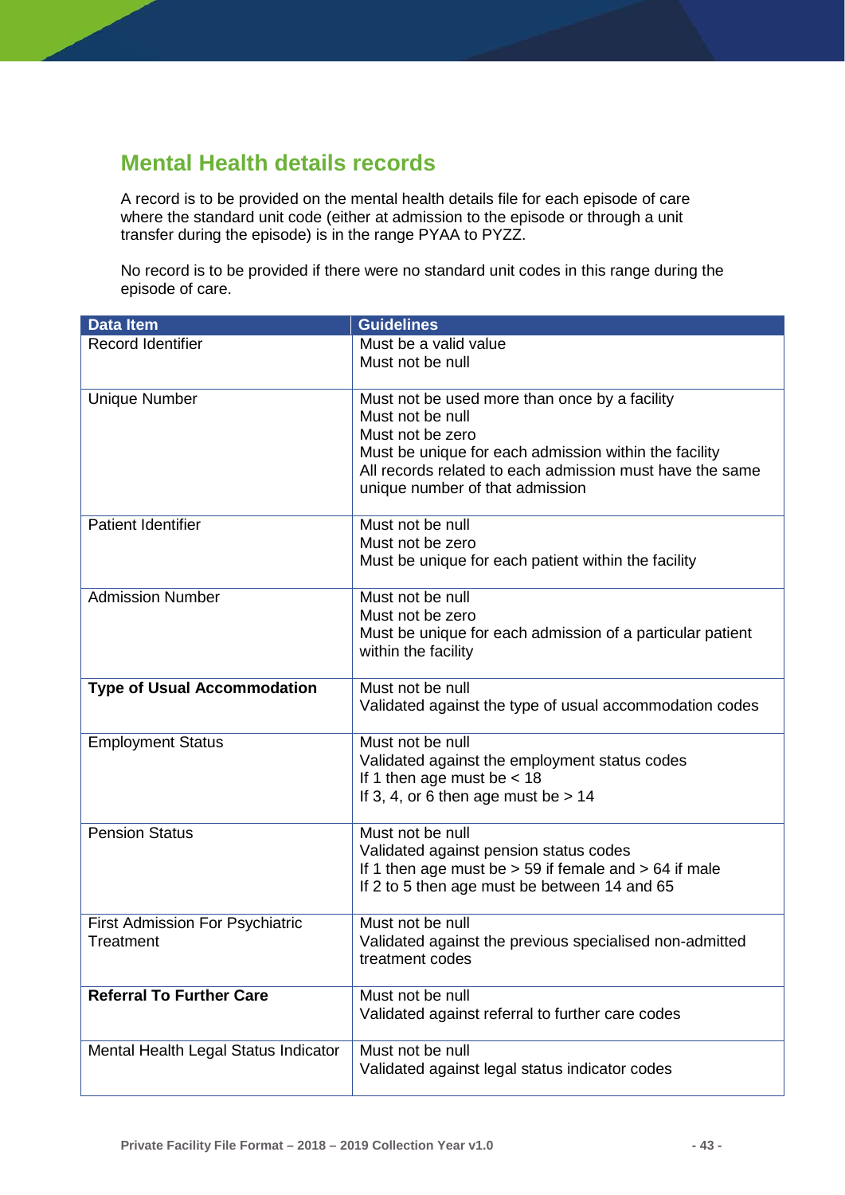## Mental Health details records

A record is to be provided on the mental health details file for each episode of care where the standard unit code (either at admission to the episode or through a unit transfer during the episode) is in the range PYAA to PYZZ.

No record is to be provided if there were no standard unit codes in this range during the episode of care.

| Data Item | Guidelines |
|---|---|
| Record Identifier | Must be a valid value<br>Must not be null |
| Unique Number | Must not be used more than once by a facility<br>Must not be null<br>Must not be zero<br>Must be unique for each admission within the facility<br>All records related to each admission must have the same unique number of that admission |
| Patient Identifier | Must not be null<br>Must not be zero<br>Must be unique for each patient within the facility |
| Admission Number | Must not be null<br>Must not be zero<br>Must be unique for each admission of a particular patient within the facility |
| **Type of Usual Accommodation** | Must not be null<br>Validated against the type of usual accommodation codes |
| Employment Status | Must not be null<br>Validated against the employment status codes<br>If 1 then age must be < 18<br>If 3, 4, or 6 then age must be > 14 |
| Pension Status | Must not be null<br>Validated against pension status codes<br>If 1 then age must be > 59 if female and > 64 if male<br>If 2 to 5 then age must be between 14 and 65 |
| First Admission For Psychiatric Treatment | Must not be null<br>Validated against the previous specialised non-admitted treatment codes |
| **Referral To Further Care** | Must not be null<br>Validated against referral to further care codes |
| Mental Health Legal Status Indicator | Must not be null<br>Validated against legal status indicator codes |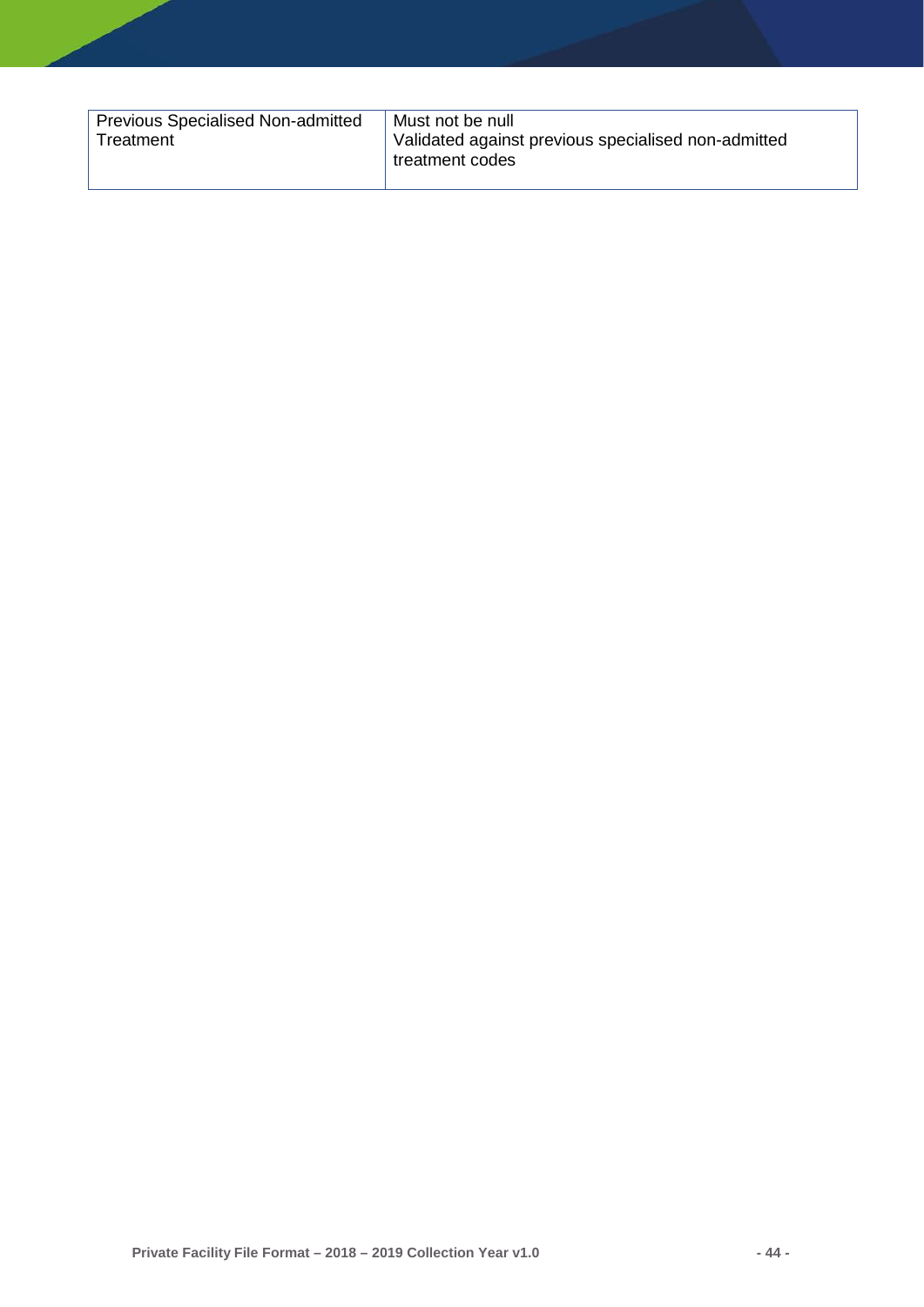| Previous Specialised Non-admitted Treatment | Must not be null<br>Validated against previous specialised non-admitted treatment codes |
|---|---|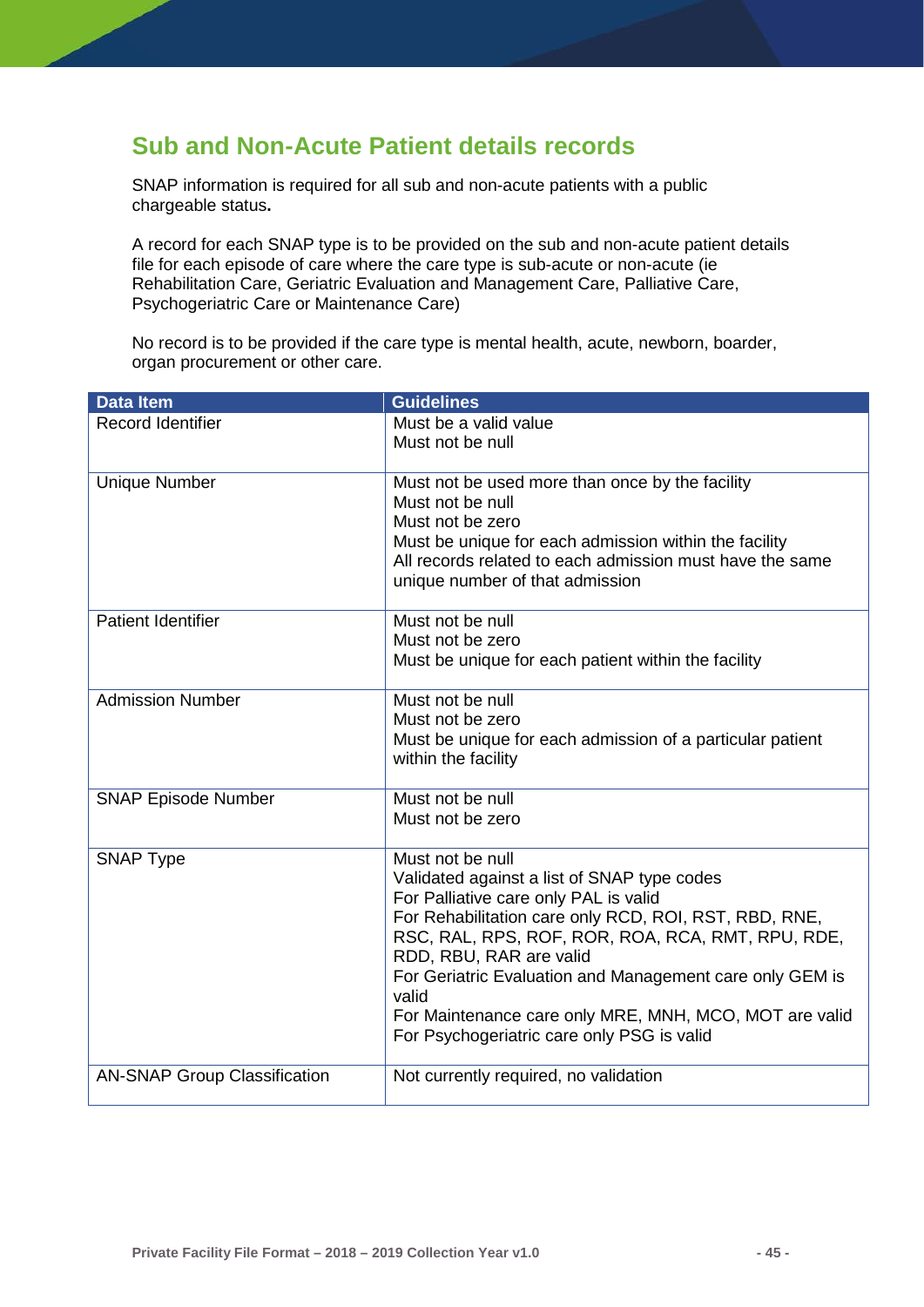## Sub and Non-Acute Patient details records

SNAP information is required for all sub and non-acute patients with a public chargeable status**.**

A record for each SNAP type is to be provided on the sub and non-acute patient details file for each episode of care where the care type is sub-acute or non-acute (ie Rehabilitation Care, Geriatric Evaluation and Management Care, Palliative Care, Psychogeriatric Care or Maintenance Care)

No record is to be provided if the care type is mental health, acute, newborn, boarder, organ procurement or other care.

| Data Item | Guidelines |
|---|---|
| Record Identifier | Must be a valid value<br>Must not be null |
| Unique Number | Must not be used more than once by the facility<br>Must not be null<br>Must not be zero<br>Must be unique for each admission within the facility<br>All records related to each admission must have the same unique number of that admission |
| Patient Identifier | Must not be null<br>Must not be zero<br>Must be unique for each patient within the facility |
| Admission Number | Must not be null<br>Must not be zero<br>Must be unique for each admission of a particular patient within the facility |
| SNAP Episode Number | Must not be null<br>Must not be zero |
| SNAP Type | Must not be null<br>Validated against a list of SNAP type codes<br>For Palliative care only PAL is valid<br>For Rehabilitation care only RCD, ROI, RST, RBD, RNE, RSC, RAL, RPS, ROF, ROR, ROA, RCA, RMT, RPU, RDE, RDD, RBU, RAR are valid<br>For Geriatric Evaluation and Management care only GEM is valid<br>For Maintenance care only MRE, MNH, MCO, MOT are valid<br>For Psychogeriatric care only PSG is valid |
| AN-SNAP Group Classification | Not currently required, no validation |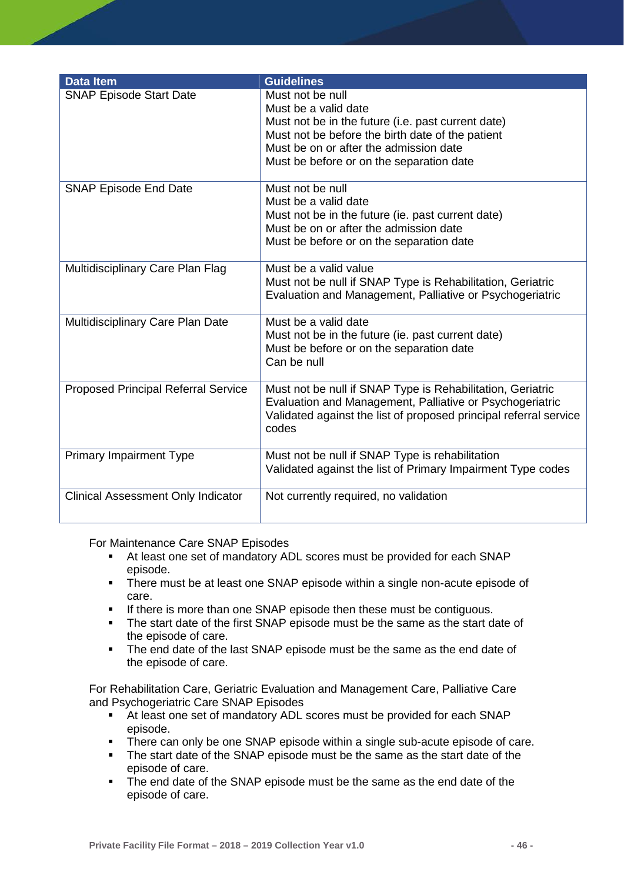| Data Item | Guidelines |
|---|---|
| SNAP Episode Start Date | Must not be null<br>Must be a valid date<br>Must not be in the future (i.e. past current date)<br>Must not be before the birth date of the patient<br>Must be on or after the admission date<br>Must be before or on the separation date |
| SNAP Episode End Date | Must not be null<br>Must be a valid date<br>Must not be in the future (ie. past current date)<br>Must be on or after the admission date<br>Must be before or on the separation date |
| Multidisciplinary Care Plan Flag | Must be a valid value<br>Must not be null if SNAP Type is Rehabilitation, Geriatric Evaluation and Management, Palliative or Psychogeriatric |
| Multidisciplinary Care Plan Date | Must be a valid date<br>Must not be in the future (ie. past current date)<br>Must be before or on the separation date<br>Can be null |
| Proposed Principal Referral Service | Must not be null if SNAP Type is Rehabilitation, Geriatric Evaluation and Management, Palliative or Psychogeriatric<br>Validated against the list of proposed principal referral service codes |
| Primary Impairment Type | Must not be null if SNAP Type is rehabilitation<br>Validated against the list of Primary Impairment Type codes |
| Clinical Assessment Only Indicator | Not currently required, no validation |

For Maintenance Care SNAP Episodes

- At least one set of mandatory ADL scores must be provided for each SNAP episode.
- There must be at least one SNAP episode within a single non-acute episode of care.
- If there is more than one SNAP episode then these must be contiguous.
- The start date of the first SNAP episode must be the same as the start date of the episode of care.
- The end date of the last SNAP episode must be the same as the end date of the episode of care.

For Rehabilitation Care, Geriatric Evaluation and Management Care, Palliative Care and Psychogeriatric Care SNAP Episodes

- At least one set of mandatory ADL scores must be provided for each SNAP episode.
- There can only be one SNAP episode within a single sub-acute episode of care.
- The start date of the SNAP episode must be the same as the start date of the episode of care.
- The end date of the SNAP episode must be the same as the end date of the episode of care.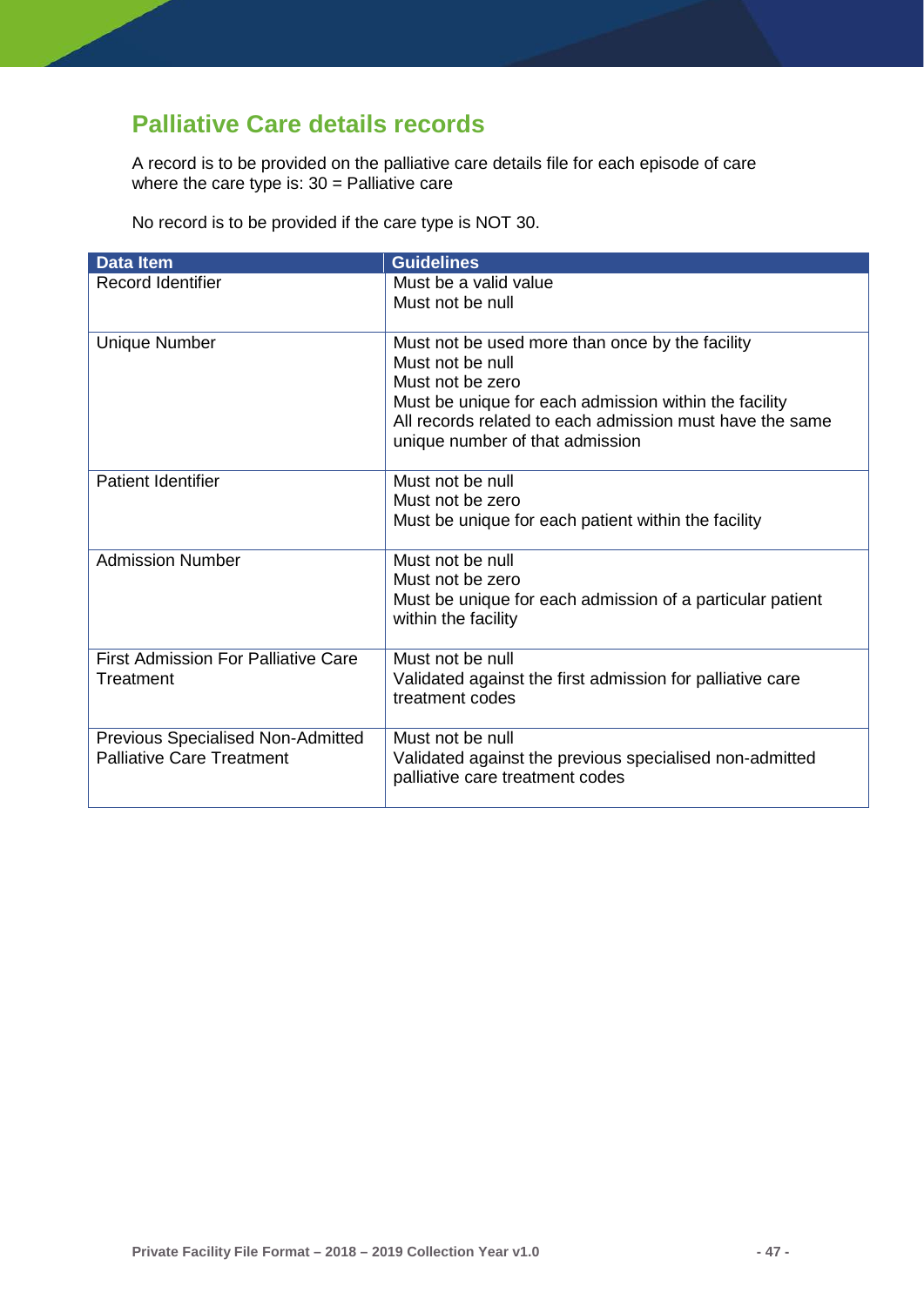## Palliative Care details records

A record is to be provided on the palliative care details file for each episode of care where the care type is: 30 = Palliative care

No record is to be provided if the care type is NOT 30.

| Data Item | Guidelines |
|---|---|
| Record Identifier | Must be a valid value<br>Must not be null |
| Unique Number | Must not be used more than once by the facility<br>Must not be null<br>Must not be zero<br>Must be unique for each admission within the facility<br>All records related to each admission must have the same unique number of that admission |
| Patient Identifier | Must not be null<br>Must not be zero<br>Must be unique for each patient within the facility |
| Admission Number | Must not be null<br>Must not be zero<br>Must be unique for each admission of a particular patient within the facility |
| First Admission For Palliative Care Treatment | Must not be null<br>Validated against the first admission for palliative care treatment codes |
| Previous Specialised Non-Admitted Palliative Care Treatment | Must not be null<br>Validated against the previous specialised non-admitted palliative care treatment codes |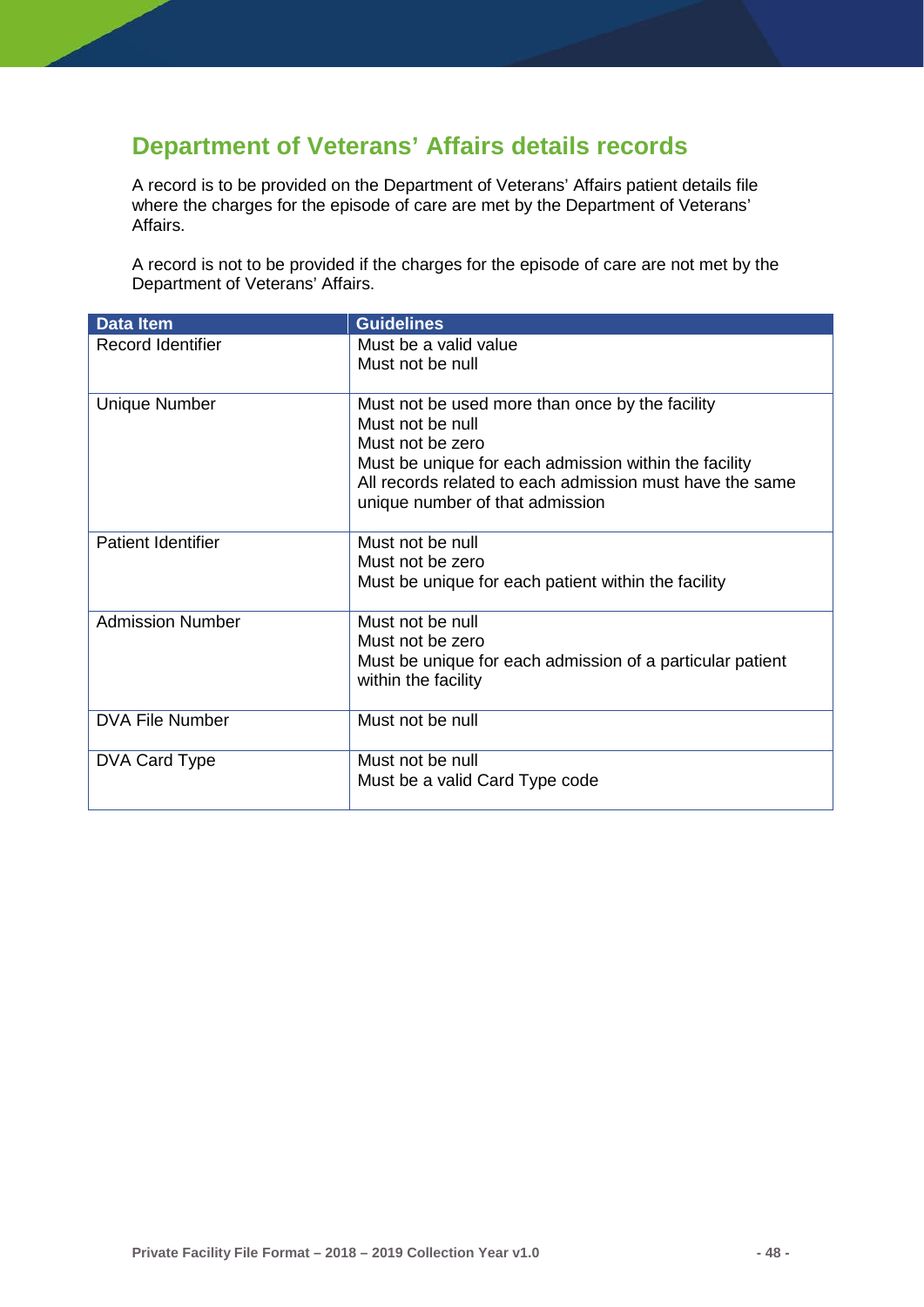## Department of Veterans' Affairs details records

A record is to be provided on the Department of Veterans' Affairs patient details file where the charges for the episode of care are met by the Department of Veterans' Affairs.

A record is not to be provided if the charges for the episode of care are not met by the Department of Veterans' Affairs.

| Data Item | Guidelines |
|---|---|
| Record Identifier | Must be a valid value<br>Must not be null |
| Unique Number | Must not be used more than once by the facility<br>Must not be null<br>Must not be zero<br>Must be unique for each admission within the facility<br>All records related to each admission must have the same unique number of that admission |
| Patient Identifier | Must not be null<br>Must not be zero<br>Must be unique for each patient within the facility |
| Admission Number | Must not be null<br>Must not be zero<br>Must be unique for each admission of a particular patient within the facility |
| DVA File Number | Must not be null |
| DVA Card Type | Must not be null<br>Must be a valid Card Type code |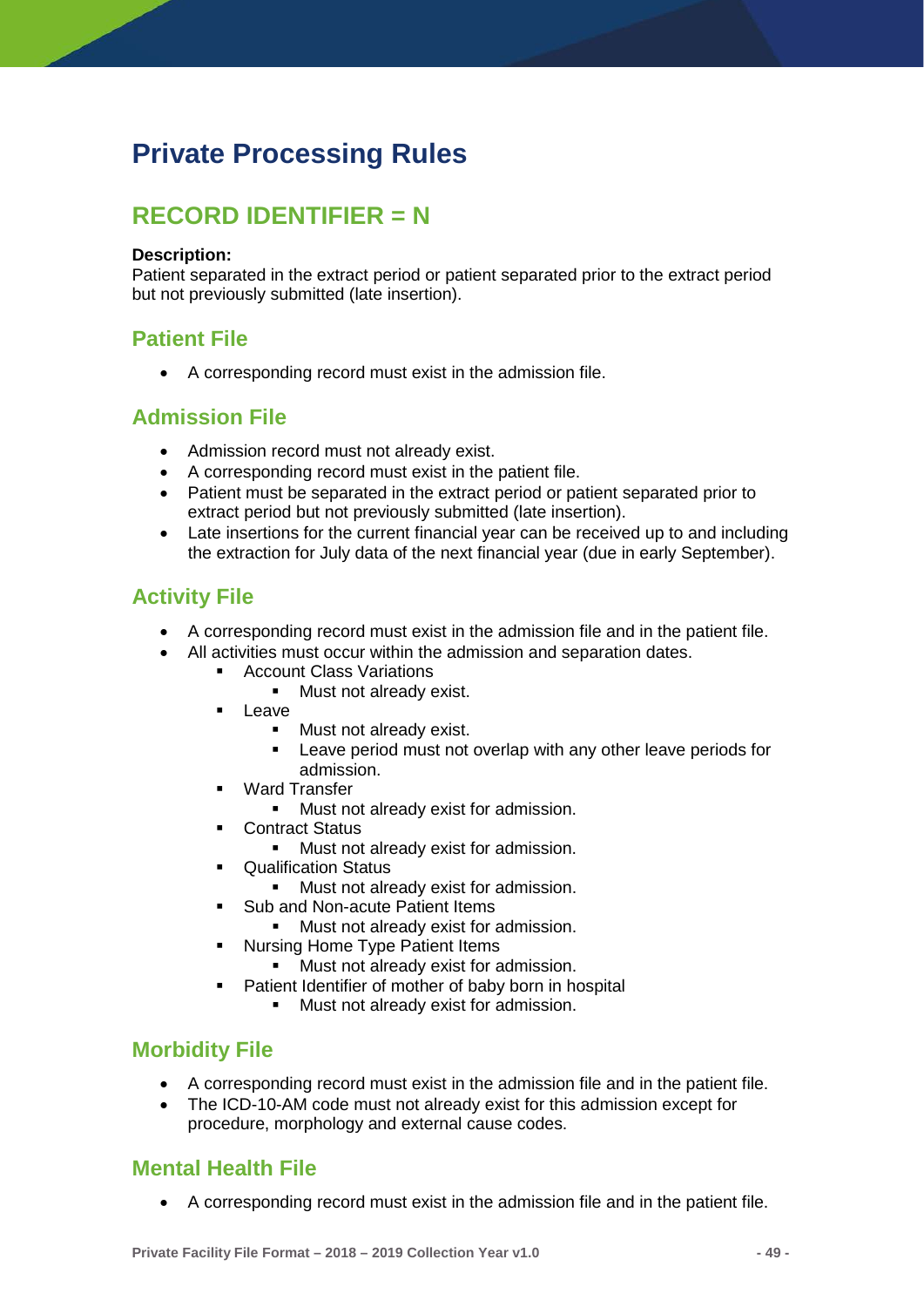# Private Processing Rules

## RECORD IDENTIFIER = N

**Description:**
Patient separated in the extract period or patient separated prior to the extract period but not previously submitted (late insertion).

### Patient File

- A corresponding record must exist in the admission file.

### Admission File

- Admission record must not already exist.
- A corresponding record must exist in the patient file.
- Patient must be separated in the extract period or patient separated prior to extract period but not previously submitted (late insertion).
- Late insertions for the current financial year can be received up to and including the extraction for July data of the next financial year (due in early September).

### Activity File

- A corresponding record must exist in the admission file and in the patient file.
- All activities must occur within the admission and separation dates.
  - Account Class Variations
    - Must not already exist.
  - Leave
    - Must not already exist.
    - Leave period must not overlap with any other leave periods for admission.
  - Ward Transfer
    - Must not already exist for admission.
  - Contract Status
    - Must not already exist for admission.
  - Qualification Status
    - Must not already exist for admission.
  - Sub and Non-acute Patient Items
    - Must not already exist for admission.
  - Nursing Home Type Patient Items
    - Must not already exist for admission.
  - Patient Identifier of mother of baby born in hospital
    - Must not already exist for admission.

### Morbidity File

- A corresponding record must exist in the admission file and in the patient file.
- The ICD-10-AM code must not already exist for this admission except for procedure, morphology and external cause codes.

### Mental Health File

- A corresponding record must exist in the admission file and in the patient file.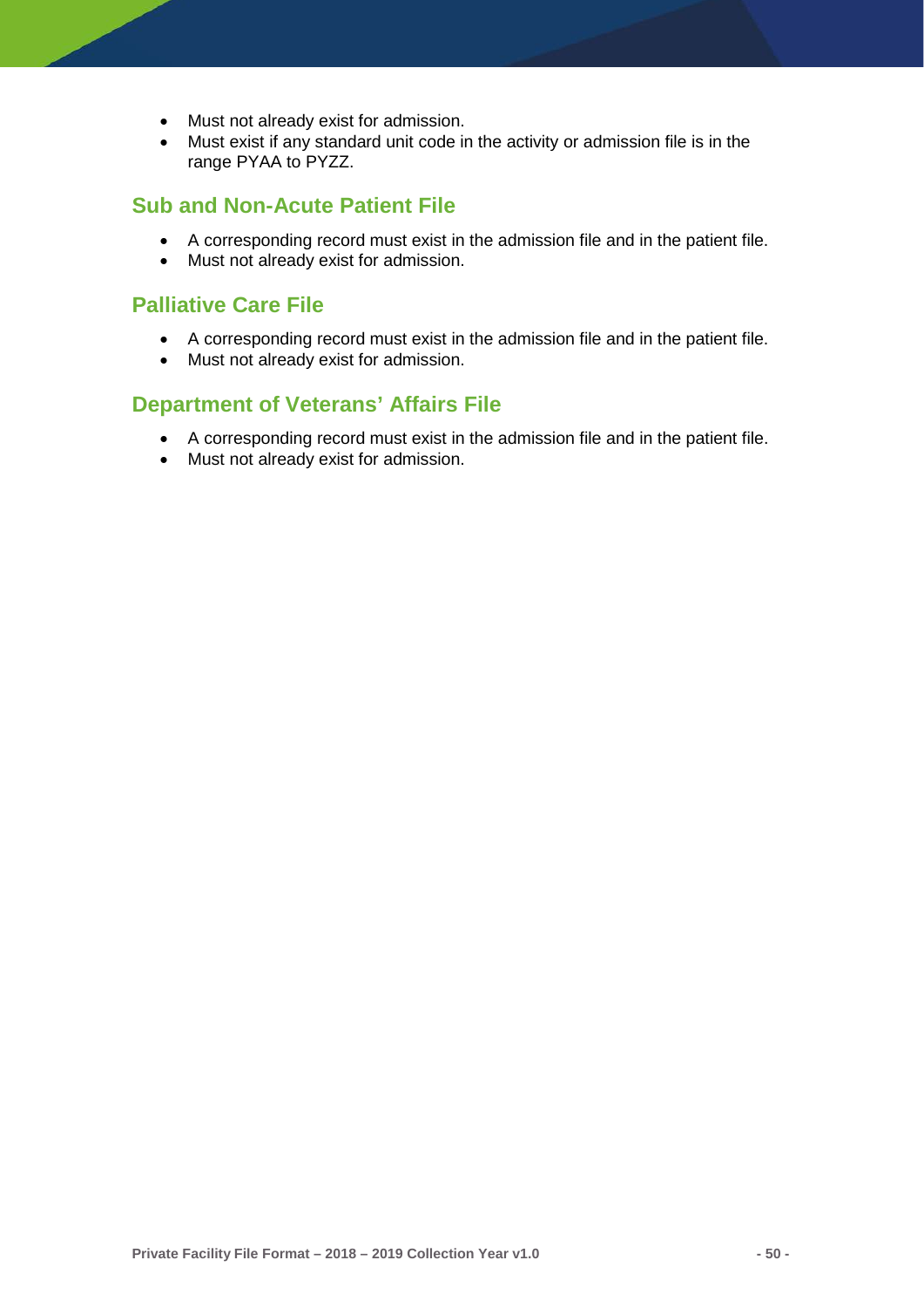- Must not already exist for admission.
- Must exist if any standard unit code in the activity or admission file is in the range PYAA to PYZZ.

## Sub and Non-Acute Patient File

- A corresponding record must exist in the admission file and in the patient file.
- Must not already exist for admission.

## Palliative Care File

- A corresponding record must exist in the admission file and in the patient file.
- Must not already exist for admission.

## Department of Veterans' Affairs File

- A corresponding record must exist in the admission file and in the patient file.
- Must not already exist for admission.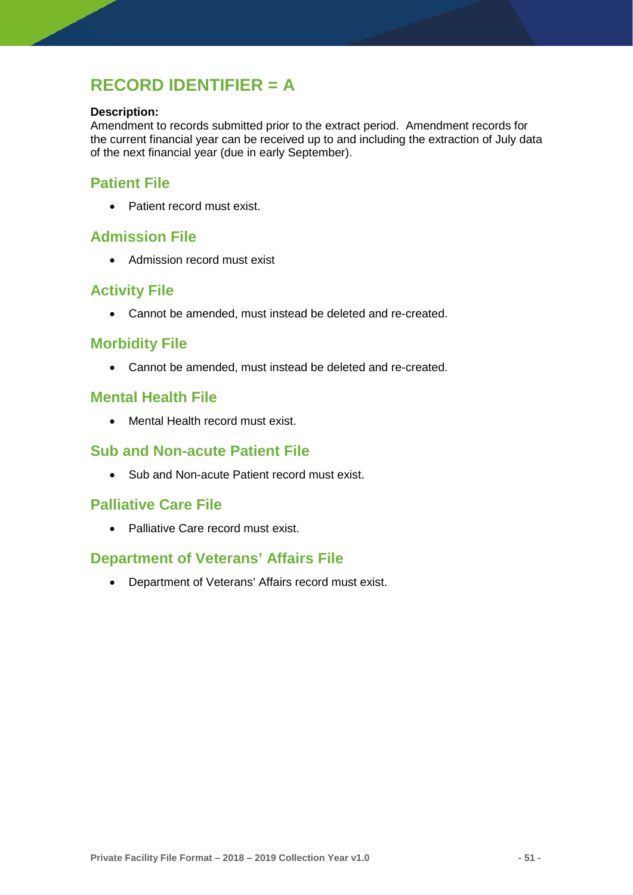# RECORD IDENTIFIER = A

**Description:**
Amendment to records submitted prior to the extract period. Amendment records for the current financial year can be received up to and including the extraction of July data of the next financial year (due in early September).

## Patient File

- Patient record must exist.

## Admission File

- Admission record must exist

## Activity File

- Cannot be amended, must instead be deleted and re-created.

## Morbidity File

- Cannot be amended, must instead be deleted and re-created.

## Mental Health File

- Mental Health record must exist.

## Sub and Non-acute Patient File

- Sub and Non-acute Patient record must exist.

## Palliative Care File

- Palliative Care record must exist.

## Department of Veterans' Affairs File

- Department of Veterans' Affairs record must exist.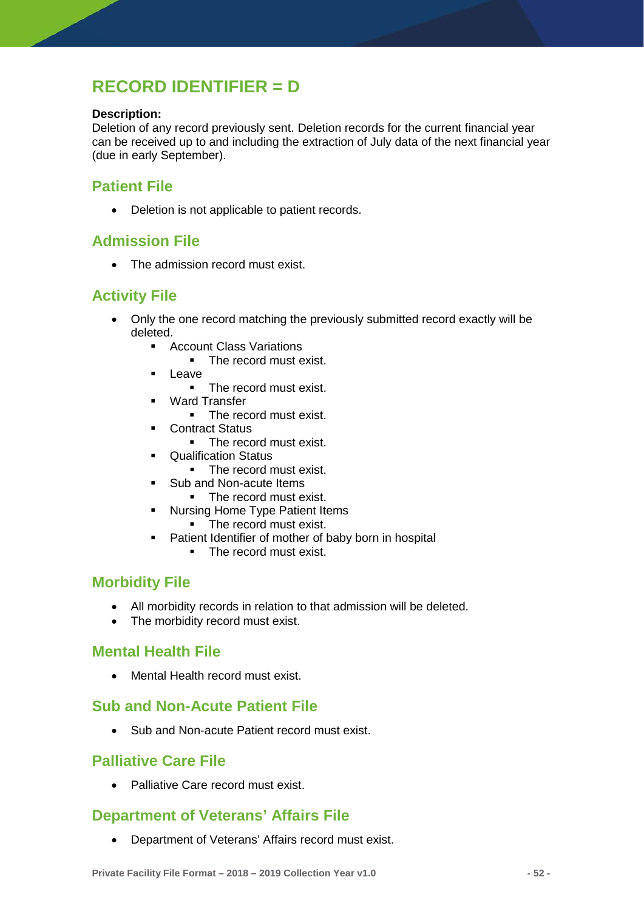# RECORD IDENTIFIER = D

**Description:**
Deletion of any record previously sent. Deletion records for the current financial year can be received up to and including the extraction of July data of the next financial year (due in early September).

## Patient File

- Deletion is not applicable to patient records.

## Admission File

- The admission record must exist.

## Activity File

- Only the one record matching the previously submitted record exactly will be deleted.
  - Account Class Variations
    - The record must exist.
  - Leave
    - The record must exist.
  - Ward Transfer
    - The record must exist.
  - Contract Status
    - The record must exist.
  - Qualification Status
    - The record must exist.
  - Sub and Non-acute Items
    - The record must exist.
  - Nursing Home Type Patient Items
    - The record must exist.
  - Patient Identifier of mother of baby born in hospital
    - The record must exist.

## Morbidity File

- All morbidity records in relation to that admission will be deleted.
- The morbidity record must exist.

## Mental Health File

- Mental Health record must exist.

## Sub and Non-Acute Patient File

- Sub and Non-acute Patient record must exist.

## Palliative Care File

- Palliative Care record must exist.

## Department of Veterans' Affairs File

- Department of Veterans' Affairs record must exist.